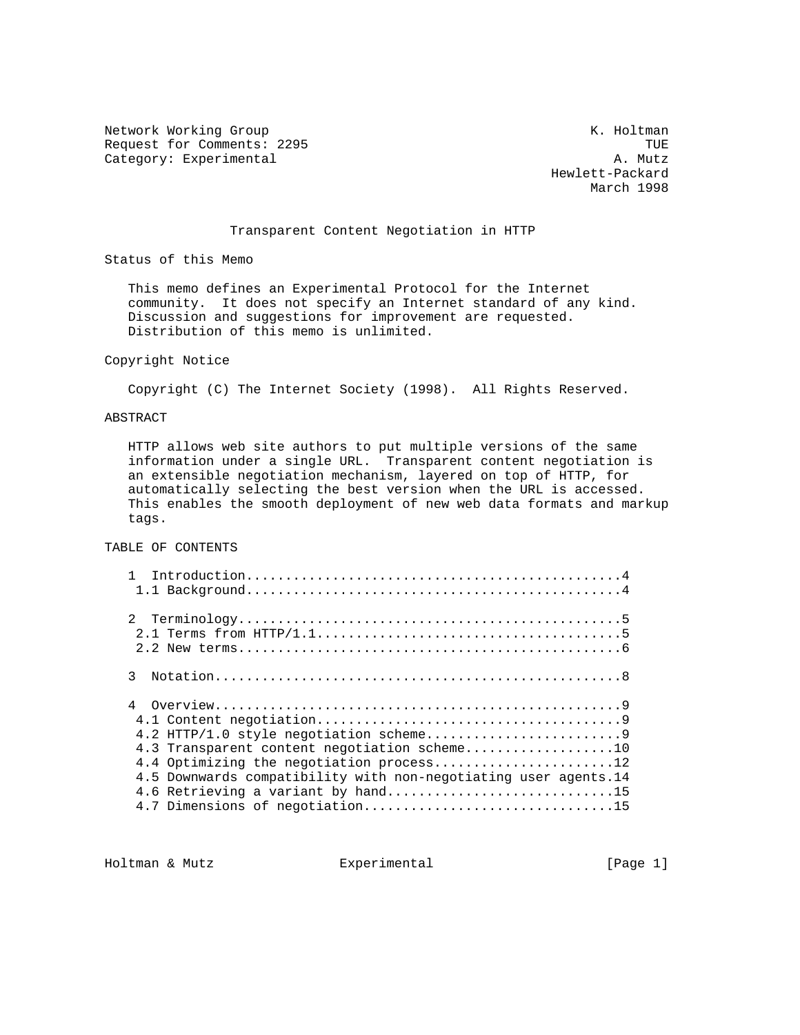Network Working Group K. Holtman
Request for Comments: 2295 TUE
Category: Experimental A. Mutz
Hewlett-Packard
March 1998

# Transparent Content Negotiation in HTTP

## Status of this Memo

This memo defines an Experimental Protocol for the Internet community. It does not specify an Internet standard of any kind. Discussion and suggestions for improvement are requested. Distribution of this memo is unlimited.

## Copyright Notice

Copyright (C) The Internet Society (1998). All Rights Reserved.

## ABSTRACT

HTTP allows web site authors to put multiple versions of the same information under a single URL. Transparent content negotiation is an extensible negotiation mechanism, layered on top of HTTP, for automatically selecting the best version when the URL is accessed. This enables the smooth deployment of new web data formats and markup tags.

## TABLE OF CONTENTS

```
   1  Introduction...............................................4
    1.1 Background...............................................4

   2  Terminology................................................5
    2.1 Terms from HTTP/1.1......................................5
    2.2 New terms................................................6

   3  Notation...................................................8

   4  Overview...................................................9
    4.1 Content negotiation......................................9
    4.2 HTTP/1.0 style negotiation scheme........................9
    4.3 Transparent content negotiation scheme..................10
    4.4 Optimizing the negotiation process......................12
    4.5 Downwards compatibility with non-negotiating user agents.14
    4.6 Retrieving a variant by hand............................15
    4.7 Dimensions of negotiation...............................15
```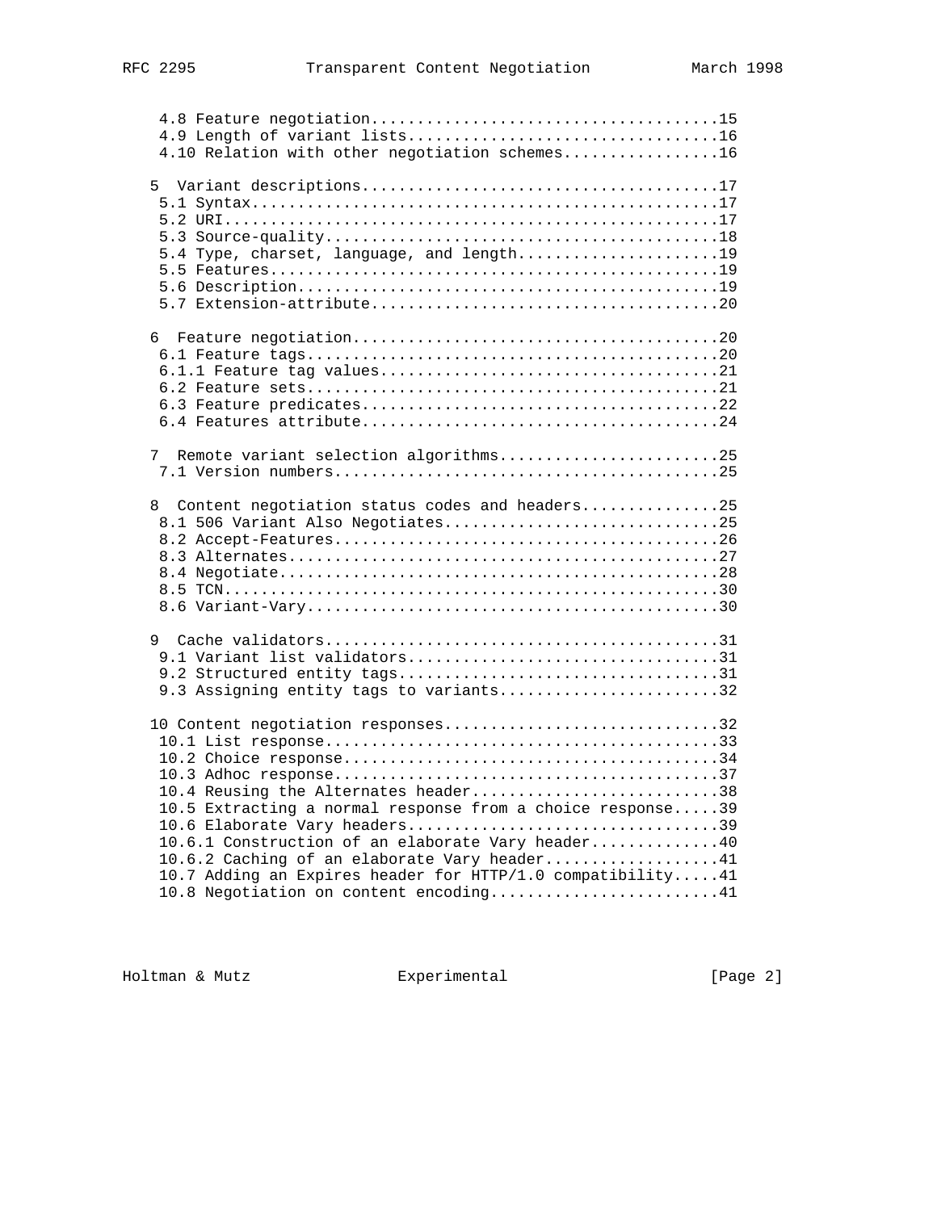```
   4.8 Feature negotiation.....................................15
   4.9 Length of variant lists.................................16
   4.10 Relation with other negotiation schemes................16

  5  Variant descriptions......................................17
   5.1 Syntax..................................................17
   5.2 URI.....................................................17
   5.3 Source-quality..........................................18
   5.4 Type, charset, language, and length.....................19
   5.5 Features................................................19
   5.6 Description.............................................19
   5.7 Extension-attribute.....................................20

  6  Feature negotiation.......................................20
   6.1 Feature tags............................................20
   6.1.1 Feature tag values....................................21
   6.2 Feature sets............................................21
   6.3 Feature predicates......................................22
   6.4 Features attribute......................................24

  7  Remote variant selection algorithms.......................25
   7.1 Version numbers.........................................25

  8  Content negotiation status codes and headers..............25
   8.1 506 Variant Also Negotiates.............................25
   8.2 Accept-Features.........................................26
   8.3 Alternates..............................................27
   8.4 Negotiate...............................................28
   8.5 TCN.....................................................30
   8.6 Variant-Vary............................................30

  9  Cache validators..........................................31
   9.1 Variant list validators.................................31
   9.2 Structured entity tags..................................31
   9.3 Assigning entity tags to variants.......................32

  10 Content negotiation responses.............................32
   10.1 List response..........................................33
   10.2 Choice response........................................34
   10.3 Adhoc response.........................................37
   10.4 Reusing the Alternates header..........................38
   10.5 Extracting a normal response from a choice response.....39
   10.6 Elaborate Vary headers.................................39
   10.6.1 Construction of an elaborate Vary header.............40
   10.6.2 Caching of an elaborate Vary header..................41
   10.7 Adding an Expires header for HTTP/1.0 compatibility.....41
   10.8 Negotiation on content encoding........................41
```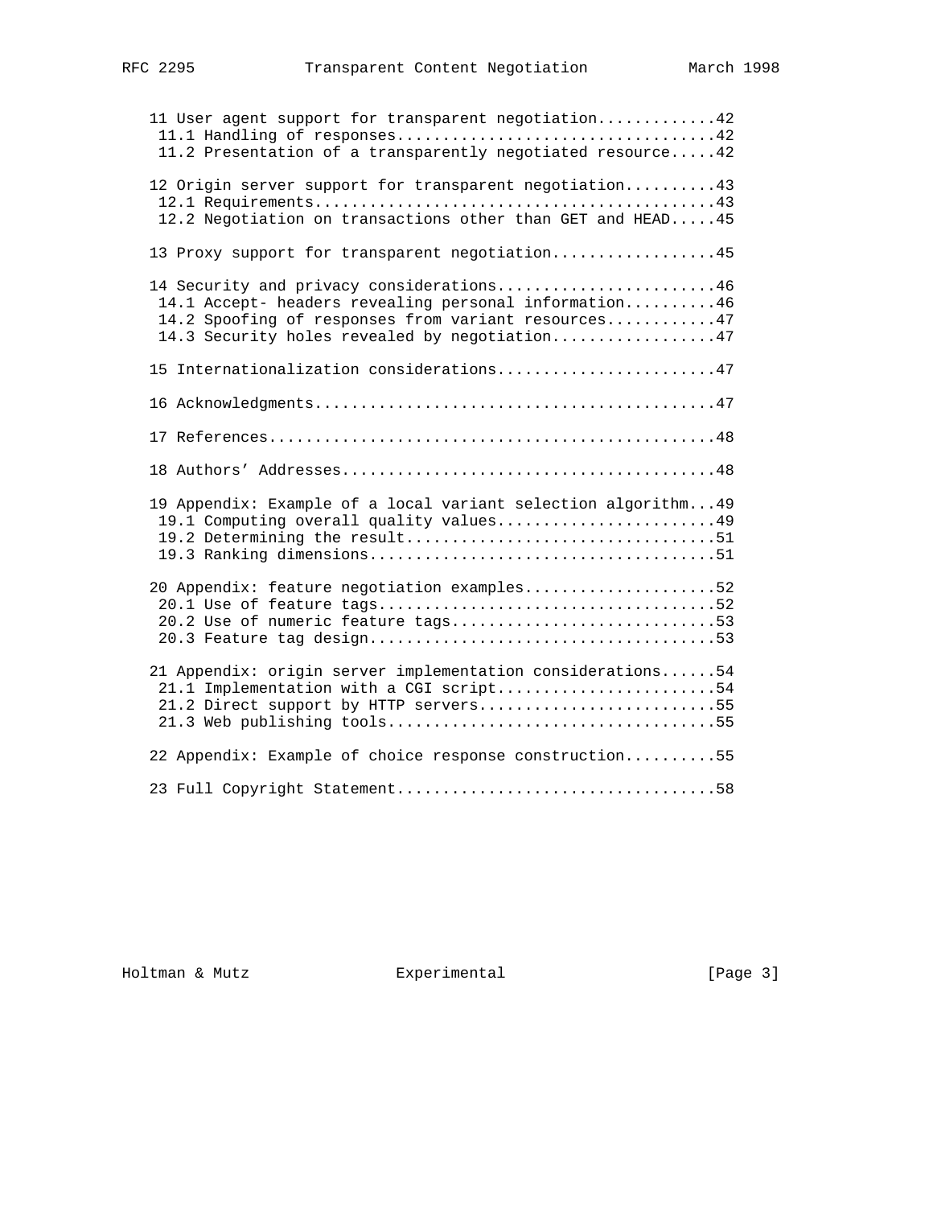```
   11 User agent support for transparent negotiation.............42
    11.1 Handling of responses...................................42
    11.2 Presentation of a transparently negotiated resource.....42

   12 Origin server support for transparent negotiation..........43
    12.1 Requirements............................................43
    12.2 Negotiation on transactions other than GET and HEAD.....45

   13 Proxy support for transparent negotiation..................45

   14 Security and privacy considerations........................46
    14.1 Accept- headers revealing personal information..........46
    14.2 Spoofing of responses from variant resources............47
    14.3 Security holes revealed by negotiation..................47

   15 Internationalization considerations........................47

   16 Acknowledgments............................................47

   17 References.................................................48

   18 Authors' Addresses.........................................48

   19 Appendix: Example of a local variant selection algorithm...49
    19.1 Computing overall quality values........................49
    19.2 Determining the result..................................51
    19.3 Ranking dimensions......................................51

   20 Appendix: feature negotiation examples.....................52
    20.1 Use of feature tags.....................................52
    20.2 Use of numeric feature tags.............................53
    20.3 Feature tag design......................................53

   21 Appendix: origin server implementation considerations......54
    21.1 Implementation with a CGI script........................54
    21.2 Direct support by HTTP servers..........................55
    21.3 Web publishing tools....................................55

   22 Appendix: Example of choice response construction..........55

   23 Full Copyright Statement...................................58
```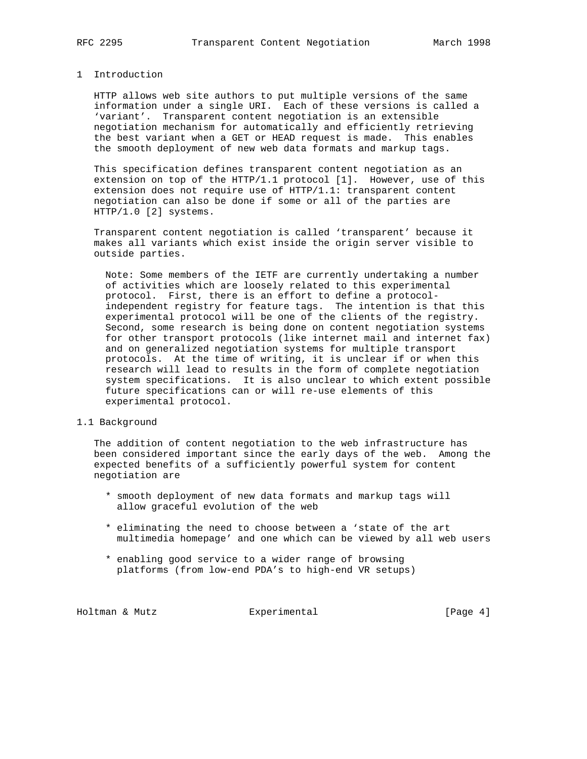# 1 Introduction

HTTP allows web site authors to put multiple versions of the same information under a single URI. Each of these versions is called a ‘variant’. Transparent content negotiation is an extensible negotiation mechanism for automatically and efficiently retrieving the best variant when a GET or HEAD request is made. This enables the smooth deployment of new web data formats and markup tags.

This specification defines transparent content negotiation as an extension on top of the HTTP/1.1 protocol [1]. However, use of this extension does not require use of HTTP/1.1: transparent content negotiation can also be done if some or all of the parties are HTTP/1.0 [2] systems.

Transparent content negotiation is called ‘transparent’ because it makes all variants which exist inside the origin server visible to outside parties.

> Note: Some members of the IETF are currently undertaking a number of activities which are loosely related to this experimental protocol. First, there is an effort to define a protocol-independent registry for feature tags. The intention is that this experimental protocol will be one of the clients of the registry. Second, some research is being done on content negotiation systems for other transport protocols (like internet mail and internet fax) and on generalized negotiation systems for multiple transport protocols. At the time of writing, it is unclear if or when this research will lead to results in the form of complete negotiation system specifications. It is also unclear to which extent possible future specifications can or will re-use elements of this experimental protocol.

## 1.1 Background

The addition of content negotiation to the web infrastructure has been considered important since the early days of the web. Among the expected benefits of a sufficiently powerful system for content negotiation are

* smooth deployment of new data formats and markup tags will allow graceful evolution of the web
* eliminating the need to choose between a ‘state of the art multimedia homepage’ and one which can be viewed by all web users
* enabling good service to a wider range of browsing platforms (from low-end PDA’s to high-end VR setups)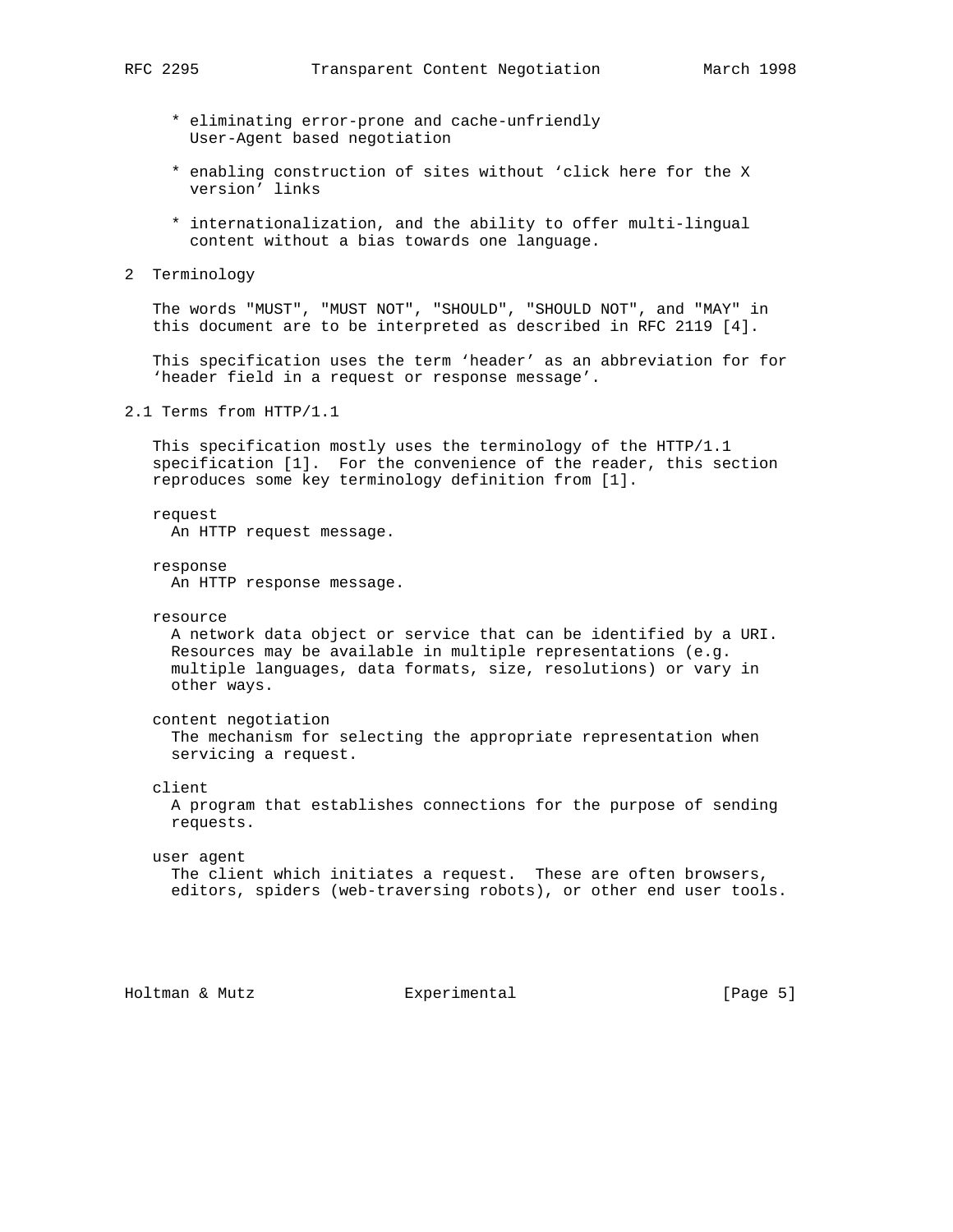* eliminating error-prone and cache-unfriendly User-Agent based negotiation

* enabling construction of sites without ‘click here for the X version’ links

* internationalization, and the ability to offer multi-lingual content without a bias towards one language.

# 2 Terminology

The words "MUST", "MUST NOT", "SHOULD", "SHOULD NOT", and "MAY" in this document are to be interpreted as described in RFC 2119 [4].

This specification uses the term ‘header’ as an abbreviation for for ‘header field in a request or response message’.

## 2.1 Terms from HTTP/1.1

This specification mostly uses the terminology of the HTTP/1.1 specification [1]. For the convenience of the reader, this section reproduces some key terminology definition from [1].

request
  An HTTP request message.

response
  An HTTP response message.

resource
  A network data object or service that can be identified by a URI. Resources may be available in multiple representations (e.g. multiple languages, data formats, size, resolutions) or vary in other ways.

content negotiation
  The mechanism for selecting the appropriate representation when servicing a request.

client
  A program that establishes connections for the purpose of sending requests.

user agent
  The client which initiates a request. These are often browsers, editors, spiders (web-traversing robots), or other end user tools.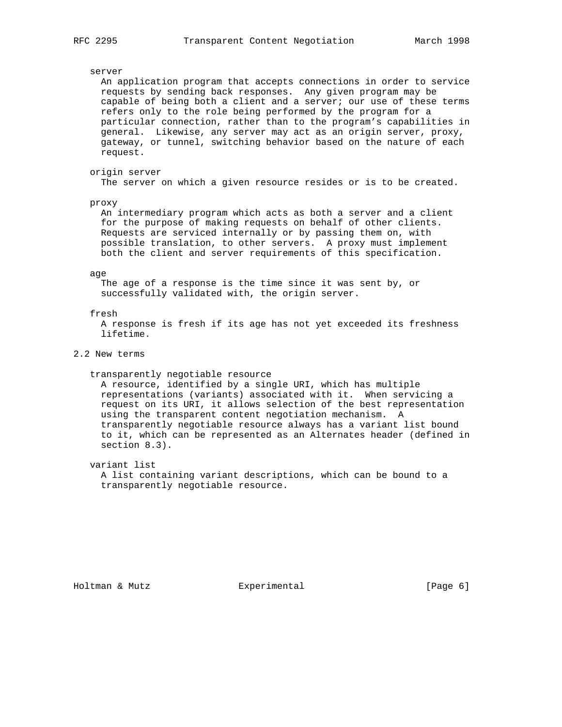server
: An application program that accepts connections in order to service requests by sending back responses. Any given program may be capable of being both a client and a server; our use of these terms refers only to the role being performed by the program for a particular connection, rather than to the program's capabilities in general. Likewise, any server may act as an origin server, proxy, gateway, or tunnel, switching behavior based on the nature of each request.

origin server
: The server on which a given resource resides or is to be created.

proxy
: An intermediary program which acts as both a server and a client for the purpose of making requests on behalf of other clients. Requests are serviced internally or by passing them on, with possible translation, to other servers. A proxy must implement both the client and server requirements of this specification.

age
: The age of a response is the time since it was sent by, or successfully validated with, the origin server.

fresh
: A response is fresh if its age has not yet exceeded its freshness lifetime.

## 2.2 New terms

transparently negotiable resource
: A resource, identified by a single URI, which has multiple representations (variants) associated with it. When servicing a request on its URI, it allows selection of the best representation using the transparent content negotiation mechanism. A transparently negotiable resource always has a variant list bound to it, which can be represented as an Alternates header (defined in section 8.3).

variant list
: A list containing variant descriptions, which can be bound to a transparently negotiable resource.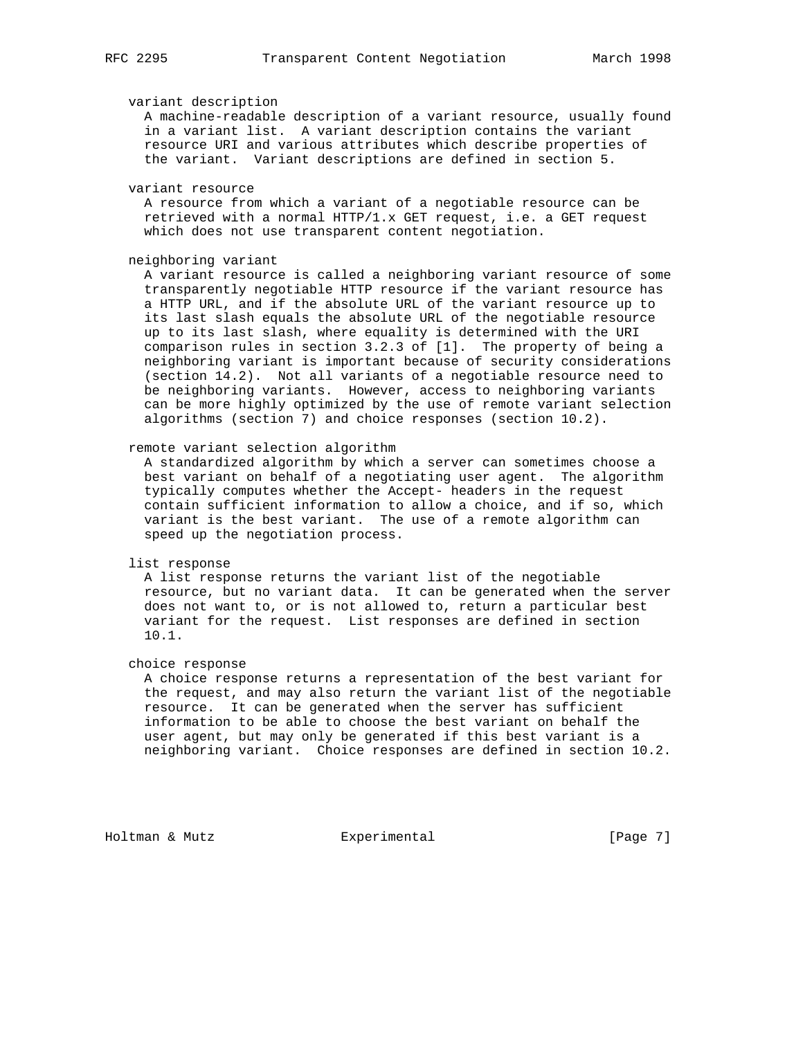variant description

A machine-readable description of a variant resource, usually found in a variant list. A variant description contains the variant resource URI and various attributes which describe properties of the variant. Variant descriptions are defined in section 5.

variant resource

A resource from which a variant of a negotiable resource can be retrieved with a normal HTTP/1.x GET request, i.e. a GET request which does not use transparent content negotiation.

neighboring variant

A variant resource is called a neighboring variant resource of some transparently negotiable HTTP resource if the variant resource has a HTTP URL, and if the absolute URL of the variant resource up to its last slash equals the absolute URL of the negotiable resource up to its last slash, where equality is determined with the URI comparison rules in section 3.2.3 of [1]. The property of being a neighboring variant is important because of security considerations (section 14.2). Not all variants of a negotiable resource need to be neighboring variants. However, access to neighboring variants can be more highly optimized by the use of remote variant selection algorithms (section 7) and choice responses (section 10.2).

remote variant selection algorithm

A standardized algorithm by which a server can sometimes choose a best variant on behalf of a negotiating user agent. The algorithm typically computes whether the Accept- headers in the request contain sufficient information to allow a choice, and if so, which variant is the best variant. The use of a remote algorithm can speed up the negotiation process.

list response

A list response returns the variant list of the negotiable resource, but no variant data. It can be generated when the server does not want to, or is not allowed to, return a particular best variant for the request. List responses are defined in section 10.1.

choice response

A choice response returns a representation of the best variant for the request, and may also return the variant list of the negotiable resource. It can be generated when the server has sufficient information to be able to choose the best variant on behalf the user agent, but may only be generated if this best variant is a neighboring variant. Choice responses are defined in section 10.2.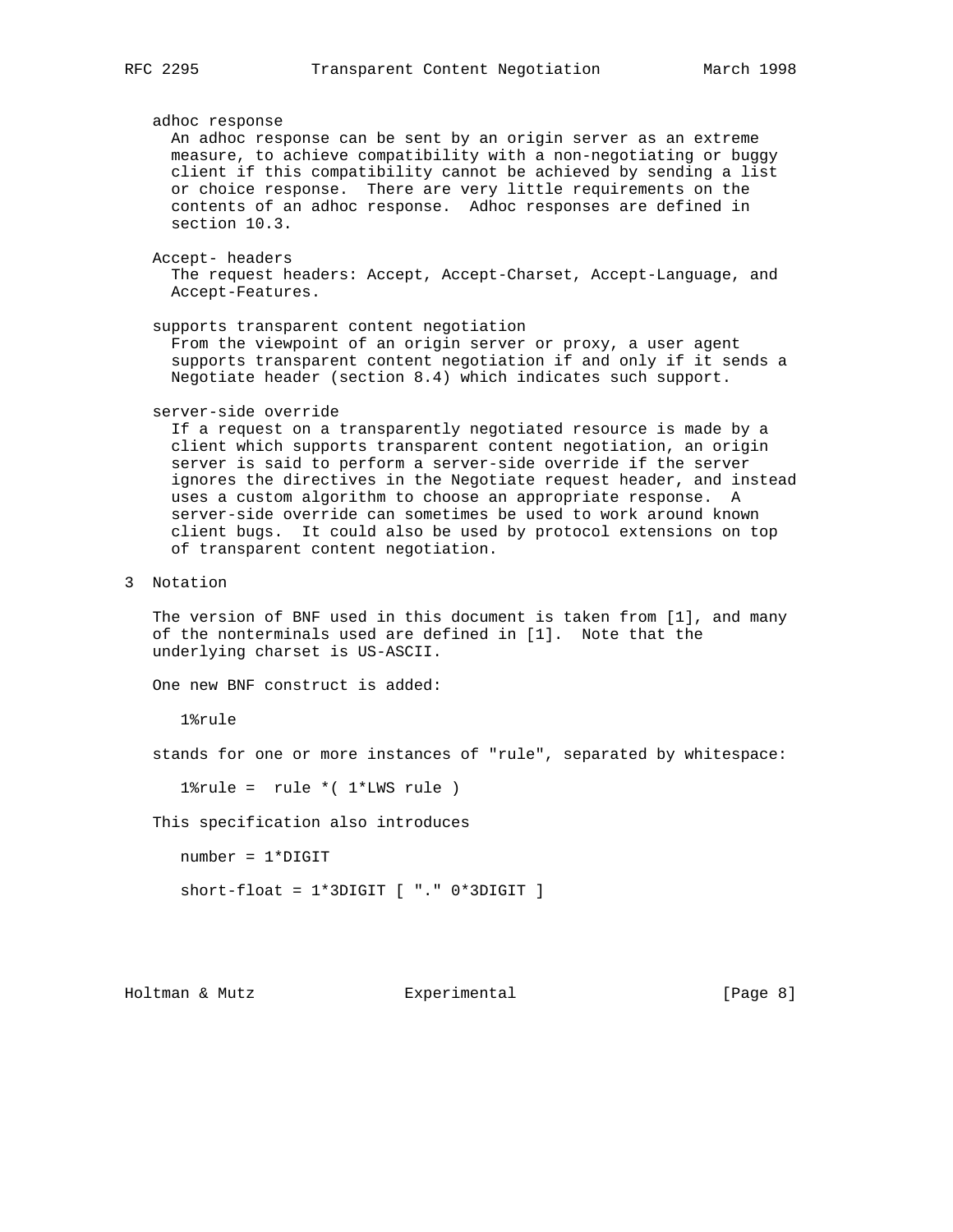adhoc response
: An adhoc response can be sent by an origin server as an extreme measure, to achieve compatibility with a non-negotiating or buggy client if this compatibility cannot be achieved by sending a list or choice response. There are very little requirements on the contents of an adhoc response. Adhoc responses are defined in section 10.3.

Accept- headers
: The request headers: Accept, Accept-Charset, Accept-Language, and Accept-Features.

supports transparent content negotiation
: From the viewpoint of an origin server or proxy, a user agent supports transparent content negotiation if and only if it sends a Negotiate header (section 8.4) which indicates such support.

server-side override
: If a request on a transparently negotiated resource is made by a client which supports transparent content negotiation, an origin server is said to perform a server-side override if the server ignores the directives in the Negotiate request header, and instead uses a custom algorithm to choose an appropriate response. A server-side override can sometimes be used to work around known client bugs. It could also be used by protocol extensions on top of transparent content negotiation.

## 3 Notation

The version of BNF used in this document is taken from [1], and many of the nonterminals used are defined in [1]. Note that the underlying charset is US-ASCII.

One new BNF construct is added:

```
1%rule
```

stands for one or more instances of "rule", separated by whitespace:

```
1%rule =  rule *( 1*LWS rule )
```

This specification also introduces

```
number = 1*DIGIT

short-float = 1*3DIGIT [ "." 0*3DIGIT ]
```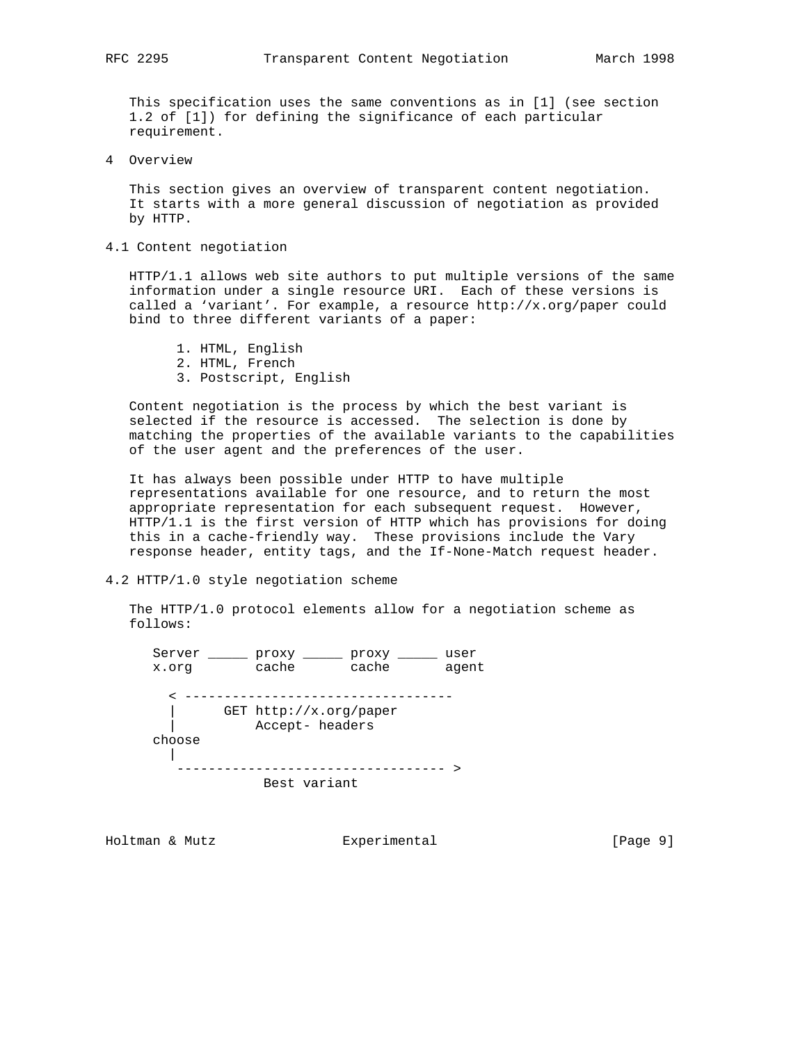This specification uses the same conventions as in [1] (see section 1.2 of [1]) for defining the significance of each particular requirement.

## 4 Overview

This section gives an overview of transparent content negotiation. It starts with a more general discussion of negotiation as provided by HTTP.

### 4.1 Content negotiation

HTTP/1.1 allows web site authors to put multiple versions of the same information under a single resource URI. Each of these versions is called a 'variant'. For example, a resource http://x.org/paper could bind to three different variants of a paper:

1. HTML, English
2. HTML, French
3. Postscript, English

Content negotiation is the process by which the best variant is selected if the resource is accessed. The selection is done by matching the properties of the available variants to the capabilities of the user agent and the preferences of the user.

It has always been possible under HTTP to have multiple representations available for one resource, and to return the most appropriate representation for each subsequent request. However, HTTP/1.1 is the first version of HTTP which has provisions for doing this in a cache-friendly way. These provisions include the Vary response header, entity tags, and the If-None-Match request header.

### 4.2 HTTP/1.0 style negotiation scheme

The HTTP/1.0 protocol elements allow for a negotiation scheme as follows:

```
 Server _____ proxy _____ proxy _____ user
 x.org        cache       cache       agent

   < ----------------------------------
   |      GET http://x.org/paper
   |          Accept- headers
 choose
   |
    ---------------------------------- >
              Best variant
```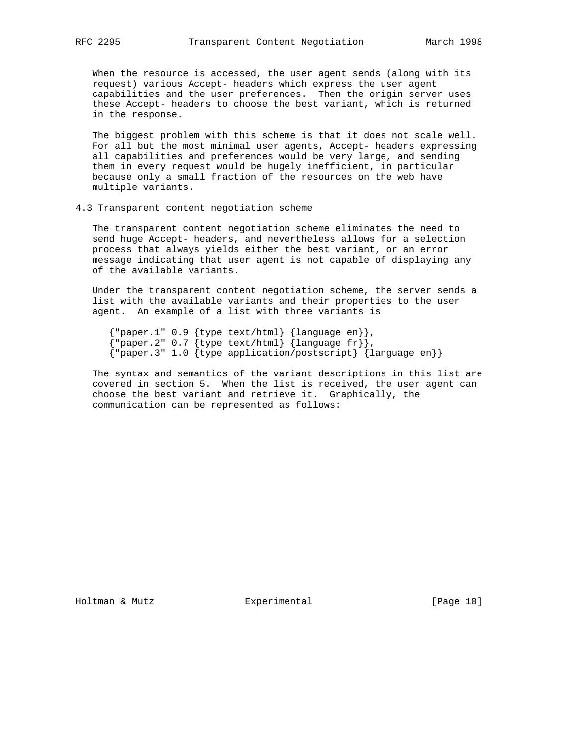When the resource is accessed, the user agent sends (along with its request) various Accept- headers which express the user agent capabilities and the user preferences. Then the origin server uses these Accept- headers to choose the best variant, which is returned in the response.

The biggest problem with this scheme is that it does not scale well. For all but the most minimal user agents, Accept- headers expressing all capabilities and preferences would be very large, and sending them in every request would be hugely inefficient, in particular because only a small fraction of the resources on the web have multiple variants.

## 4.3 Transparent content negotiation scheme

The transparent content negotiation scheme eliminates the need to send huge Accept- headers, and nevertheless allows for a selection process that always yields either the best variant, or an error message indicating that user agent is not capable of displaying any of the available variants.

Under the transparent content negotiation scheme, the server sends a list with the available variants and their properties to the user agent. An example of a list with three variants is

```
{"paper.1" 0.9 {type text/html} {language en}},
{"paper.2" 0.7 {type text/html} {language fr}},
{"paper.3" 1.0 {type application/postscript} {language en}}
```

The syntax and semantics of the variant descriptions in this list are covered in section 5. When the list is received, the user agent can choose the best variant and retrieve it. Graphically, the communication can be represented as follows: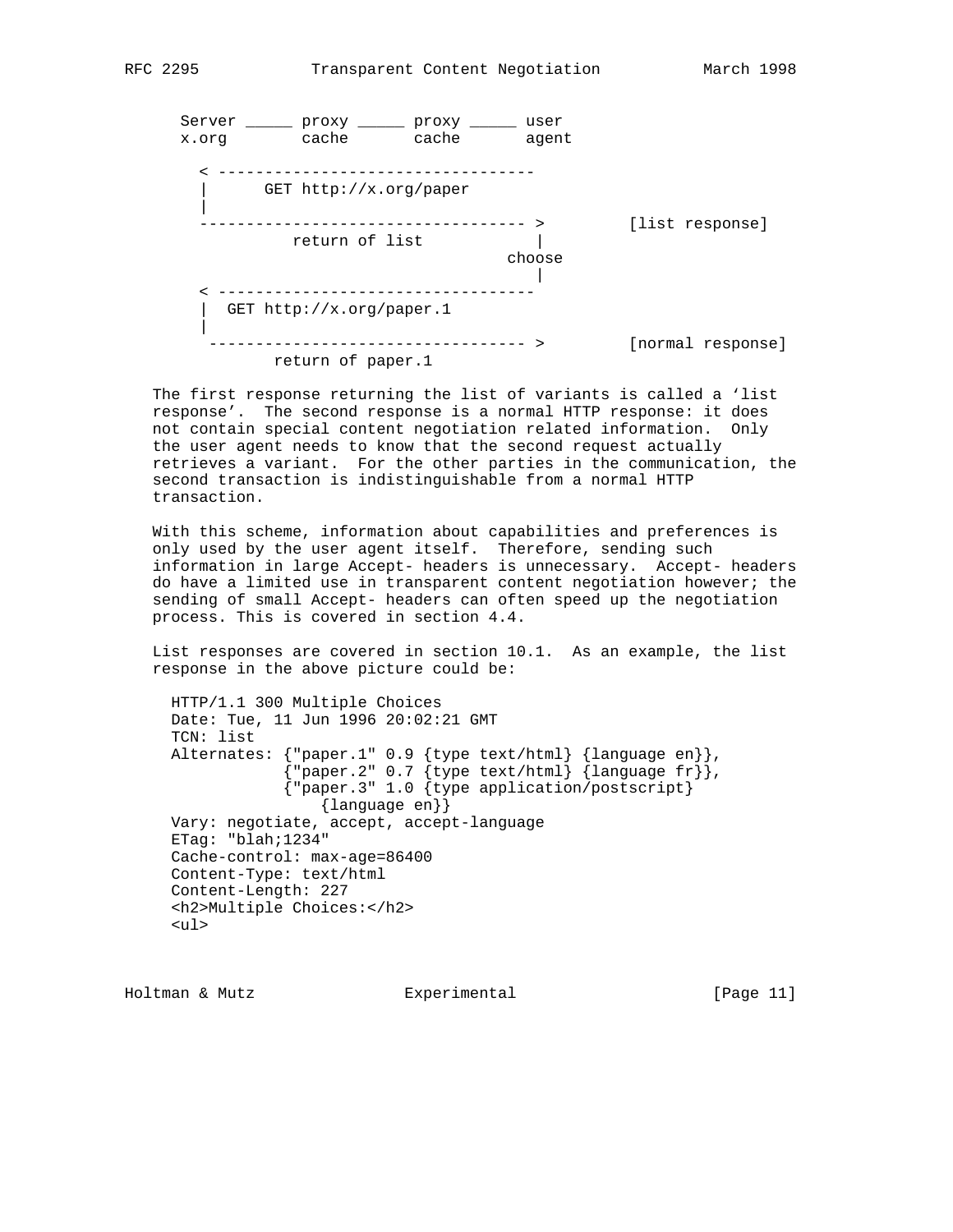```
  Server _____ proxy _____ proxy _____ user
  x.org        cache       cache       agent

    < ---------------------------------
    |      GET http://x.org/paper
    |
    ----------------------------------- >         [list response]
              return of list            |
                                      choose
                                        |
    < ---------------------------------
    |  GET http://x.org/paper.1
    |
     ---------------------------------- >         [normal response]
            return of paper.1
```

The first response returning the list of variants is called a 'list response'. The second response is a normal HTTP response: it does not contain special content negotiation related information. Only the user agent needs to know that the second request actually retrieves a variant. For the other parties in the communication, the second transaction is indistinguishable from a normal HTTP transaction.

With this scheme, information about capabilities and preferences is only used by the user agent itself. Therefore, sending such information in large Accept- headers is unnecessary. Accept- headers do have a limited use in transparent content negotiation however; the sending of small Accept- headers can often speed up the negotiation process. This is covered in section 4.4.

List responses are covered in section 10.1. As an example, the list response in the above picture could be:

```
HTTP/1.1 300 Multiple Choices
Date: Tue, 11 Jun 1996 20:02:21 GMT
TCN: list
Alternates: {"paper.1" 0.9 {type text/html} {language en}},
            {"paper.2" 0.7 {type text/html} {language fr}},
            {"paper.3" 1.0 {type application/postscript}
                {language en}}
Vary: negotiate, accept, accept-language
ETag: "blah;1234"
Cache-control: max-age=86400
Content-Type: text/html
Content-Length: 227
<h2>Multiple Choices:</h2>
<ul>
```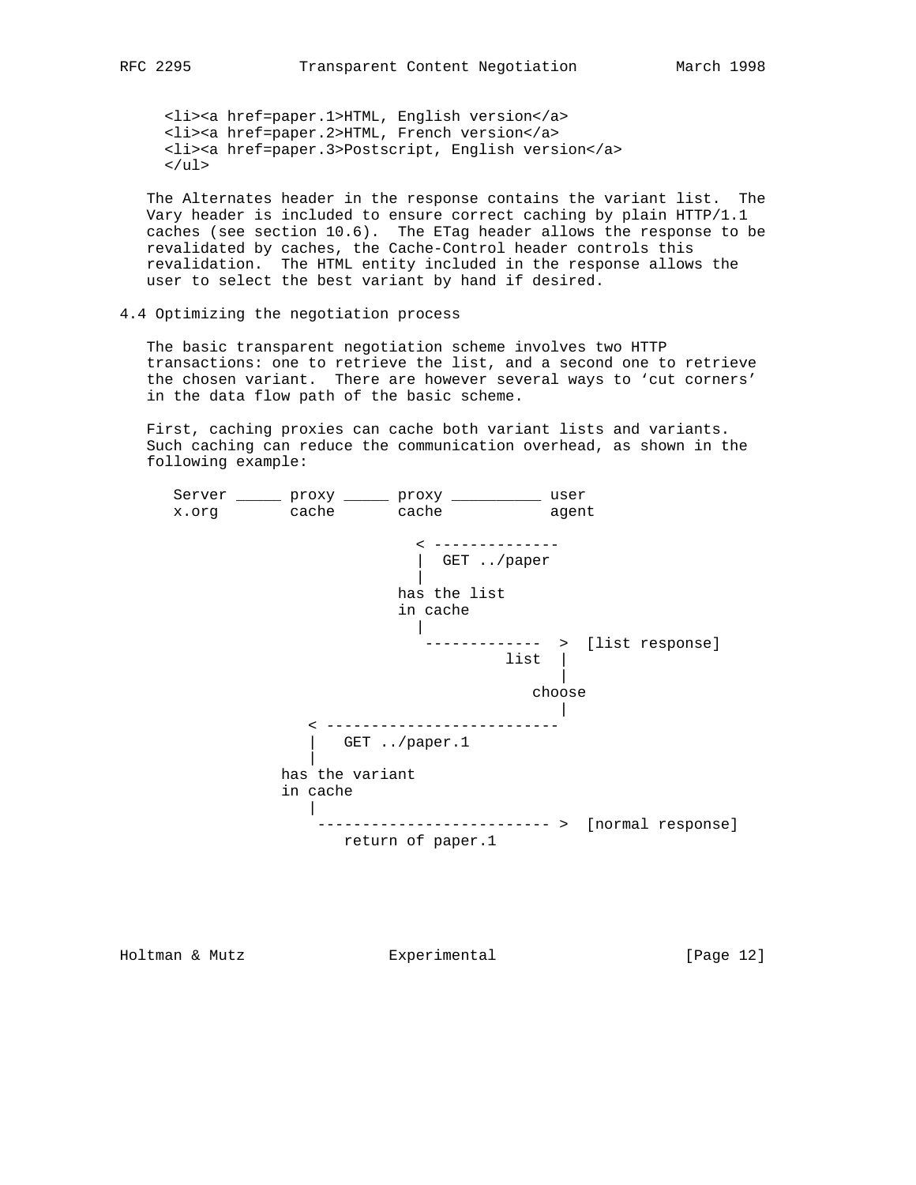```
<li><a href=paper.1>HTML, English version</a>
<li><a href=paper.2>HTML, French version</a>
<li><a href=paper.3>Postscript, English version</a>
</ul>
```

The Alternates header in the response contains the variant list. The Vary header is included to ensure correct caching by plain HTTP/1.1 caches (see section 10.6). The ETag header allows the response to be revalidated by caches, the Cache-Control header controls this revalidation. The HTML entity included in the response allows the user to select the best variant by hand if desired.

## 4.4 Optimizing the negotiation process

The basic transparent negotiation scheme involves two HTTP transactions: one to retrieve the list, and a second one to retrieve the chosen variant. There are however several ways to 'cut corners' in the data flow path of the basic scheme.

First, caching proxies can cache both variant lists and variants. Such caching can reduce the communication overhead, as shown in the following example:

```
Server _____ proxy _____ proxy __________ user
x.org        cache       cache            agent

                           < --------------
                           |  GET ../paper
                           |
                         has the list
                         in cache
                           |
                            -------------  >  [list response]
                                    list  |
                                          |
                                        choose
                                          |
                  < --------------------------
                  |   GET ../paper.1
                  |
               has the variant
               in cache
                  |
                   -------------------------- >  [normal response]
                      return of paper.1
```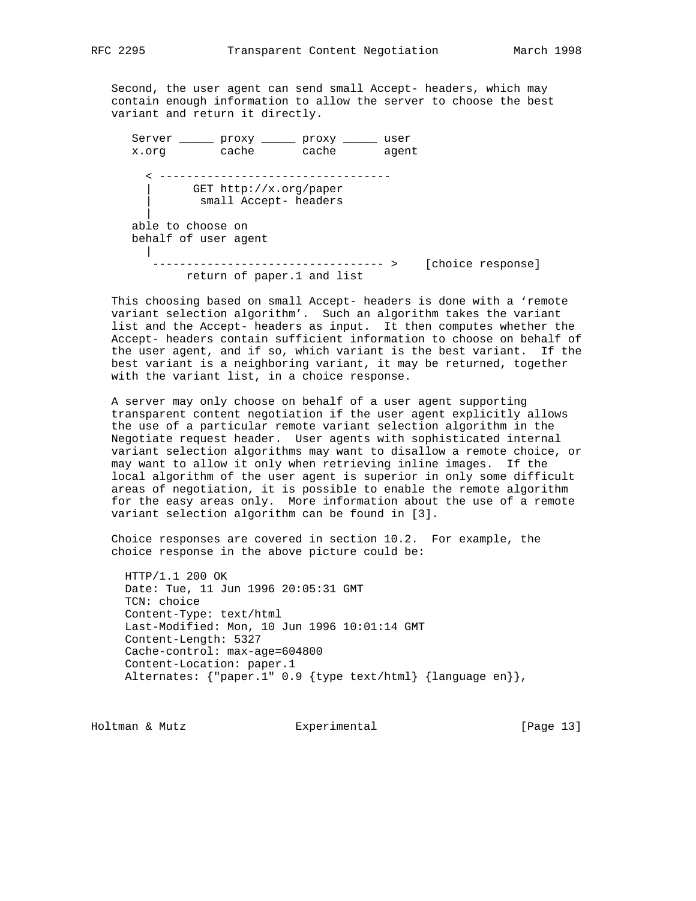Second, the user agent can send small Accept- headers, which may contain enough information to allow the server to choose the best variant and return it directly.

```
 Server _____ proxy _____ proxy _____ user
 x.org        cache       cache       agent

   < ----------------------------------
   |      GET http://x.org/paper
   |       small Accept- headers
   |
 able to choose on
 behalf of user agent
   |
    ---------------------------------- >    [choice response]
         return of paper.1 and list
```

This choosing based on small Accept- headers is done with a 'remote variant selection algorithm'. Such an algorithm takes the variant list and the Accept- headers as input. It then computes whether the Accept- headers contain sufficient information to choose on behalf of the user agent, and if so, which variant is the best variant. If the best variant is a neighboring variant, it may be returned, together with the variant list, in a choice response.

A server may only choose on behalf of a user agent supporting transparent content negotiation if the user agent explicitly allows the use of a particular remote variant selection algorithm in the Negotiate request header. User agents with sophisticated internal variant selection algorithms may want to disallow a remote choice, or may want to allow it only when retrieving inline images. If the local algorithm of the user agent is superior in only some difficult areas of negotiation, it is possible to enable the remote algorithm for the easy areas only. More information about the use of a remote variant selection algorithm can be found in [3].

Choice responses are covered in section 10.2. For example, the choice response in the above picture could be:

```
HTTP/1.1 200 OK
Date: Tue, 11 Jun 1996 20:05:31 GMT
TCN: choice
Content-Type: text/html
Last-Modified: Mon, 10 Jun 1996 10:01:14 GMT
Content-Length: 5327
Cache-control: max-age=604800
Content-Location: paper.1
Alternates: {"paper.1" 0.9 {type text/html} {language en}},
```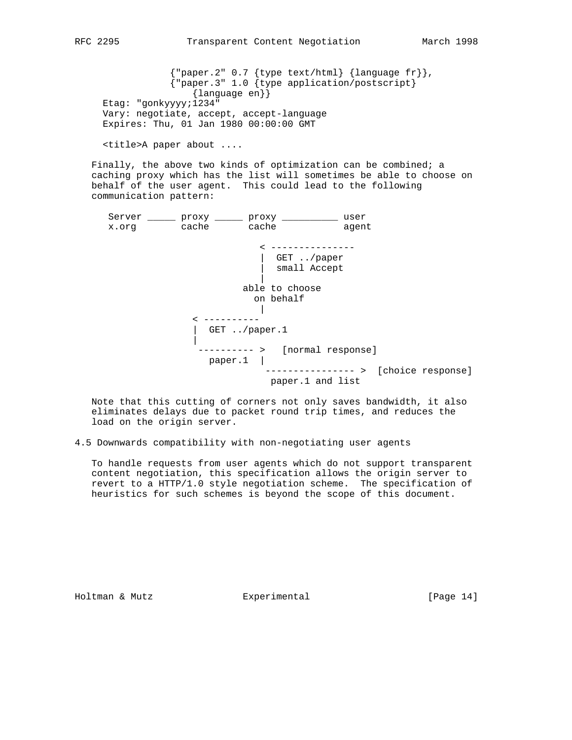```
              {"paper.2" 0.7 {type text/html} {language fr}},
              {"paper.3" 1.0 {type application/postscript}
                  {language en}}
   Etag: "gonkyyyy;1234"
   Vary: negotiate, accept, accept-language
   Expires: Thu, 01 Jan 1980 00:00:00 GMT

   <title>A paper about ....
```

Finally, the above two kinds of optimization can be combined; a caching proxy which has the list will sometimes be able to choose on behalf of the user agent. This could lead to the following communication pattern:

```
    Server _____ proxy _____ proxy __________ user
    x.org        cache       cache            agent

                              < ---------------
                              |  GET ../paper
                              |  small Accept
                              |
                           able to choose
                             on behalf
                              |
                  < ----------
                  |  GET ../paper.1
                  |
                   ---------- >   [normal response]
                     paper.1  |
                               ---------------- >  [choice response]
                                paper.1 and list
```

Note that this cutting of corners not only saves bandwidth, it also eliminates delays due to packet round trip times, and reduces the load on the origin server.

## 4.5 Downwards compatibility with non-negotiating user agents

To handle requests from user agents which do not support transparent content negotiation, this specification allows the origin server to revert to a HTTP/1.0 style negotiation scheme. The specification of heuristics for such schemes is beyond the scope of this document.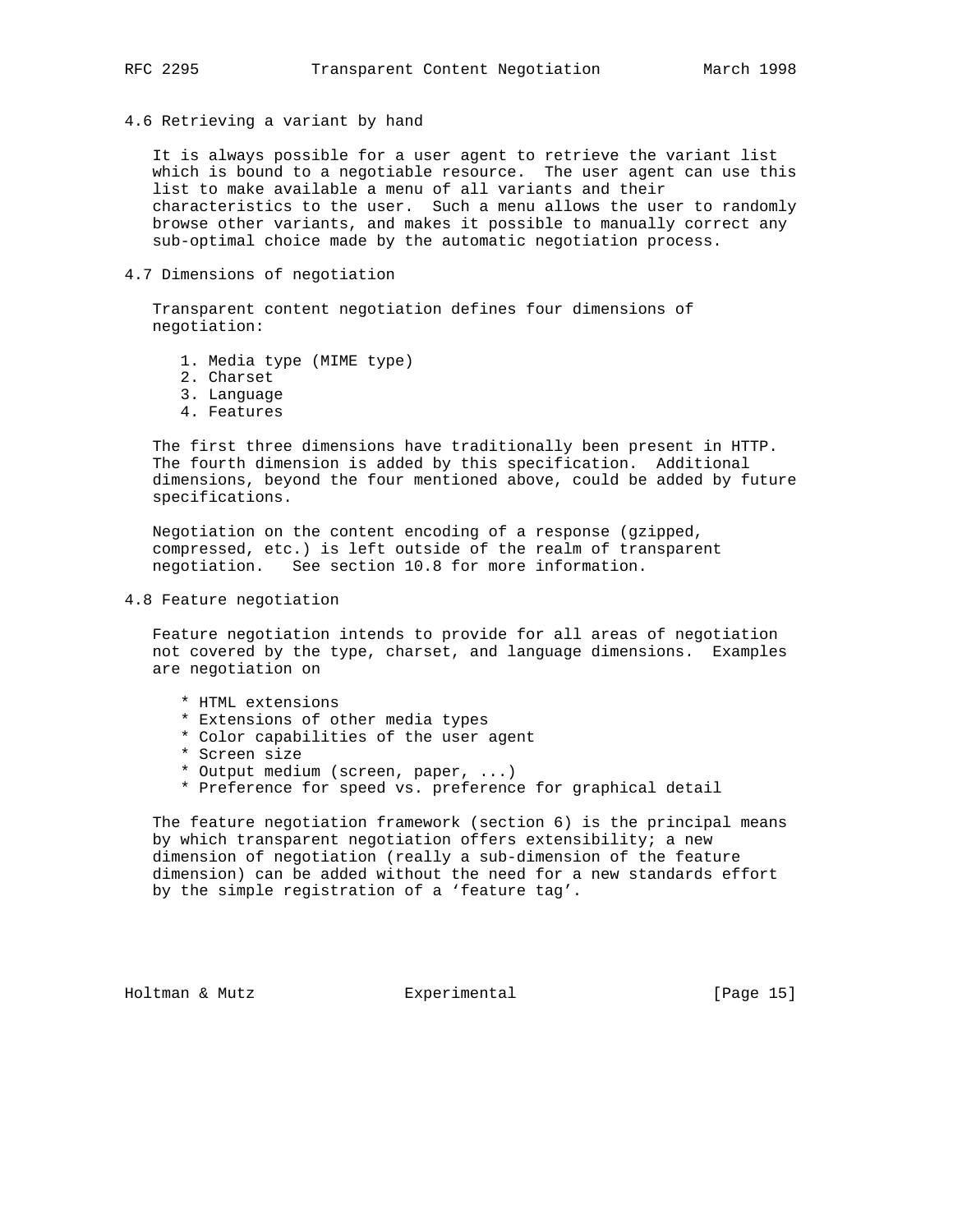## 4.6 Retrieving a variant by hand

It is always possible for a user agent to retrieve the variant list which is bound to a negotiable resource. The user agent can use this list to make available a menu of all variants and their characteristics to the user. Such a menu allows the user to randomly browse other variants, and makes it possible to manually correct any sub-optimal choice made by the automatic negotiation process.

## 4.7 Dimensions of negotiation

Transparent content negotiation defines four dimensions of negotiation:

1. Media type (MIME type)
2. Charset
3. Language
4. Features

The first three dimensions have traditionally been present in HTTP. The fourth dimension is added by this specification. Additional dimensions, beyond the four mentioned above, could be added by future specifications.

Negotiation on the content encoding of a response (gzipped, compressed, etc.) is left outside of the realm of transparent negotiation. See section 10.8 for more information.

## 4.8 Feature negotiation

Feature negotiation intends to provide for all areas of negotiation not covered by the type, charset, and language dimensions. Examples are negotiation on

* HTML extensions
* Extensions of other media types
* Color capabilities of the user agent
* Screen size
* Output medium (screen, paper, ...)
* Preference for speed vs. preference for graphical detail

The feature negotiation framework (section 6) is the principal means by which transparent negotiation offers extensibility; a new dimension of negotiation (really a sub-dimension of the feature dimension) can be added without the need for a new standards effort by the simple registration of a ‘feature tag’.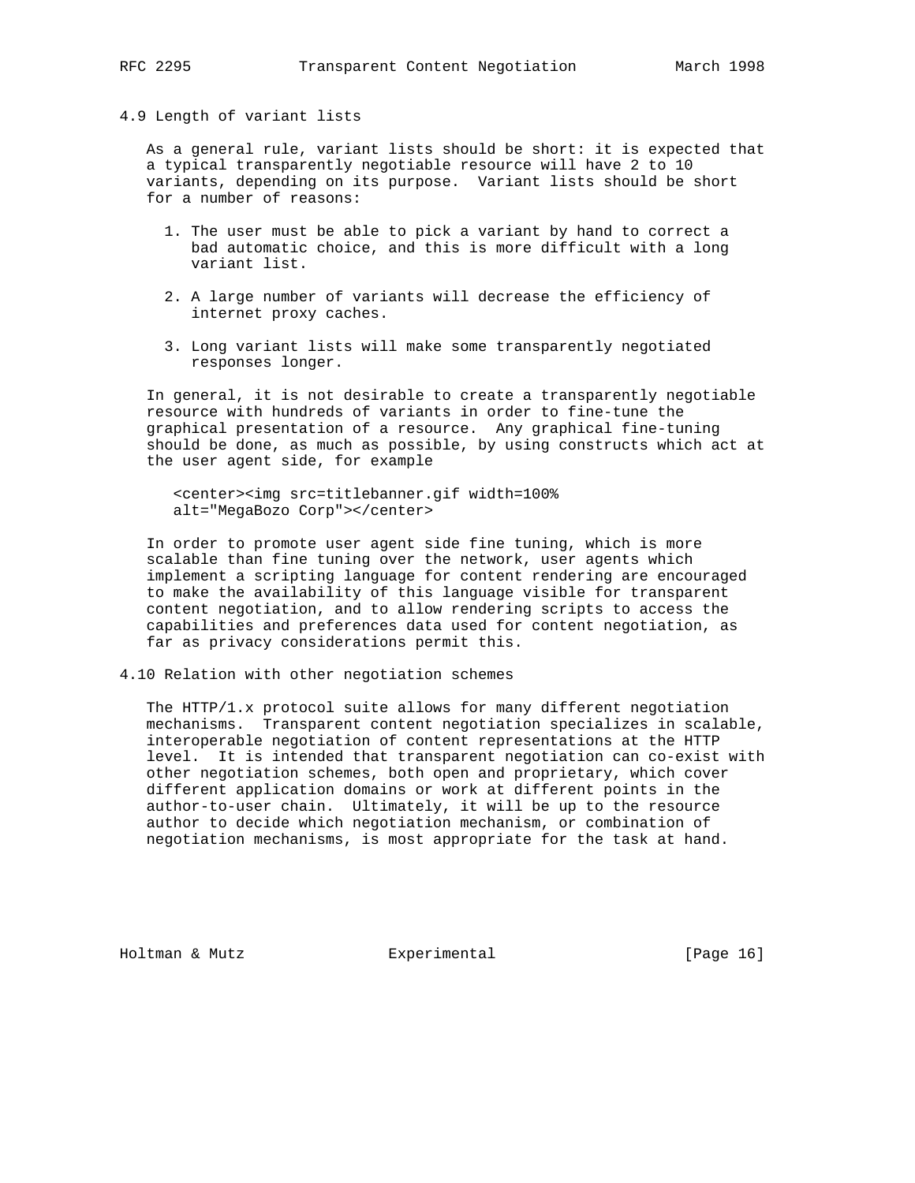### 4.9 Length of variant lists

As a general rule, variant lists should be short: it is expected that a typical transparently negotiable resource will have 2 to 10 variants, depending on its purpose. Variant lists should be short for a number of reasons:

1. The user must be able to pick a variant by hand to correct a bad automatic choice, and this is more difficult with a long variant list.

2. A large number of variants will decrease the efficiency of internet proxy caches.

3. Long variant lists will make some transparently negotiated responses longer.

In general, it is not desirable to create a transparently negotiable resource with hundreds of variants in order to fine-tune the graphical presentation of a resource. Any graphical fine-tuning should be done, as much as possible, by using constructs which act at the user agent side, for example

```
<center><img src=titlebanner.gif width=100%
alt="MegaBozo Corp"></center>
```

In order to promote user agent side fine tuning, which is more scalable than fine tuning over the network, user agents which implement a scripting language for content rendering are encouraged to make the availability of this language visible for transparent content negotiation, and to allow rendering scripts to access the capabilities and preferences data used for content negotiation, as far as privacy considerations permit this.

### 4.10 Relation with other negotiation schemes

The HTTP/1.x protocol suite allows for many different negotiation mechanisms. Transparent content negotiation specializes in scalable, interoperable negotiation of content representations at the HTTP level. It is intended that transparent negotiation can co-exist with other negotiation schemes, both open and proprietary, which cover different application domains or work at different points in the author-to-user chain. Ultimately, it will be up to the resource author to decide which negotiation mechanism, or combination of negotiation mechanisms, is most appropriate for the task at hand.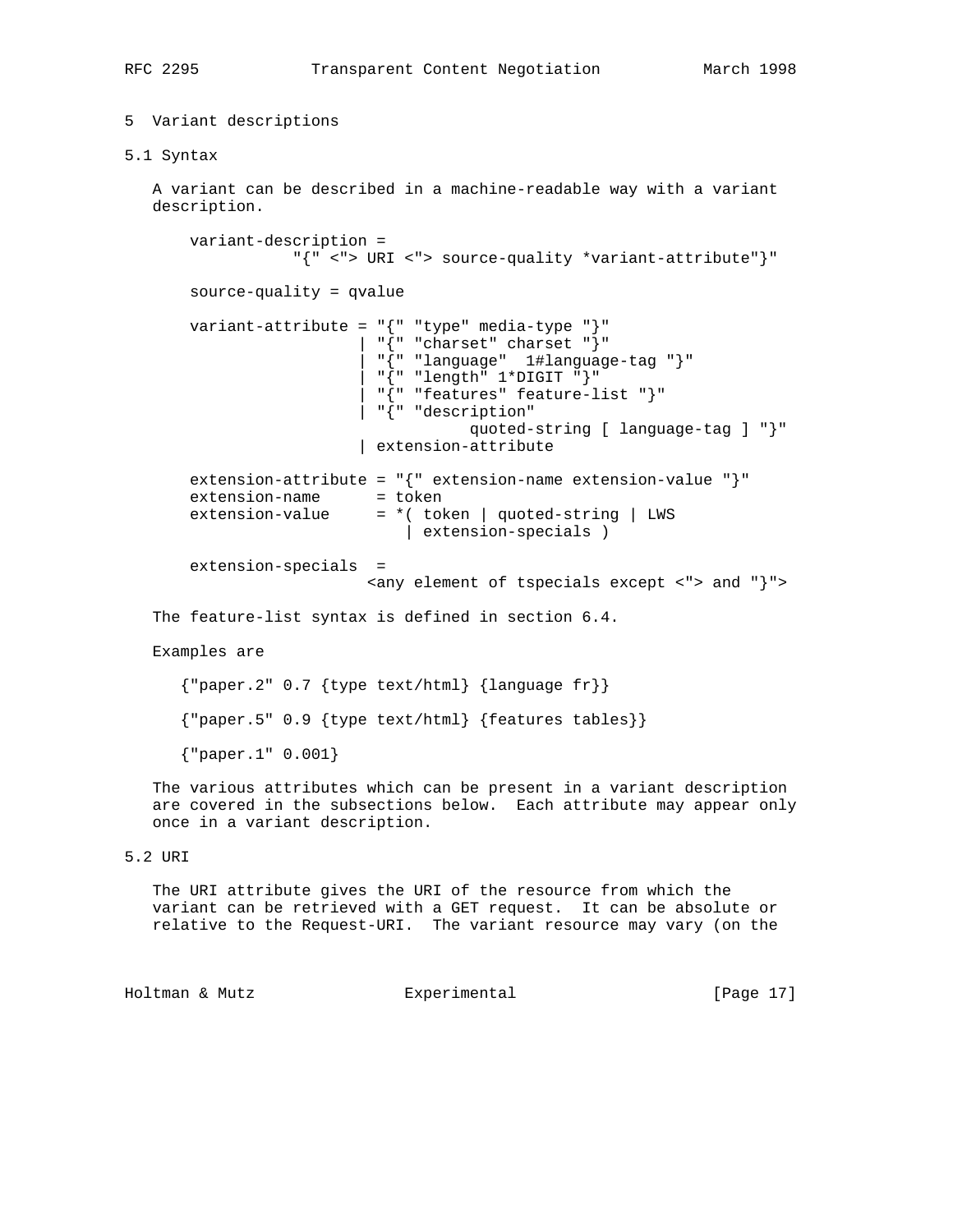## 5 Variant descriptions

### 5.1 Syntax

A variant can be described in a machine-readable way with a variant description.

```
    variant-description =
               "{" <"> URI <"> source-quality *variant-attribute"}"

    source-quality = qvalue

    variant-attribute = "{" "type" media-type "}"
                      | "{" "charset" charset "}"
                      | "{" "language"  1#language-tag "}"
                      | "{" "length" 1*DIGIT "}"
                      | "{" "features" feature-list "}"
                      | "{" "description"
                                quoted-string [ language-tag ] "}"
                      | extension-attribute

    extension-attribute = "{" extension-name extension-value "}"
    extension-name      = token
    extension-value     = *( token | quoted-string | LWS
                           | extension-specials )

    extension-specials  =
                       <any element of tspecials except <"> and "}">
```

The feature-list syntax is defined in section 6.4.

Examples are

```
   {"paper.2" 0.7 {type text/html} {language fr}}

   {"paper.5" 0.9 {type text/html} {features tables}}

   {"paper.1" 0.001}
```

The various attributes which can be present in a variant description are covered in the subsections below. Each attribute may appear only once in a variant description.

### 5.2 URI

The URI attribute gives the URI of the resource from which the variant can be retrieved with a GET request. It can be absolute or relative to the Request-URI. The variant resource may vary (on the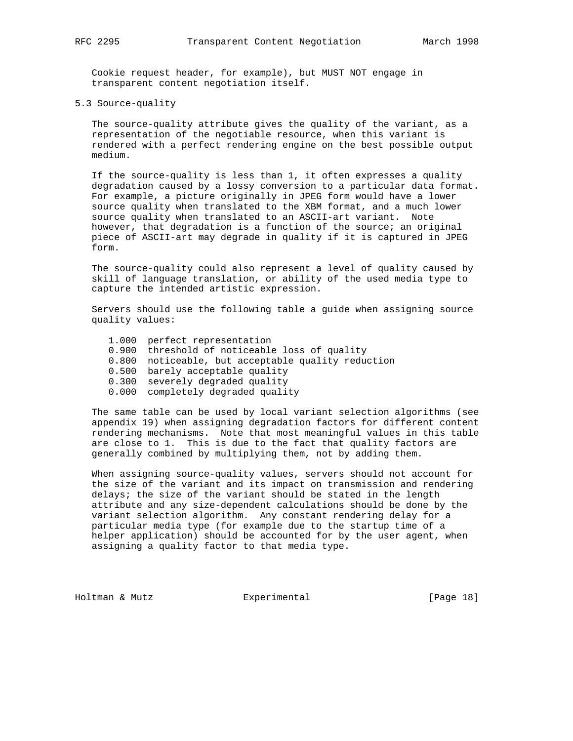Cookie request header, for example), but MUST NOT engage in transparent content negotiation itself.

### 5.3 Source-quality

The source-quality attribute gives the quality of the variant, as a representation of the negotiable resource, when this variant is rendered with a perfect rendering engine on the best possible output medium.

If the source-quality is less than 1, it often expresses a quality degradation caused by a lossy conversion to a particular data format. For example, a picture originally in JPEG form would have a lower source quality when translated to the XBM format, and a much lower source quality when translated to an ASCII-art variant. Note however, that degradation is a function of the source; an original piece of ASCII-art may degrade in quality if it is captured in JPEG form.

The source-quality could also represent a level of quality caused by skill of language translation, or ability of the used media type to capture the intended artistic expression.

Servers should use the following table a guide when assigning source quality values:

```
1.000  perfect representation
0.900  threshold of noticeable loss of quality
0.800  noticeable, but acceptable quality reduction
0.500  barely acceptable quality
0.300  severely degraded quality
0.000  completely degraded quality
```

The same table can be used by local variant selection algorithms (see appendix 19) when assigning degradation factors for different content rendering mechanisms. Note that most meaningful values in this table are close to 1. This is due to the fact that quality factors are generally combined by multiplying them, not by adding them.

When assigning source-quality values, servers should not account for the size of the variant and its impact on transmission and rendering delays; the size of the variant should be stated in the length attribute and any size-dependent calculations should be done by the variant selection algorithm. Any constant rendering delay for a particular media type (for example due to the startup time of a helper application) should be accounted for by the user agent, when assigning a quality factor to that media type.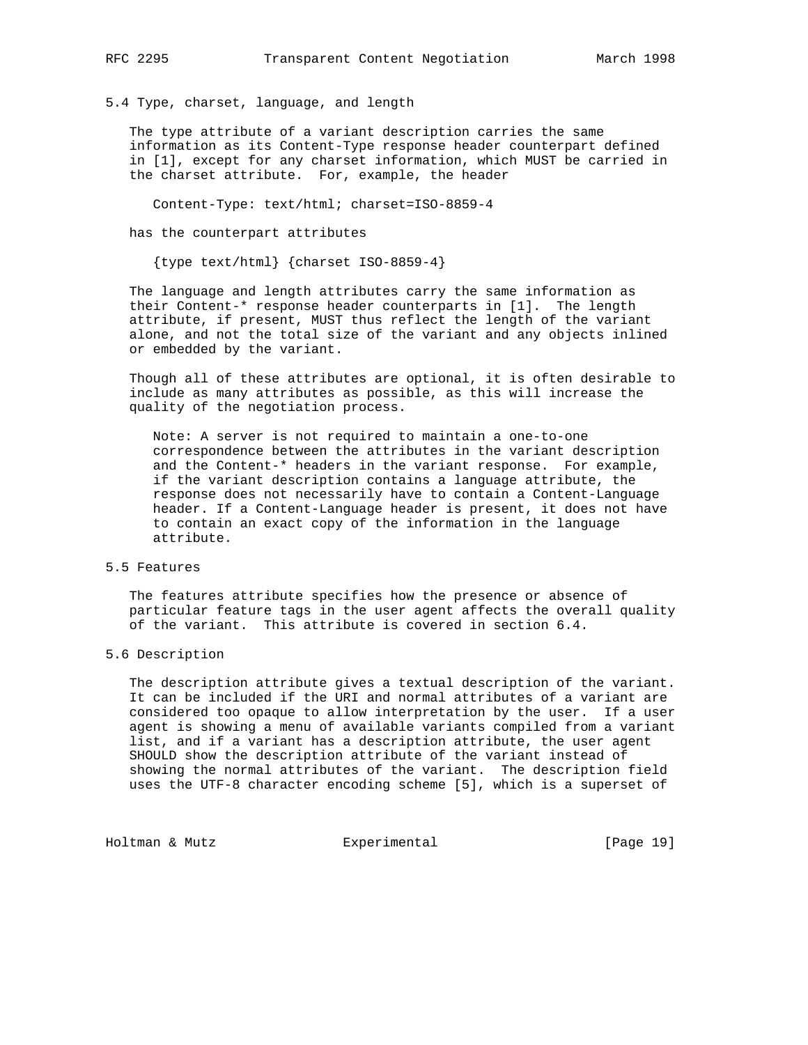## 5.4 Type, charset, language, and length

The type attribute of a variant description carries the same information as its Content-Type response header counterpart defined in [1], except for any charset information, which MUST be carried in the charset attribute. For, example, the header

```
Content-Type: text/html; charset=ISO-8859-4
```

has the counterpart attributes

```
{type text/html} {charset ISO-8859-4}
```

The language and length attributes carry the same information as their Content-* response header counterparts in [1]. The length attribute, if present, MUST thus reflect the length of the variant alone, and not the total size of the variant and any objects inlined or embedded by the variant.

Though all of these attributes are optional, it is often desirable to include as many attributes as possible, as this will increase the quality of the negotiation process.

> Note: A server is not required to maintain a one-to-one correspondence between the attributes in the variant description and the Content-* headers in the variant response. For example, if the variant description contains a language attribute, the response does not necessarily have to contain a Content-Language header. If a Content-Language header is present, it does not have to contain an exact copy of the information in the language attribute.

## 5.5 Features

The features attribute specifies how the presence or absence of particular feature tags in the user agent affects the overall quality of the variant. This attribute is covered in section 6.4.

## 5.6 Description

The description attribute gives a textual description of the variant. It can be included if the URI and normal attributes of a variant are considered too opaque to allow interpretation by the user. If a user agent is showing a menu of available variants compiled from a variant list, and if a variant has a description attribute, the user agent SHOULD show the description attribute of the variant instead of showing the normal attributes of the variant. The description field uses the UTF-8 character encoding scheme [5], which is a superset of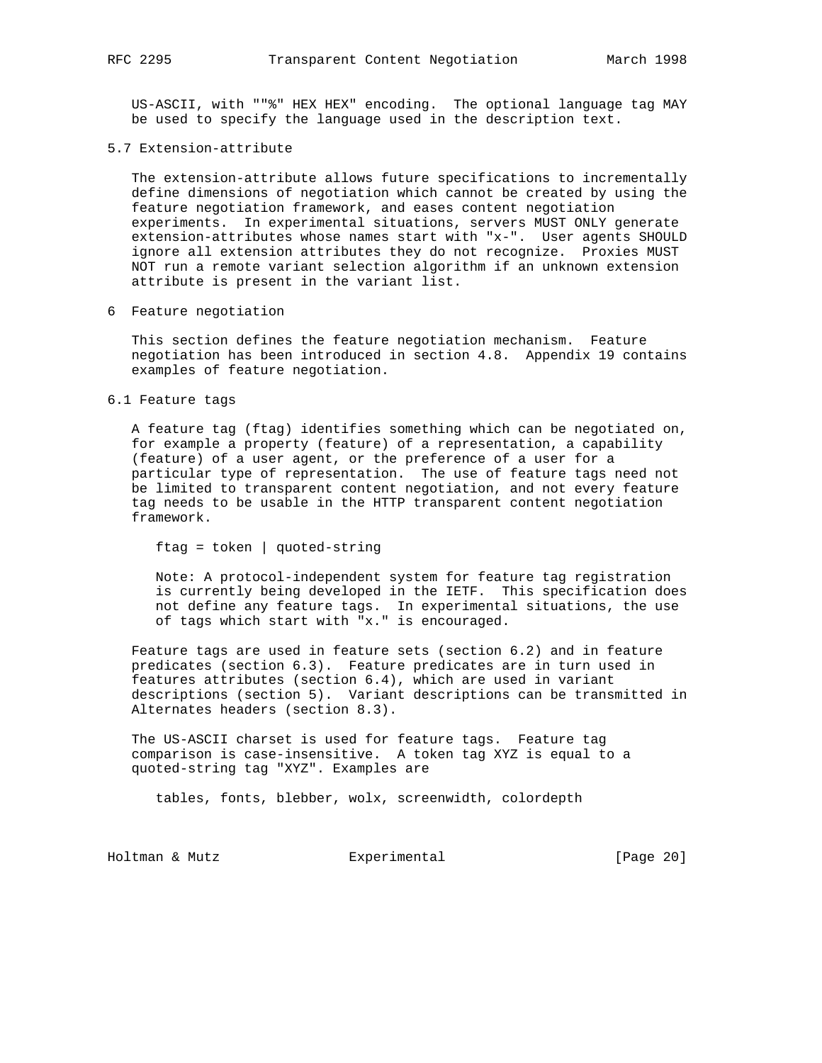US-ASCII, with ""%" HEX HEX" encoding. The optional language tag MAY be used to specify the language used in the description text.

## 5.7 Extension-attribute

The extension-attribute allows future specifications to incrementally define dimensions of negotiation which cannot be created by using the feature negotiation framework, and eases content negotiation experiments. In experimental situations, servers MUST ONLY generate extension-attributes whose names start with "x-". User agents SHOULD ignore all extension attributes they do not recognize. Proxies MUST NOT run a remote variant selection algorithm if an unknown extension attribute is present in the variant list.

# 6 Feature negotiation

This section defines the feature negotiation mechanism. Feature negotiation has been introduced in section 4.8. Appendix 19 contains examples of feature negotiation.

## 6.1 Feature tags

A feature tag (ftag) identifies something which can be negotiated on, for example a property (feature) of a representation, a capability (feature) of a user agent, or the preference of a user for a particular type of representation. The use of feature tags need not be limited to transparent content negotiation, and not every feature tag needs to be usable in the HTTP transparent content negotiation framework.

```
ftag = token | quoted-string
```

Note: A protocol-independent system for feature tag registration is currently being developed in the IETF. This specification does not define any feature tags. In experimental situations, the use of tags which start with "x." is encouraged.

Feature tags are used in feature sets (section 6.2) and in feature predicates (section 6.3). Feature predicates are in turn used in features attributes (section 6.4), which are used in variant descriptions (section 5). Variant descriptions can be transmitted in Alternates headers (section 8.3).

The US-ASCII charset is used for feature tags. Feature tag comparison is case-insensitive. A token tag XYZ is equal to a quoted-string tag "XYZ". Examples are

```
tables, fonts, blebber, wolx, screenwidth, colordepth
```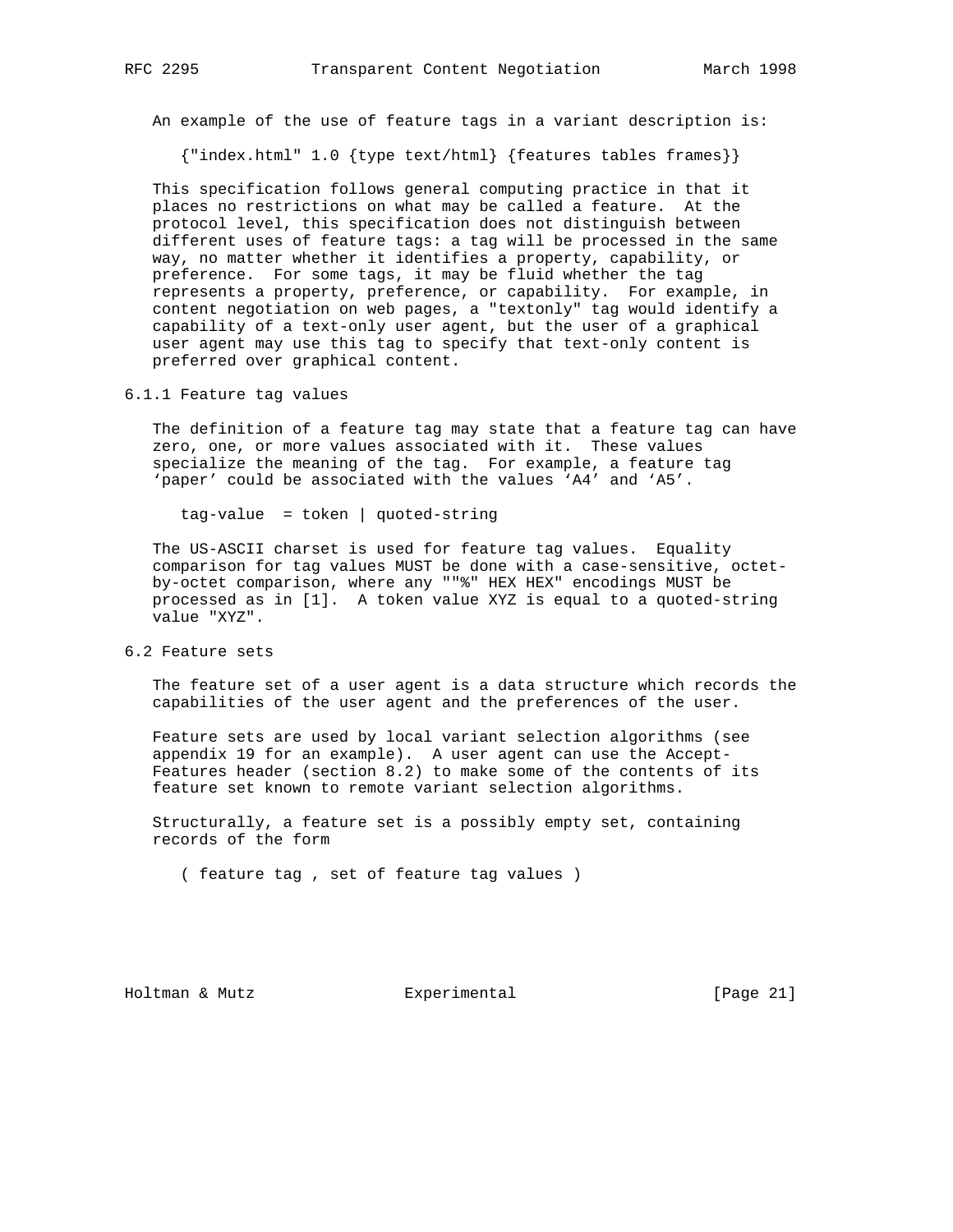An example of the use of feature tags in a variant description is:

```
{"index.html" 1.0 {type text/html} {features tables frames}}
```

This specification follows general computing practice in that it places no restrictions on what may be called a feature. At the protocol level, this specification does not distinguish between different uses of feature tags: a tag will be processed in the same way, no matter whether it identifies a property, capability, or preference. For some tags, it may be fluid whether the tag represents a property, preference, or capability. For example, in content negotiation on web pages, a "textonly" tag would identify a capability of a text-only user agent, but the user of a graphical user agent may use this tag to specify that text-only content is preferred over graphical content.

### 6.1.1 Feature tag values

The definition of a feature tag may state that a feature tag can have zero, one, or more values associated with it. These values specialize the meaning of the tag. For example, a feature tag 'paper' could be associated with the values 'A4' and 'A5'.

```
tag-value  = token | quoted-string
```

The US-ASCII charset is used for feature tag values. Equality comparison for tag values MUST be done with a case-sensitive, octet-by-octet comparison, where any ""%" HEX HEX" encodings MUST be processed as in [1]. A token value XYZ is equal to a quoted-string value "XYZ".

## 6.2 Feature sets

The feature set of a user agent is a data structure which records the capabilities of the user agent and the preferences of the user.

Feature sets are used by local variant selection algorithms (see appendix 19 for an example). A user agent can use the Accept-Features header (section 8.2) to make some of the contents of its feature set known to remote variant selection algorithms.

Structurally, a feature set is a possibly empty set, containing records of the form

```
( feature tag , set of feature tag values )
```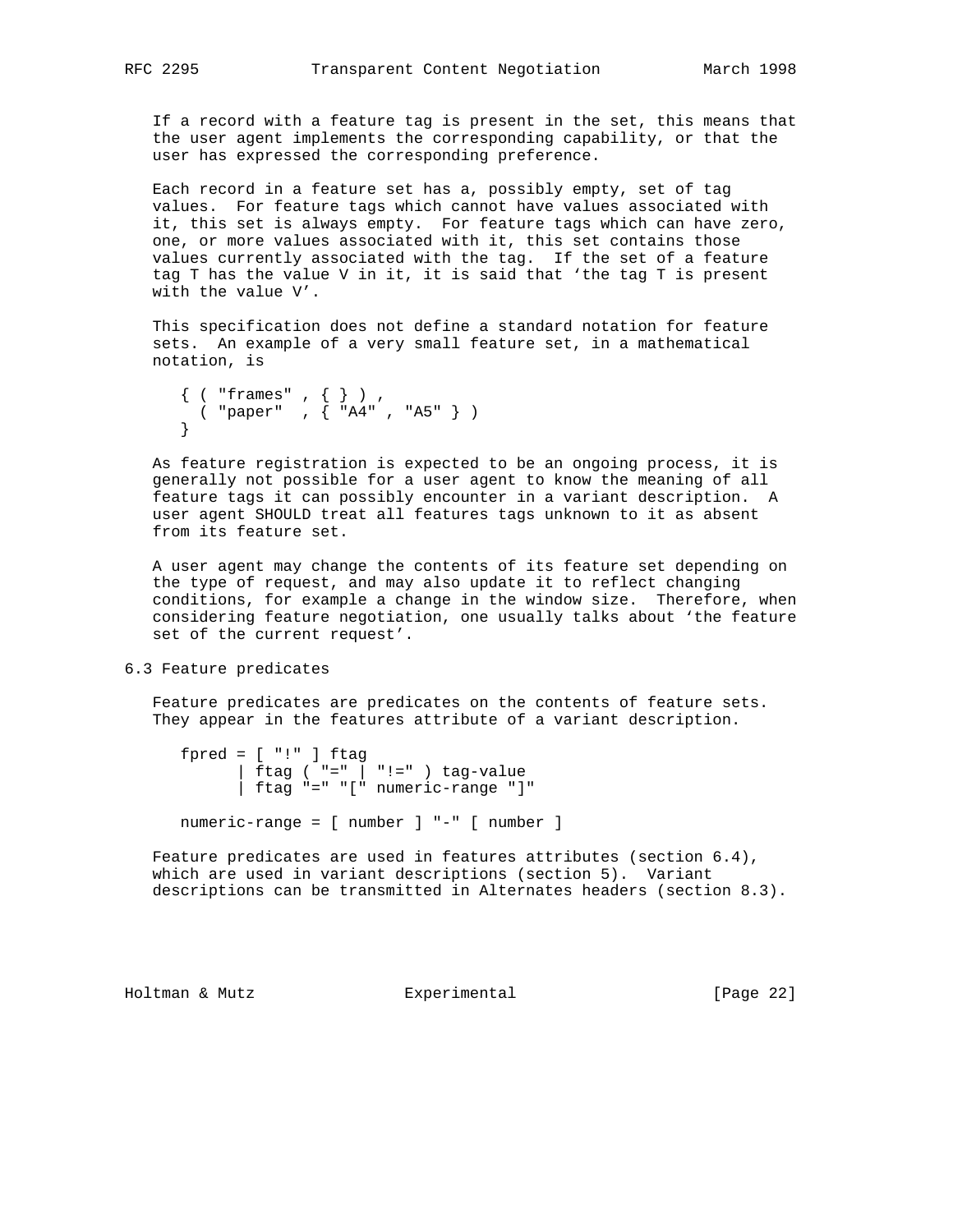If a record with a feature tag is present in the set, this means that the user agent implements the corresponding capability, or that the user has expressed the corresponding preference.

Each record in a feature set has a, possibly empty, set of tag values. For feature tags which cannot have values associated with it, this set is always empty. For feature tags which can have zero, one, or more values associated with it, this set contains those values currently associated with the tag. If the set of a feature tag T has the value V in it, it is said that 'the tag T is present with the value V'.

This specification does not define a standard notation for feature sets. An example of a very small feature set, in a mathematical notation, is

```
{ ( "frames" , { } ) ,
  ( "paper"  , { "A4" , "A5" } )
}
```

As feature registration is expected to be an ongoing process, it is generally not possible for a user agent to know the meaning of all feature tags it can possibly encounter in a variant description. A user agent SHOULD treat all features tags unknown to it as absent from its feature set.

A user agent may change the contents of its feature set depending on the type of request, and may also update it to reflect changing conditions, for example a change in the window size. Therefore, when considering feature negotiation, one usually talks about 'the feature set of the current request'.

## 6.3 Feature predicates

Feature predicates are predicates on the contents of feature sets. They appear in the features attribute of a variant description.

```
fpred = [ "!" ] ftag
      | ftag ( "=" | "!=" ) tag-value
      | ftag "=" "[" numeric-range "]"

numeric-range = [ number ] "-" [ number ]
```

Feature predicates are used in features attributes (section 6.4), which are used in variant descriptions (section 5). Variant descriptions can be transmitted in Alternates headers (section 8.3).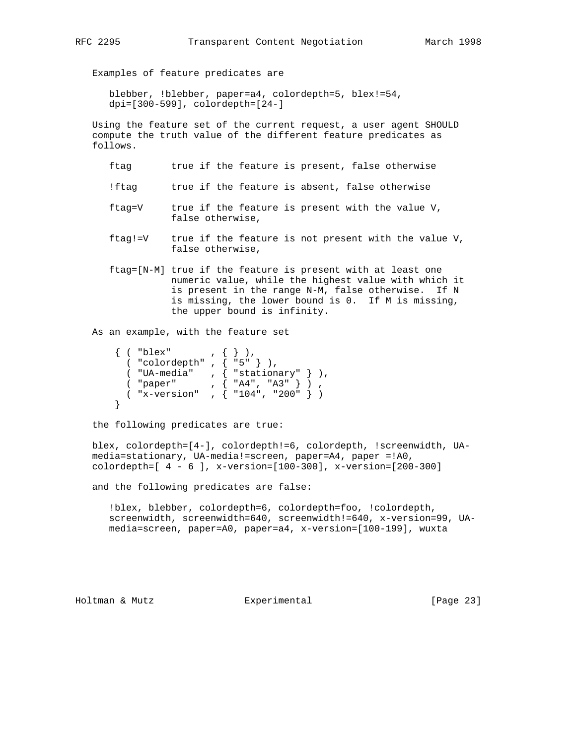Examples of feature predicates are

```
blebber, !blebber, paper=a4, colordepth=5, blex!=54,
dpi=[300-599], colordepth=[24-]
```

Using the feature set of the current request, a user agent SHOULD compute the truth value of the different feature predicates as follows.

```
ftag       true if the feature is present, false otherwise

!ftag      true if the feature is absent, false otherwise

ftag=V     true if the feature is present with the value V,
           false otherwise,

ftag!=V    true if the feature is not present with the value V,
           false otherwise,

ftag=[N-M] true if the feature is present with at least one
           numeric value, while the highest value with which it
           is present in the range N-M, false otherwise.  If N
           is missing, the lower bound is 0.  If M is missing,
           the upper bound is infinity.
```

As an example, with the feature set

```
 { ( "blex"       , { } ),
   ( "colordepth" , { "5" } ),
   ( "UA-media"   , { "stationary" } ),
   ( "paper"      , { "A4", "A3" } ) ,
   ( "x-version"  , { "104", "200" } )
 }
```

the following predicates are true:

blex, colordepth=[4-], colordepth!=6, colordepth, !screenwidth, UA-media=stationary, UA-media!=screen, paper=A4, paper =!A0, colordepth=[ 4 - 6 ], x-version=[100-300], x-version=[200-300]

and the following predicates are false:

```
!blex, blebber, colordepth=6, colordepth=foo, !colordepth,
screenwidth, screenwidth=640, screenwidth!=640, x-version=99, UA-
media=screen, paper=A0, paper=a4, x-version=[100-199], wuxta
```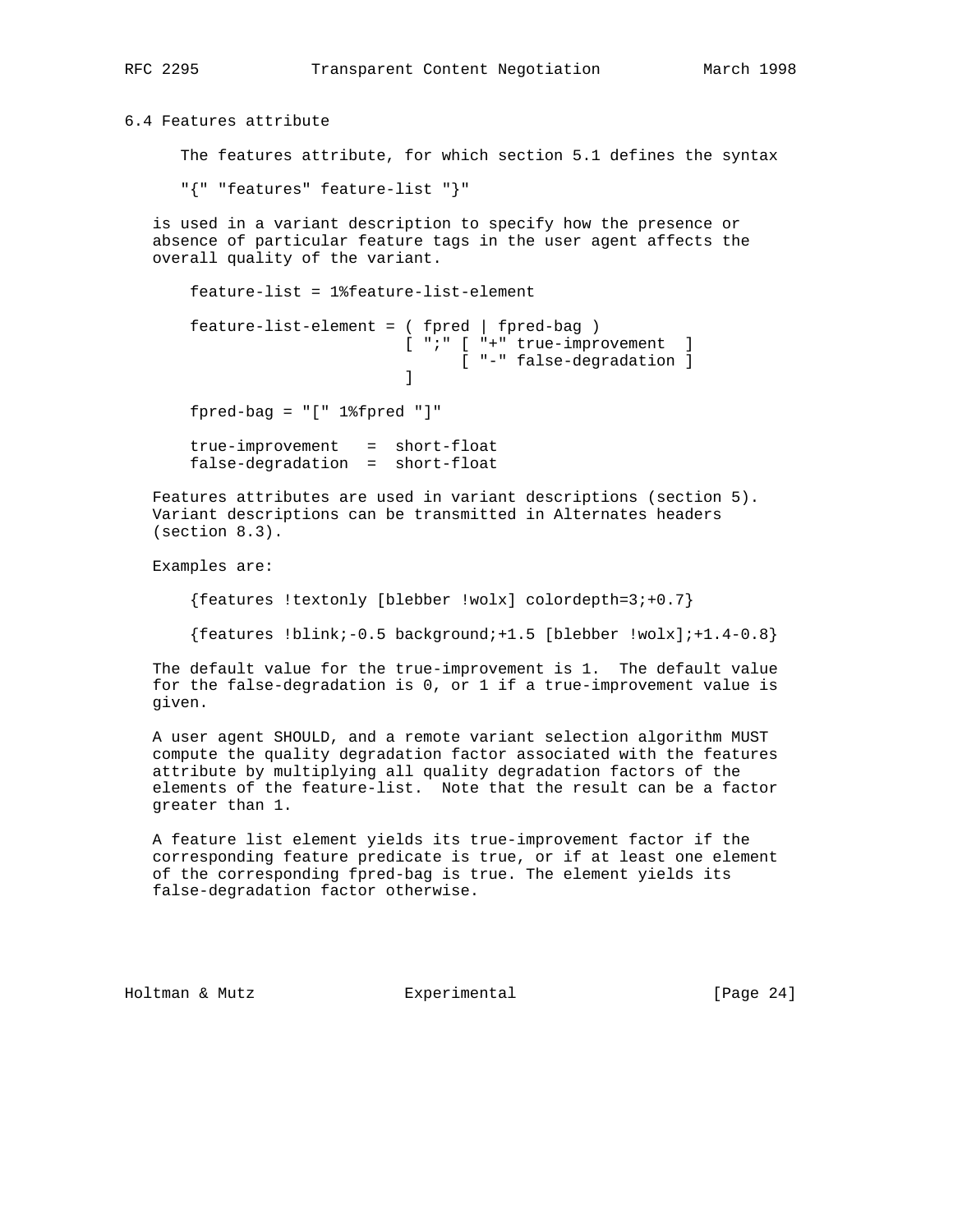### 6.4 Features attribute

The features attribute, for which section 5.1 defines the syntax

```
"{" "features" feature-list "}"
```

is used in a variant description to specify how the presence or absence of particular feature tags in the user agent affects the overall quality of the variant.

```
feature-list = 1%feature-list-element

feature-list-element = ( fpred | fpred-bag )
                       [ ";" [ "+" true-improvement  ]
                             [ "-" false-degradation ]
                       ]

fpred-bag = "[" 1%fpred "]"

true-improvement   =  short-float
false-degradation  =  short-float
```

Features attributes are used in variant descriptions (section 5). Variant descriptions can be transmitted in Alternates headers (section 8.3).

Examples are:

```
{features !textonly [blebber !wolx] colordepth=3;+0.7}

{features !blink;-0.5 background;+1.5 [blebber !wolx];+1.4-0.8}
```

The default value for the true-improvement is 1. The default value for the false-degradation is 0, or 1 if a true-improvement value is given.

A user agent SHOULD, and a remote variant selection algorithm MUST compute the quality degradation factor associated with the features attribute by multiplying all quality degradation factors of the elements of the feature-list. Note that the result can be a factor greater than 1.

A feature list element yields its true-improvement factor if the corresponding feature predicate is true, or if at least one element of the corresponding fpred-bag is true. The element yields its false-degradation factor otherwise.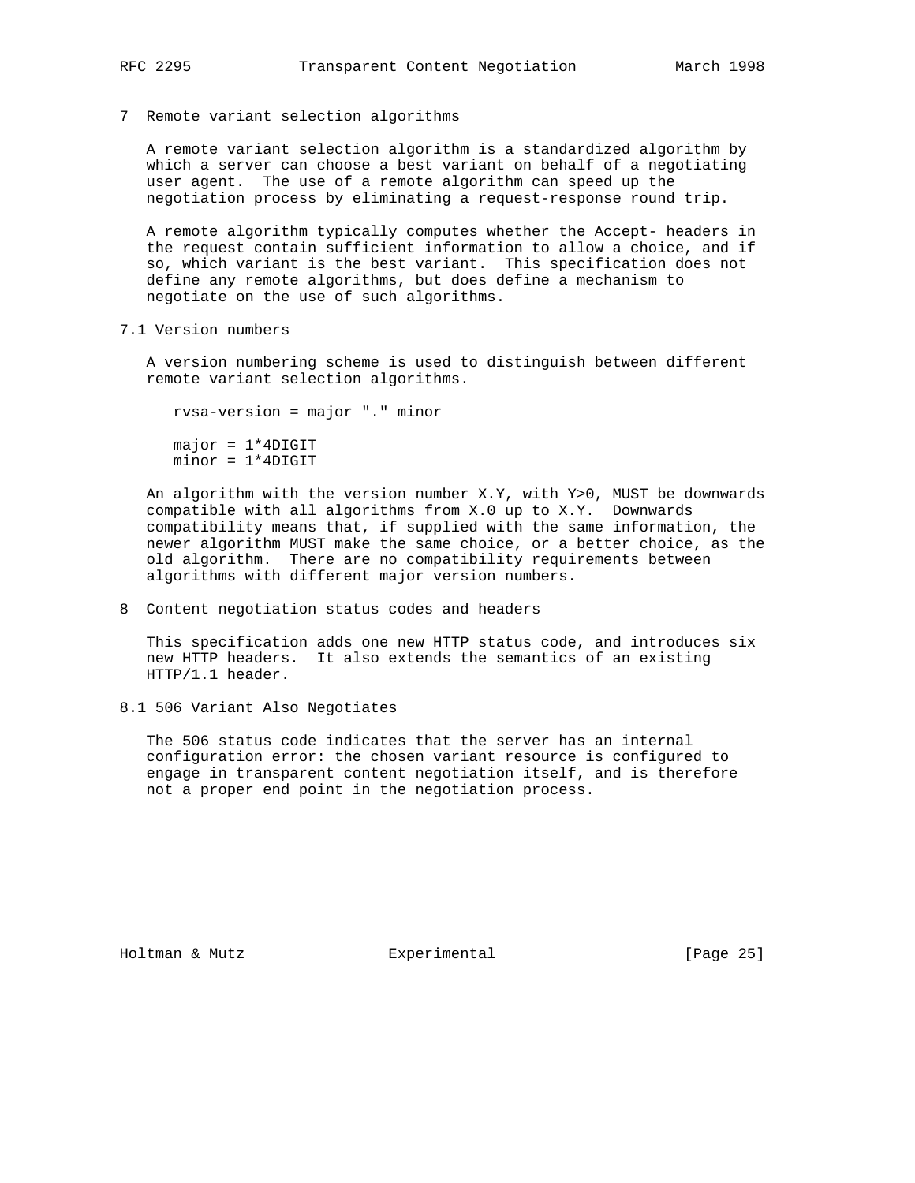## 7 Remote variant selection algorithms

A remote variant selection algorithm is a standardized algorithm by which a server can choose a best variant on behalf of a negotiating user agent. The use of a remote algorithm can speed up the negotiation process by eliminating a request-response round trip.

A remote algorithm typically computes whether the Accept- headers in the request contain sufficient information to allow a choice, and if so, which variant is the best variant. This specification does not define any remote algorithms, but does define a mechanism to negotiate on the use of such algorithms.

### 7.1 Version numbers

A version numbering scheme is used to distinguish between different remote variant selection algorithms.

```
rvsa-version = major "." minor

major = 1*4DIGIT
minor = 1*4DIGIT
```

An algorithm with the version number X.Y, with Y>0, MUST be downwards compatible with all algorithms from X.0 up to X.Y. Downwards compatibility means that, if supplied with the same information, the newer algorithm MUST make the same choice, or a better choice, as the old algorithm. There are no compatibility requirements between algorithms with different major version numbers.

## 8 Content negotiation status codes and headers

This specification adds one new HTTP status code, and introduces six new HTTP headers. It also extends the semantics of an existing HTTP/1.1 header.

### 8.1 506 Variant Also Negotiates

The 506 status code indicates that the server has an internal configuration error: the chosen variant resource is configured to engage in transparent content negotiation itself, and is therefore not a proper end point in the negotiation process.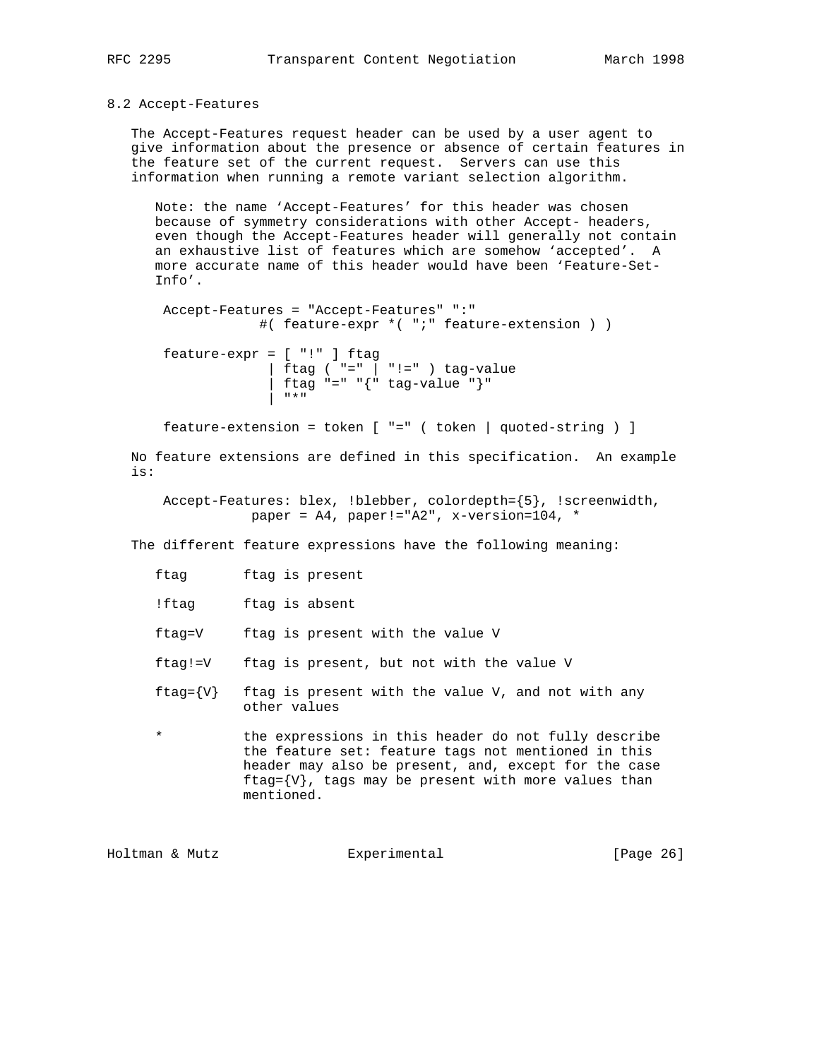## 8.2 Accept-Features

The Accept-Features request header can be used by a user agent to give information about the presence or absence of certain features in the feature set of the current request. Servers can use this information when running a remote variant selection algorithm.

> Note: the name 'Accept-Features' for this header was chosen because of symmetry considerations with other Accept- headers, even though the Accept-Features header will generally not contain an exhaustive list of features which are somehow 'accepted'. A more accurate name of this header would have been 'Feature-Set-Info'.

```
 Accept-Features = "Accept-Features" ":"
            #( feature-expr *( ";" feature-extension ) )

 feature-expr = [ "!" ] ftag
              | ftag ( "=" | "!=" ) tag-value
              | ftag "=" "{" tag-value "}"
              | "*"

 feature-extension = token [ "=" ( token | quoted-string ) ]
```

No feature extensions are defined in this specification. An example is:

```
 Accept-Features: blex, !blebber, colordepth={5}, !screenwidth,
            paper = A4, paper!="A2", x-version=104, *
```

The different feature expressions have the following meaning:

- `ftag` — ftag is present
- `!ftag` — ftag is absent
- `ftag=V` — ftag is present with the value V
- `ftag!=V` — ftag is present, but not with the value V
- `ftag={V}` — ftag is present with the value V, and not with any other values
- `*` — the expressions in this header do not fully describe the feature set: feature tags not mentioned in this header may also be present, and, except for the case ftag={V}, tags may be present with more values than mentioned.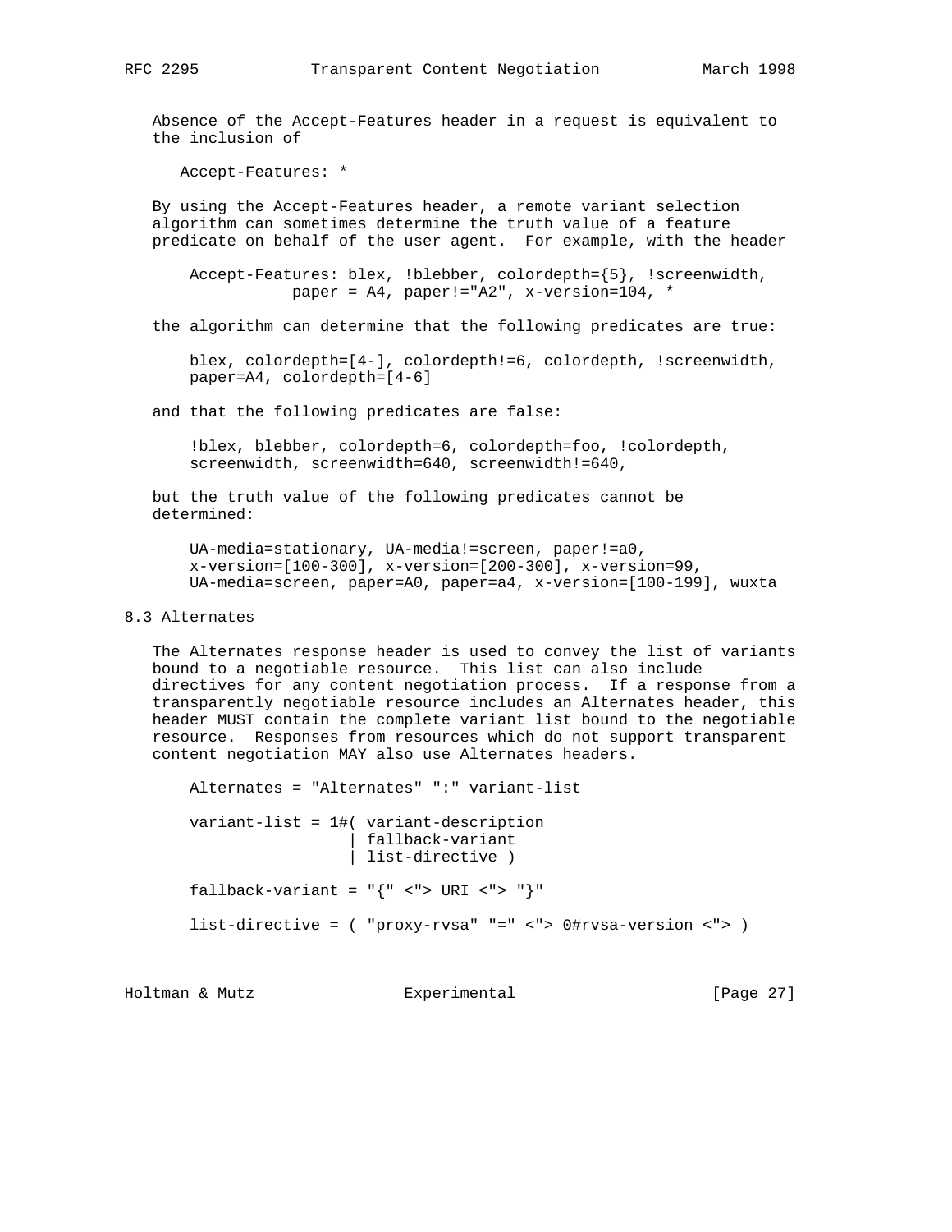Absence of the Accept-Features header in a request is equivalent to the inclusion of

```
Accept-Features: *
```

By using the Accept-Features header, a remote variant selection algorithm can sometimes determine the truth value of a feature predicate on behalf of the user agent. For example, with the header

```
Accept-Features: blex, !blebber, colordepth={5}, !screenwidth,
           paper = A4, paper!="A2", x-version=104, *
```

the algorithm can determine that the following predicates are true:

```
blex, colordepth=[4-], colordepth!=6, colordepth, !screenwidth,
paper=A4, colordepth=[4-6]
```

and that the following predicates are false:

```
!blex, blebber, colordepth=6, colordepth=foo, !colordepth,
screenwidth, screenwidth=640, screenwidth!=640,
```

but the truth value of the following predicates cannot be determined:

```
UA-media=stationary, UA-media!=screen, paper!=a0,
x-version=[100-300], x-version=[200-300], x-version=99,
UA-media=screen, paper=A0, paper=a4, x-version=[100-199], wuxta
```

## 8.3 Alternates

The Alternates response header is used to convey the list of variants bound to a negotiable resource. This list can also include directives for any content negotiation process. If a response from a transparently negotiable resource includes an Alternates header, this header MUST contain the complete variant list bound to the negotiable resource. Responses from resources which do not support transparent content negotiation MAY also use Alternates headers.

```
Alternates = "Alternates" ":" variant-list

variant-list = 1#( variant-description
                 | fallback-variant
                 | list-directive )

fallback-variant = "{" <"> URI <"> "}"

list-directive = ( "proxy-rvsa" "=" <"> 0#rvsa-version <"> )
```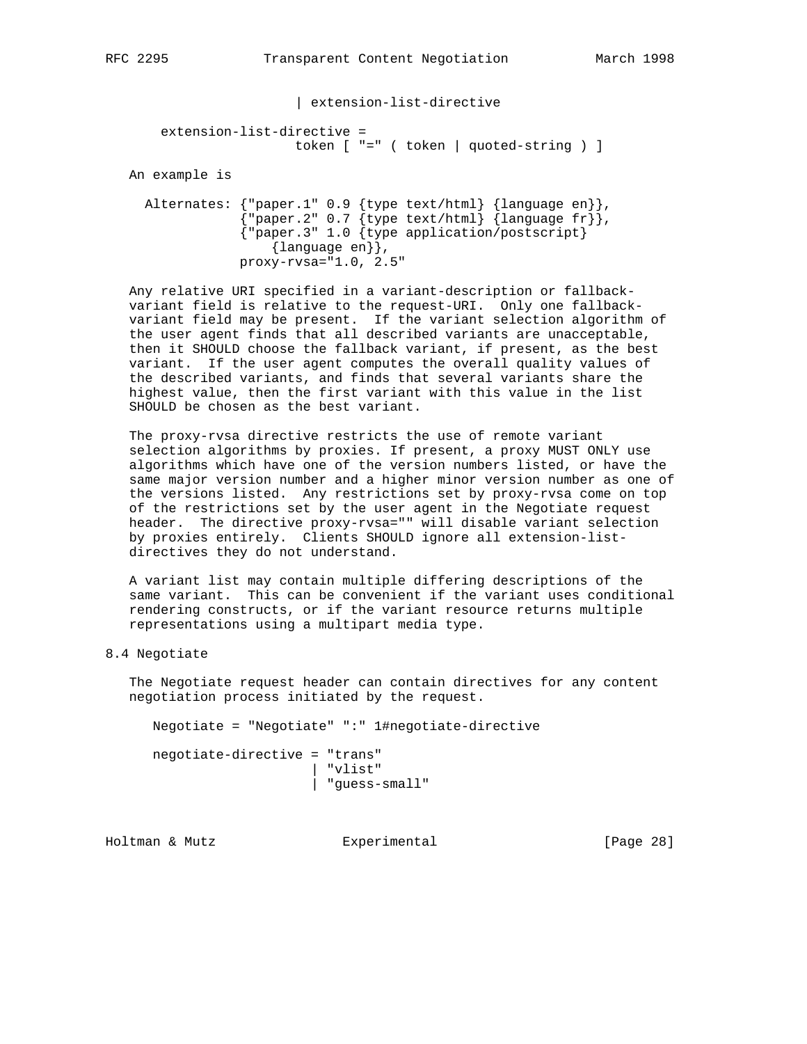```
                       | extension-list-directive

     extension-list-directive =
                       token [ "=" ( token | quoted-string ) ]
```

An example is

```
  Alternates: {"paper.1" 0.9 {type text/html} {language en}},
              {"paper.2" 0.7 {type text/html} {language fr}},
              {"paper.3" 1.0 {type application/postscript}
                  {language en}},
              proxy-rvsa="1.0, 2.5"
```

Any relative URI specified in a variant-description or fallback-variant field is relative to the request-URI. Only one fallback-variant field may be present. If the variant selection algorithm of the user agent finds that all described variants are unacceptable, then it SHOULD choose the fallback variant, if present, as the best variant. If the user agent computes the overall quality values of the described variants, and finds that several variants share the highest value, then the first variant with this value in the list SHOULD be chosen as the best variant.

The proxy-rvsa directive restricts the use of remote variant selection algorithms by proxies. If present, a proxy MUST ONLY use algorithms which have one of the version numbers listed, or have the same major version number and a higher minor version number as one of the versions listed. Any restrictions set by proxy-rvsa come on top of the restrictions set by the user agent in the Negotiate request header. The directive proxy-rvsa="" will disable variant selection by proxies entirely. Clients SHOULD ignore all extension-list-directives they do not understand.

A variant list may contain multiple differing descriptions of the same variant. This can be convenient if the variant uses conditional rendering constructs, or if the variant resource returns multiple representations using a multipart media type.

## 8.4 Negotiate

The Negotiate request header can contain directives for any content negotiation process initiated by the request.

```
    Negotiate = "Negotiate" ":" 1#negotiate-directive

    negotiate-directive = "trans"
                        | "vlist"
                        | "guess-small"
```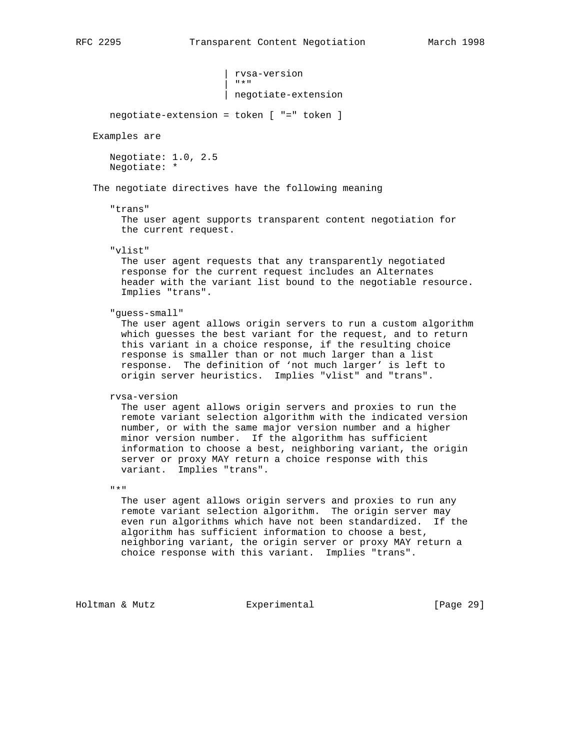```
                         | rvsa-version
                         | "*"
                         | negotiate-extension

   negotiate-extension = token [ "=" token ]
```

Examples are

```
   Negotiate: 1.0, 2.5
   Negotiate: *
```

The negotiate directives have the following meaning

"trans"
: The user agent supports transparent content negotiation for the current request.

"vlist"
: The user agent requests that any transparently negotiated response for the current request includes an Alternates header with the variant list bound to the negotiable resource. Implies "trans".

"guess-small"
: The user agent allows origin servers to run a custom algorithm which guesses the best variant for the request, and to return this variant in a choice response, if the resulting choice response is smaller than or not much larger than a list response. The definition of 'not much larger' is left to origin server heuristics. Implies "vlist" and "trans".

rvsa-version
: The user agent allows origin servers and proxies to run the remote variant selection algorithm with the indicated version number, or with the same major version number and a higher minor version number. If the algorithm has sufficient information to choose a best, neighboring variant, the origin server or proxy MAY return a choice response with this variant. Implies "trans".

"*"
: The user agent allows origin servers and proxies to run any remote variant selection algorithm. The origin server may even run algorithms which have not been standardized. If the algorithm has sufficient information to choose a best, neighboring variant, the origin server or proxy MAY return a choice response with this variant. Implies "trans".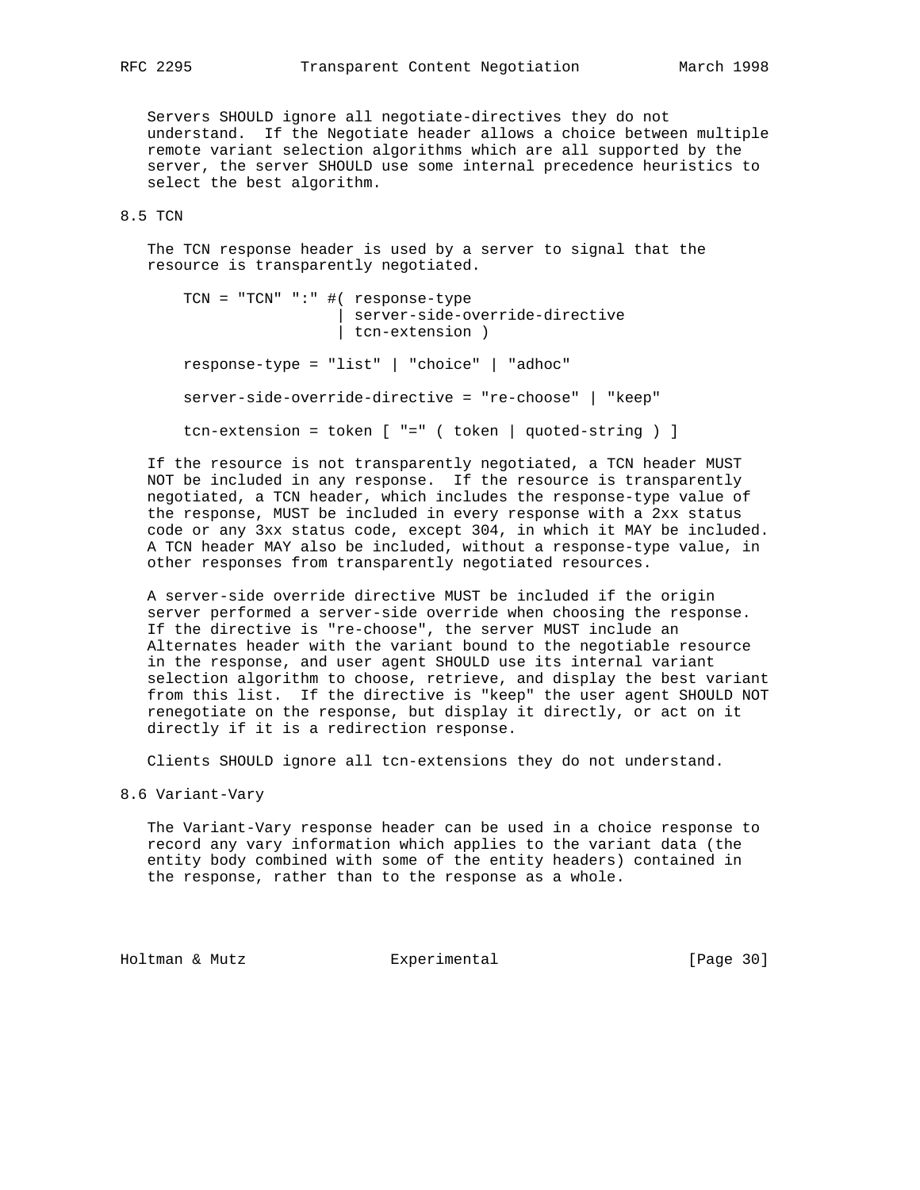Servers SHOULD ignore all negotiate-directives they do not understand. If the Negotiate header allows a choice between multiple remote variant selection algorithms which are all supported by the server, the server SHOULD use some internal precedence heuristics to select the best algorithm.

## 8.5 TCN

The TCN response header is used by a server to signal that the resource is transparently negotiated.

```
TCN = "TCN" ":" #( response-type
                 | server-side-override-directive
                 | tcn-extension )

response-type = "list" | "choice" | "adhoc"

server-side-override-directive = "re-choose" | "keep"

tcn-extension = token [ "=" ( token | quoted-string ) ]
```

If the resource is not transparently negotiated, a TCN header MUST NOT be included in any response. If the resource is transparently negotiated, a TCN header, which includes the response-type value of the response, MUST be included in every response with a 2xx status code or any 3xx status code, except 304, in which it MAY be included. A TCN header MAY also be included, without a response-type value, in other responses from transparently negotiated resources.

A server-side override directive MUST be included if the origin server performed a server-side override when choosing the response. If the directive is "re-choose", the server MUST include an Alternates header with the variant bound to the negotiable resource in the response, and user agent SHOULD use its internal variant selection algorithm to choose, retrieve, and display the best variant from this list. If the directive is "keep" the user agent SHOULD NOT renegotiate on the response, but display it directly, or act on it directly if it is a redirection response.

Clients SHOULD ignore all tcn-extensions they do not understand.

## 8.6 Variant-Vary

The Variant-Vary response header can be used in a choice response to record any vary information which applies to the variant data (the entity body combined with some of the entity headers) contained in the response, rather than to the response as a whole.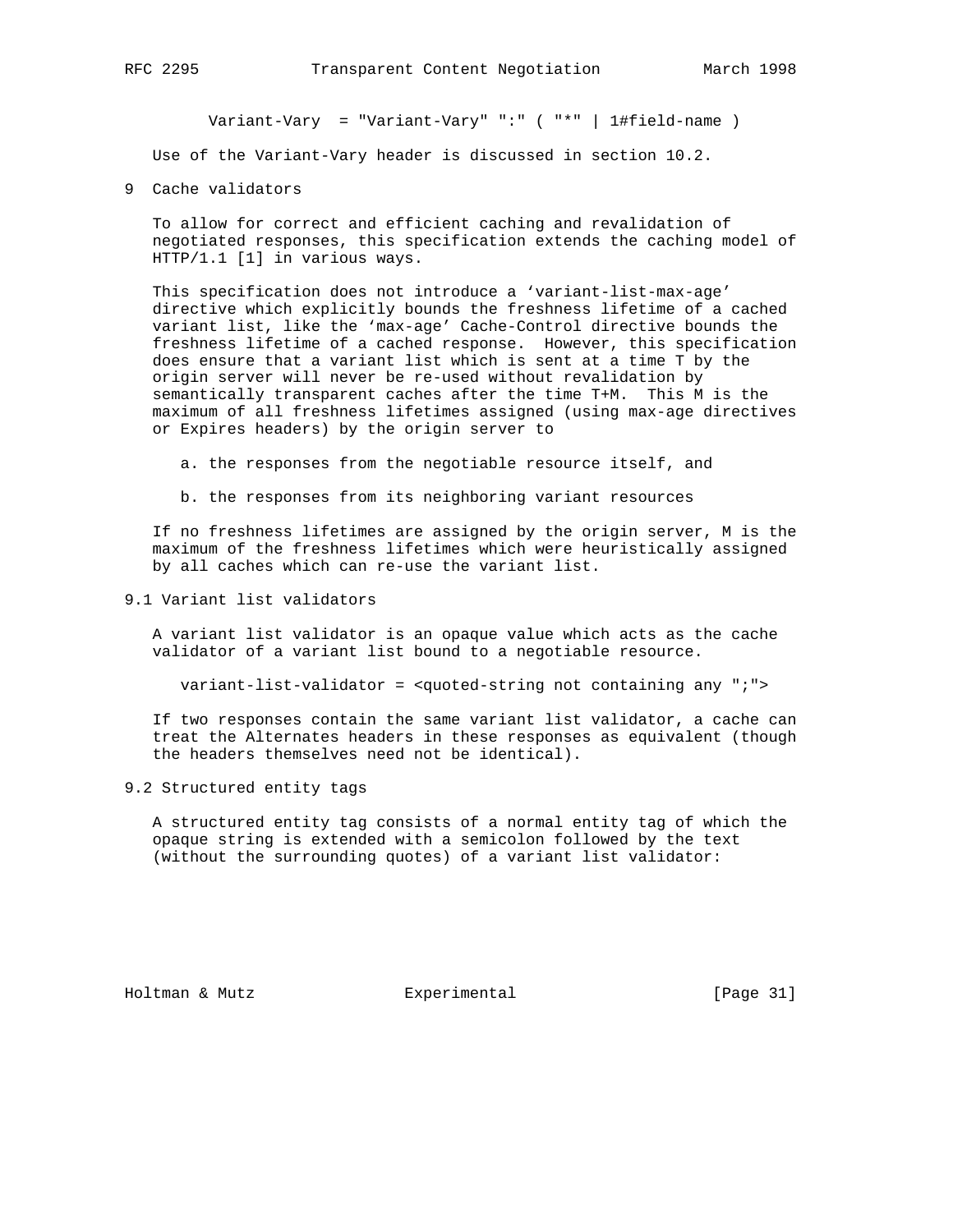```
Variant-Vary  = "Variant-Vary" ":" ( "*" | 1#field-name )
```

Use of the Variant-Vary header is discussed in section 10.2.

## 9 Cache validators

To allow for correct and efficient caching and revalidation of negotiated responses, this specification extends the caching model of HTTP/1.1 [1] in various ways.

This specification does not introduce a 'variant-list-max-age' directive which explicitly bounds the freshness lifetime of a cached variant list, like the 'max-age' Cache-Control directive bounds the freshness lifetime of a cached response. However, this specification does ensure that a variant list which is sent at a time T by the origin server will never be re-used without revalidation by semantically transparent caches after the time T+M. This M is the maximum of all freshness lifetimes assigned (using max-age directives or Expires headers) by the origin server to

a. the responses from the negotiable resource itself, and

b. the responses from its neighboring variant resources

If no freshness lifetimes are assigned by the origin server, M is the maximum of the freshness lifetimes which were heuristically assigned by all caches which can re-use the variant list.

### 9.1 Variant list validators

A variant list validator is an opaque value which acts as the cache validator of a variant list bound to a negotiable resource.

```
variant-list-validator = <quoted-string not containing any ";">
```

If two responses contain the same variant list validator, a cache can treat the Alternates headers in these responses as equivalent (though the headers themselves need not be identical).

### 9.2 Structured entity tags

A structured entity tag consists of a normal entity tag of which the opaque string is extended with a semicolon followed by the text (without the surrounding quotes) of a variant list validator: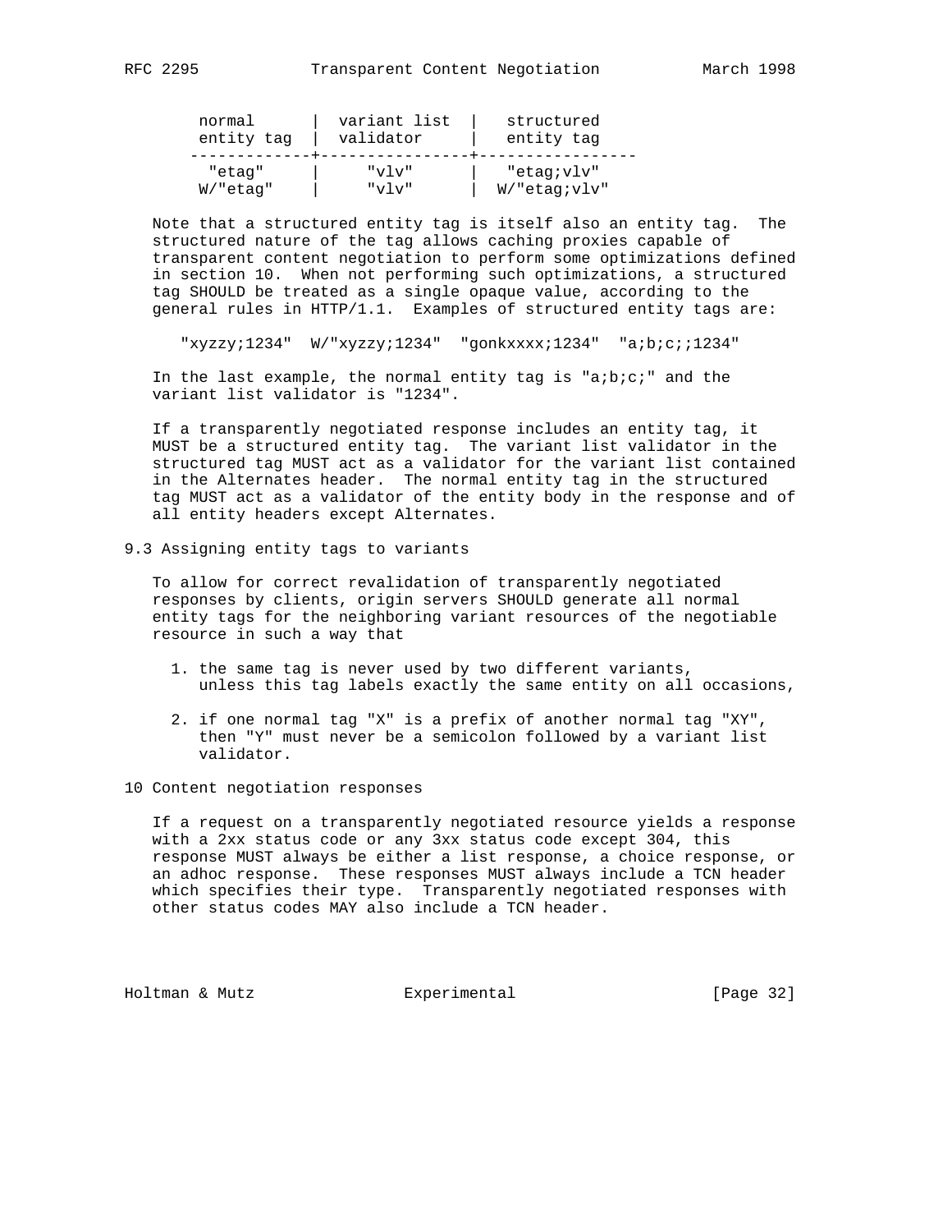| normal entity tag | variant list validator | structured entity tag |
|---|---|---|
| "etag" | "vlv" | "etag;vlv" |
| W/"etag" | "vlv" | W/"etag;vlv" |

Note that a structured entity tag is itself also an entity tag. The structured nature of the tag allows caching proxies capable of transparent content negotiation to perform some optimizations defined in section 10. When not performing such optimizations, a structured tag SHOULD be treated as a single opaque value, according to the general rules in HTTP/1.1. Examples of structured entity tags are:

```
"xyzzy;1234"  W/"xyzzy;1234"  "gonkxxxx;1234"  "a;b;c;;1234"
```

In the last example, the normal entity tag is "a;b;c;" and the variant list validator is "1234".

If a transparently negotiated response includes an entity tag, it MUST be a structured entity tag. The variant list validator in the structured tag MUST act as a validator for the variant list contained in the Alternates header. The normal entity tag in the structured tag MUST act as a validator of the entity body in the response and of all entity headers except Alternates.

## 9.3 Assigning entity tags to variants

To allow for correct revalidation of transparently negotiated responses by clients, origin servers SHOULD generate all normal entity tags for the neighboring variant resources of the negotiable resource in such a way that

1. the same tag is never used by two different variants, unless this tag labels exactly the same entity on all occasions,
2. if one normal tag "X" is a prefix of another normal tag "XY", then "Y" must never be a semicolon followed by a variant list validator.

# 10 Content negotiation responses

If a request on a transparently negotiated resource yields a response with a 2xx status code or any 3xx status code except 304, this response MUST always be either a list response, a choice response, or an adhoc response. These responses MUST always include a TCN header which specifies their type. Transparently negotiated responses with other status codes MAY also include a TCN header.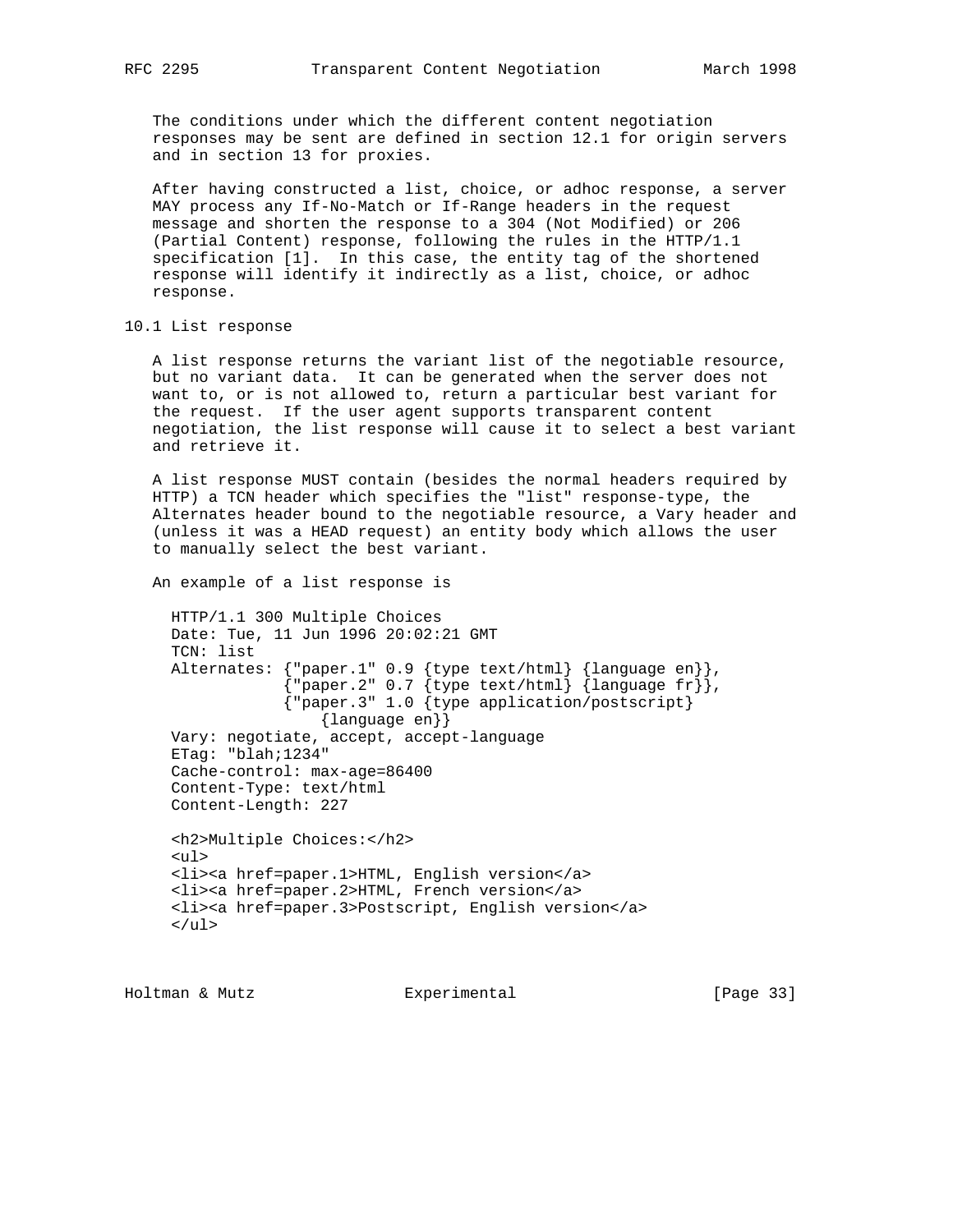The conditions under which the different content negotiation responses may be sent are defined in section 12.1 for origin servers and in section 13 for proxies.

After having constructed a list, choice, or adhoc response, a server MAY process any If-No-Match or If-Range headers in the request message and shorten the response to a 304 (Not Modified) or 206 (Partial Content) response, following the rules in the HTTP/1.1 specification [1]. In this case, the entity tag of the shortened response will identify it indirectly as a list, choice, or adhoc response.

## 10.1 List response

A list response returns the variant list of the negotiable resource, but no variant data. It can be generated when the server does not want to, or is not allowed to, return a particular best variant for the request. If the user agent supports transparent content negotiation, the list response will cause it to select a best variant and retrieve it.

A list response MUST contain (besides the normal headers required by HTTP) a TCN header which specifies the "list" response-type, the Alternates header bound to the negotiable resource, a Vary header and (unless it was a HEAD request) an entity body which allows the user to manually select the best variant.

An example of a list response is

```
HTTP/1.1 300 Multiple Choices
Date: Tue, 11 Jun 1996 20:02:21 GMT
TCN: list
Alternates: {"paper.1" 0.9 {type text/html} {language en}},
            {"paper.2" 0.7 {type text/html} {language fr}},
            {"paper.3" 1.0 {type application/postscript}
                {language en}}
Vary: negotiate, accept, accept-language
ETag: "blah;1234"
Cache-control: max-age=86400
Content-Type: text/html
Content-Length: 227

<h2>Multiple Choices:</h2>
<ul>
<li><a href=paper.1>HTML, English version</a>
<li><a href=paper.2>HTML, French version</a>
<li><a href=paper.3>Postscript, English version</a>
</ul>
```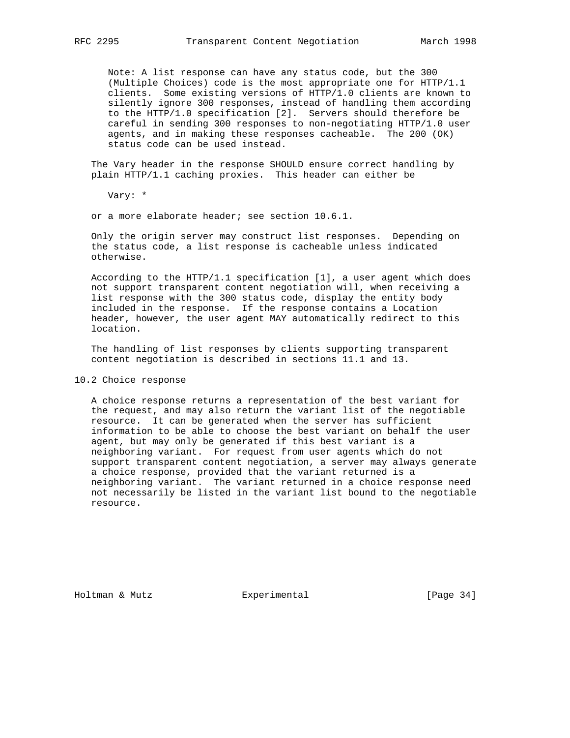Note: A list response can have any status code, but the 300 (Multiple Choices) code is the most appropriate one for HTTP/1.1 clients. Some existing versions of HTTP/1.0 clients are known to silently ignore 300 responses, instead of handling them according to the HTTP/1.0 specification [2]. Servers should therefore be careful in sending 300 responses to non-negotiating HTTP/1.0 user agents, and in making these responses cacheable. The 200 (OK) status code can be used instead.

The Vary header in the response SHOULD ensure correct handling by plain HTTP/1.1 caching proxies. This header can either be

```
Vary: *
```

or a more elaborate header; see section 10.6.1.

Only the origin server may construct list responses. Depending on the status code, a list response is cacheable unless indicated otherwise.

According to the HTTP/1.1 specification [1], a user agent which does not support transparent content negotiation will, when receiving a list response with the 300 status code, display the entity body included in the response. If the response contains a Location header, however, the user agent MAY automatically redirect to this location.

The handling of list responses by clients supporting transparent content negotiation is described in sections 11.1 and 13.

## 10.2 Choice response

A choice response returns a representation of the best variant for the request, and may also return the variant list of the negotiable resource. It can be generated when the server has sufficient information to be able to choose the best variant on behalf the user agent, but may only be generated if this best variant is a neighboring variant. For request from user agents which do not support transparent content negotiation, a server may always generate a choice response, provided that the variant returned is a neighboring variant. The variant returned in a choice response need not necessarily be listed in the variant list bound to the negotiable resource.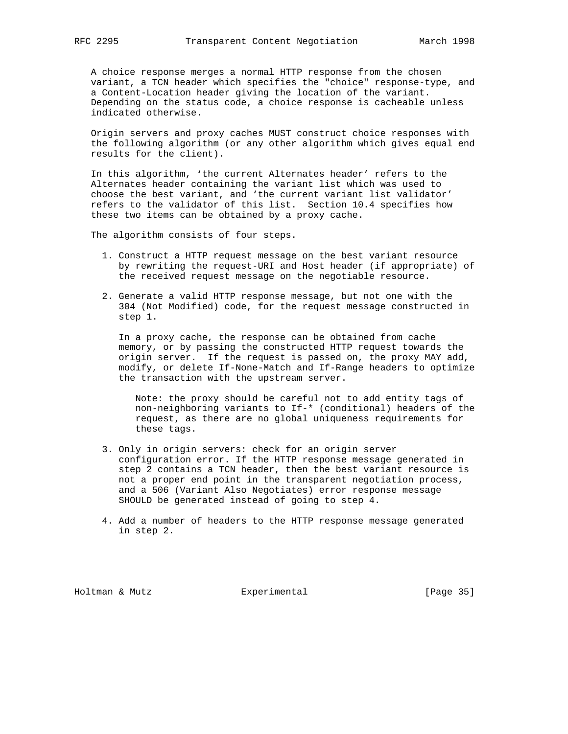A choice response merges a normal HTTP response from the chosen variant, a TCN header which specifies the "choice" response-type, and a Content-Location header giving the location of the variant. Depending on the status code, a choice response is cacheable unless indicated otherwise.

Origin servers and proxy caches MUST construct choice responses with the following algorithm (or any other algorithm which gives equal end results for the client).

In this algorithm, 'the current Alternates header' refers to the Alternates header containing the variant list which was used to choose the best variant, and 'the current variant list validator' refers to the validator of this list. Section 10.4 specifies how these two items can be obtained by a proxy cache.

The algorithm consists of four steps.

1. Construct a HTTP request message on the best variant resource by rewriting the request-URI and Host header (if appropriate) of the received request message on the negotiable resource.

2. Generate a valid HTTP response message, but not one with the 304 (Not Modified) code, for the request message constructed in step 1.

   In a proxy cache, the response can be obtained from cache memory, or by passing the constructed HTTP request towards the origin server. If the request is passed on, the proxy MAY add, modify, or delete If-None-Match and If-Range headers to optimize the transaction with the upstream server.

   > Note: the proxy should be careful not to add entity tags of non-neighboring variants to If-* (conditional) headers of the request, as there are no global uniqueness requirements for these tags.

3. Only in origin servers: check for an origin server configuration error. If the HTTP response message generated in step 2 contains a TCN header, then the best variant resource is not a proper end point in the transparent negotiation process, and a 506 (Variant Also Negotiates) error response message SHOULD be generated instead of going to step 4.

4. Add a number of headers to the HTTP response message generated in step 2.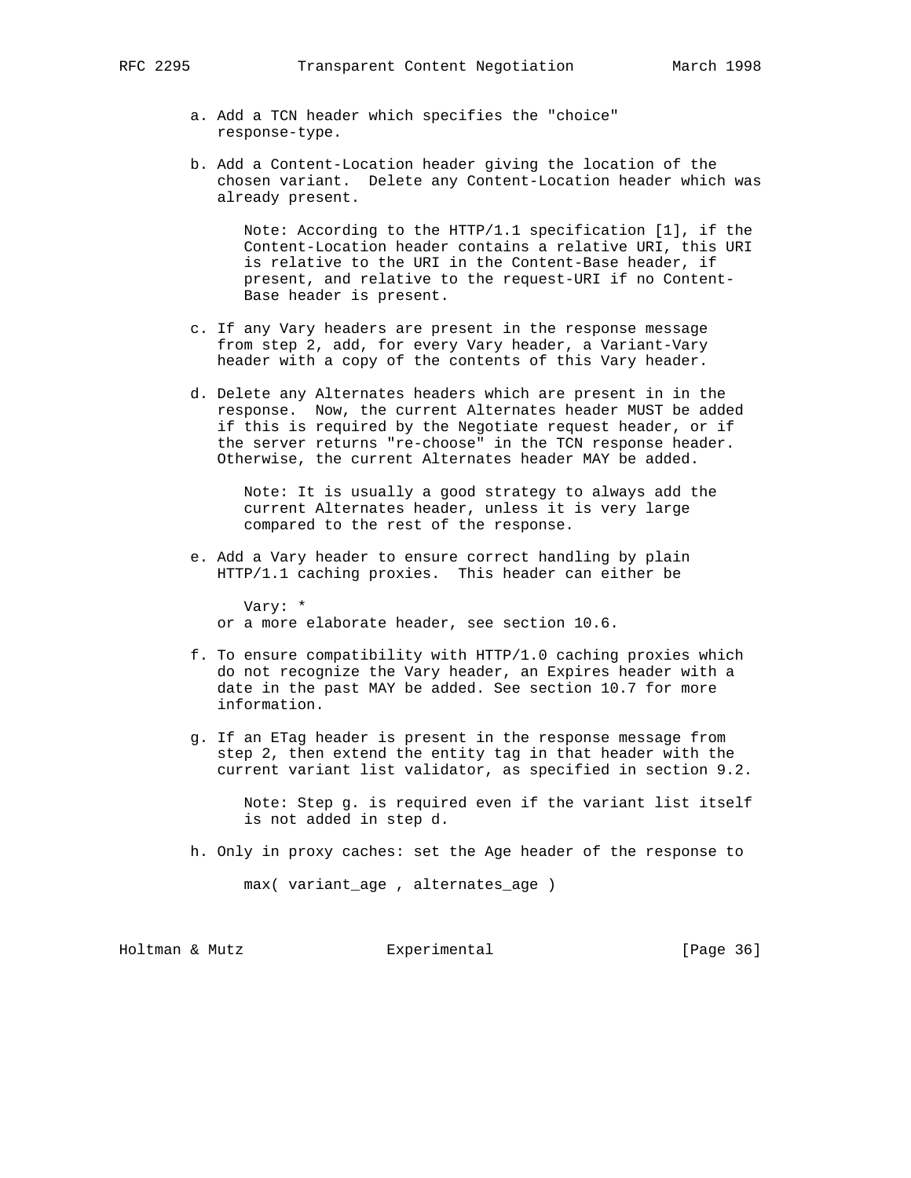a. Add a TCN header which specifies the "choice" response-type.

b. Add a Content-Location header giving the location of the chosen variant. Delete any Content-Location header which was already present.

   Note: According to the HTTP/1.1 specification [1], if the Content-Location header contains a relative URI, this URI is relative to the URI in the Content-Base header, if present, and relative to the request-URI if no Content-Base header is present.

c. If any Vary headers are present in the response message from step 2, add, for every Vary header, a Variant-Vary header with a copy of the contents of this Vary header.

d. Delete any Alternates headers which are present in in the response. Now, the current Alternates header MUST be added if this is required by the Negotiate request header, or if the server returns "re-choose" in the TCN response header. Otherwise, the current Alternates header MAY be added.

   Note: It is usually a good strategy to always add the current Alternates header, unless it is very large compared to the rest of the response.

e. Add a Vary header to ensure correct handling by plain HTTP/1.1 caching proxies. This header can either be

```
Vary: *
```

   or a more elaborate header, see section 10.6.

f. To ensure compatibility with HTTP/1.0 caching proxies which do not recognize the Vary header, an Expires header with a date in the past MAY be added. See section 10.7 for more information.

g. If an ETag header is present in the response message from step 2, then extend the entity tag in that header with the current variant list validator, as specified in section 9.2.

   Note: Step g. is required even if the variant list itself is not added in step d.

h. Only in proxy caches: set the Age header of the response to

```
max( variant_age , alternates_age )
```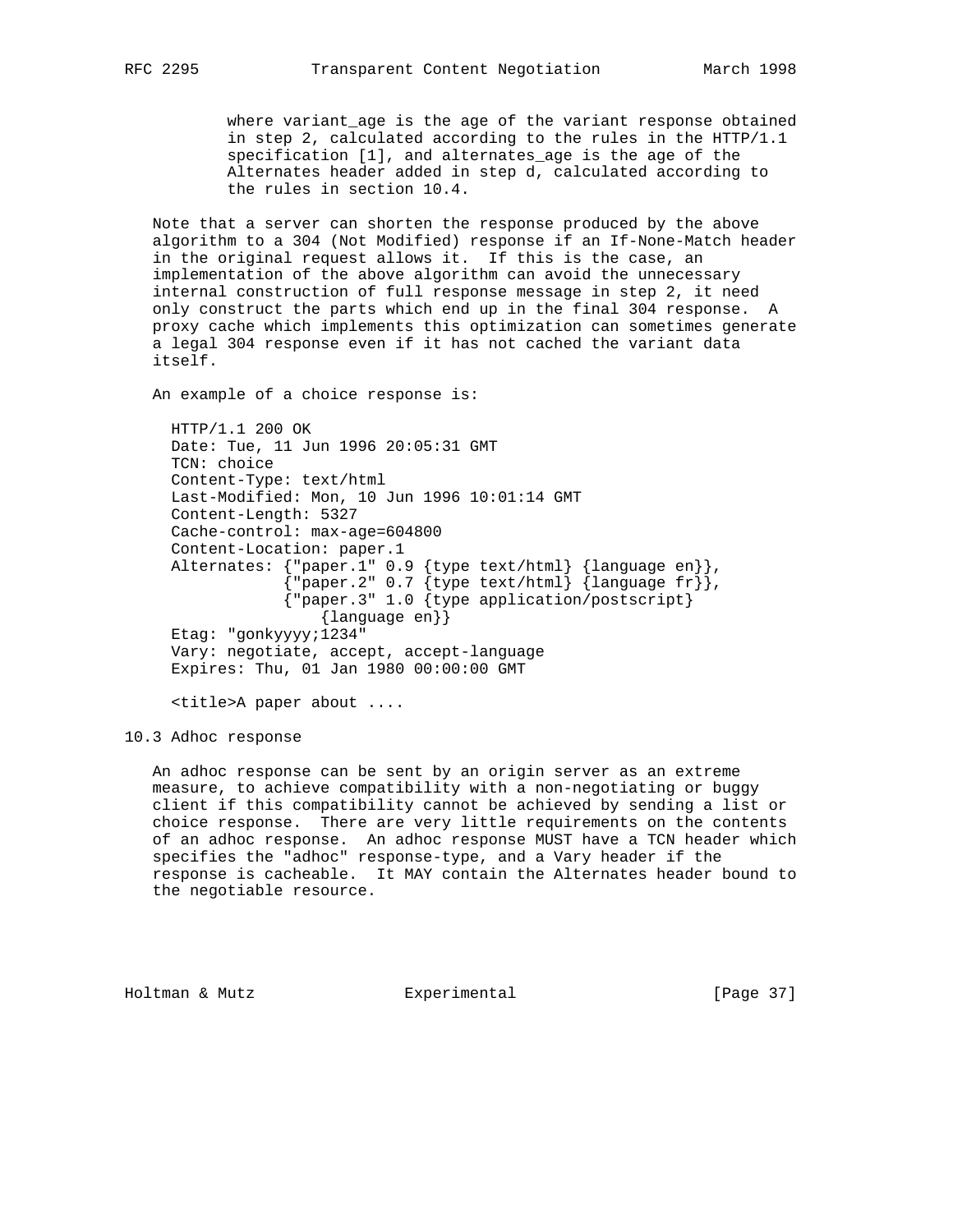where variant_age is the age of the variant response obtained in step 2, calculated according to the rules in the HTTP/1.1 specification [1], and alternates_age is the age of the Alternates header added in step d, calculated according to the rules in section 10.4.

Note that a server can shorten the response produced by the above algorithm to a 304 (Not Modified) response if an If-None-Match header in the original request allows it. If this is the case, an implementation of the above algorithm can avoid the unnecessary internal construction of full response message in step 2, it need only construct the parts which end up in the final 304 response. A proxy cache which implements this optimization can sometimes generate a legal 304 response even if it has not cached the variant data itself.

An example of a choice response is:

```
HTTP/1.1 200 OK
Date: Tue, 11 Jun 1996 20:05:31 GMT
TCN: choice
Content-Type: text/html
Last-Modified: Mon, 10 Jun 1996 10:01:14 GMT
Content-Length: 5327
Cache-control: max-age=604800
Content-Location: paper.1
Alternates: {"paper.1" 0.9 {type text/html} {language en}},
            {"paper.2" 0.7 {type text/html} {language fr}},
            {"paper.3" 1.0 {type application/postscript}
                {language en}}
Etag: "gonkyyyy;1234"
Vary: negotiate, accept, accept-language
Expires: Thu, 01 Jan 1980 00:00:00 GMT

<title>A paper about ....
```

## 10.3 Adhoc response

An adhoc response can be sent by an origin server as an extreme measure, to achieve compatibility with a non-negotiating or buggy client if this compatibility cannot be achieved by sending a list or choice response. There are very little requirements on the contents of an adhoc response. An adhoc response MUST have a TCN header which specifies the "adhoc" response-type, and a Vary header if the response is cacheable. It MAY contain the Alternates header bound to the negotiable resource.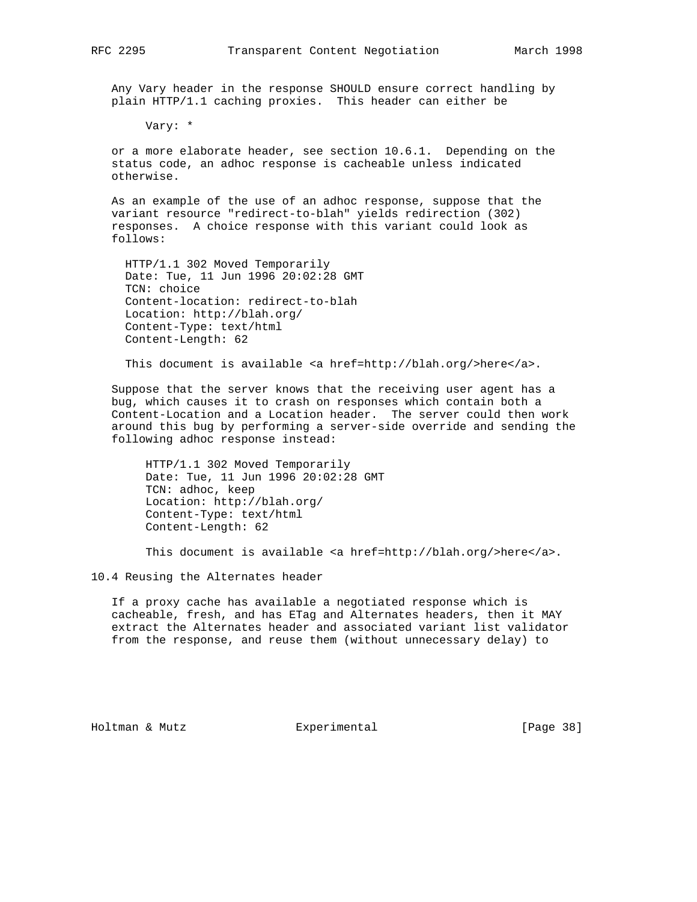Any Vary header in the response SHOULD ensure correct handling by plain HTTP/1.1 caching proxies. This header can either be

```
Vary: *
```

or a more elaborate header, see section 10.6.1. Depending on the status code, an adhoc response is cacheable unless indicated otherwise.

As an example of the use of an adhoc response, suppose that the variant resource "redirect-to-blah" yields redirection (302) responses. A choice response with this variant could look as follows:

```
HTTP/1.1 302 Moved Temporarily
Date: Tue, 11 Jun 1996 20:02:28 GMT
TCN: choice
Content-location: redirect-to-blah
Location: http://blah.org/
Content-Type: text/html
Content-Length: 62

This document is available <a href=http://blah.org/>here</a>.
```

Suppose that the server knows that the receiving user agent has a bug, which causes it to crash on responses which contain both a Content-Location and a Location header. The server could then work around this bug by performing a server-side override and sending the following adhoc response instead:

```
HTTP/1.1 302 Moved Temporarily
Date: Tue, 11 Jun 1996 20:02:28 GMT
TCN: adhoc, keep
Location: http://blah.org/
Content-Type: text/html
Content-Length: 62

This document is available <a href=http://blah.org/>here</a>.
```

## 10.4 Reusing the Alternates header

If a proxy cache has available a negotiated response which is cacheable, fresh, and has ETag and Alternates headers, then it MAY extract the Alternates header and associated variant list validator from the response, and reuse them (without unnecessary delay) to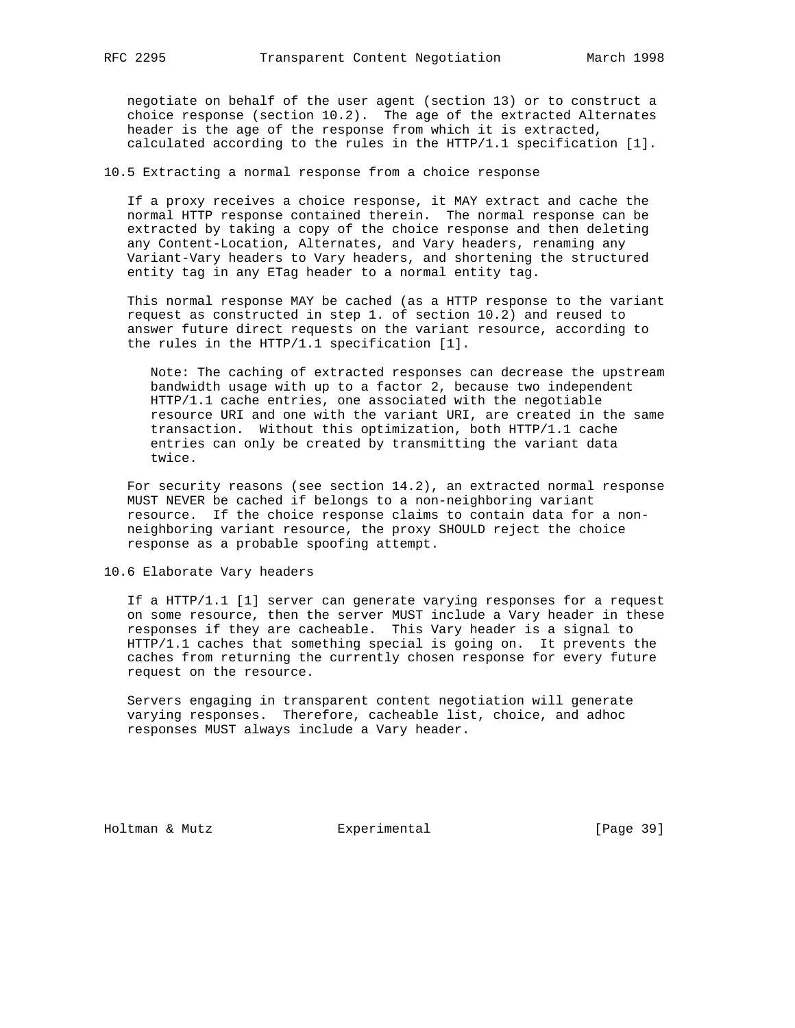negotiate on behalf of the user agent (section 13) or to construct a choice response (section 10.2). The age of the extracted Alternates header is the age of the response from which it is extracted, calculated according to the rules in the HTTP/1.1 specification [1].

## 10.5 Extracting a normal response from a choice response

If a proxy receives a choice response, it MAY extract and cache the normal HTTP response contained therein. The normal response can be extracted by taking a copy of the choice response and then deleting any Content-Location, Alternates, and Vary headers, renaming any Variant-Vary headers to Vary headers, and shortening the structured entity tag in any ETag header to a normal entity tag.

This normal response MAY be cached (as a HTTP response to the variant request as constructed in step 1. of section 10.2) and reused to answer future direct requests on the variant resource, according to the rules in the HTTP/1.1 specification [1].

> Note: The caching of extracted responses can decrease the upstream bandwidth usage with up to a factor 2, because two independent HTTP/1.1 cache entries, one associated with the negotiable resource URI and one with the variant URI, are created in the same transaction. Without this optimization, both HTTP/1.1 cache entries can only be created by transmitting the variant data twice.

For security reasons (see section 14.2), an extracted normal response MUST NEVER be cached if belongs to a non-neighboring variant resource. If the choice response claims to contain data for a non-neighboring variant resource, the proxy SHOULD reject the choice response as a probable spoofing attempt.

## 10.6 Elaborate Vary headers

If a HTTP/1.1 [1] server can generate varying responses for a request on some resource, then the server MUST include a Vary header in these responses if they are cacheable. This Vary header is a signal to HTTP/1.1 caches that something special is going on. It prevents the caches from returning the currently chosen response for every future request on the resource.

Servers engaging in transparent content negotiation will generate varying responses. Therefore, cacheable list, choice, and adhoc responses MUST always include a Vary header.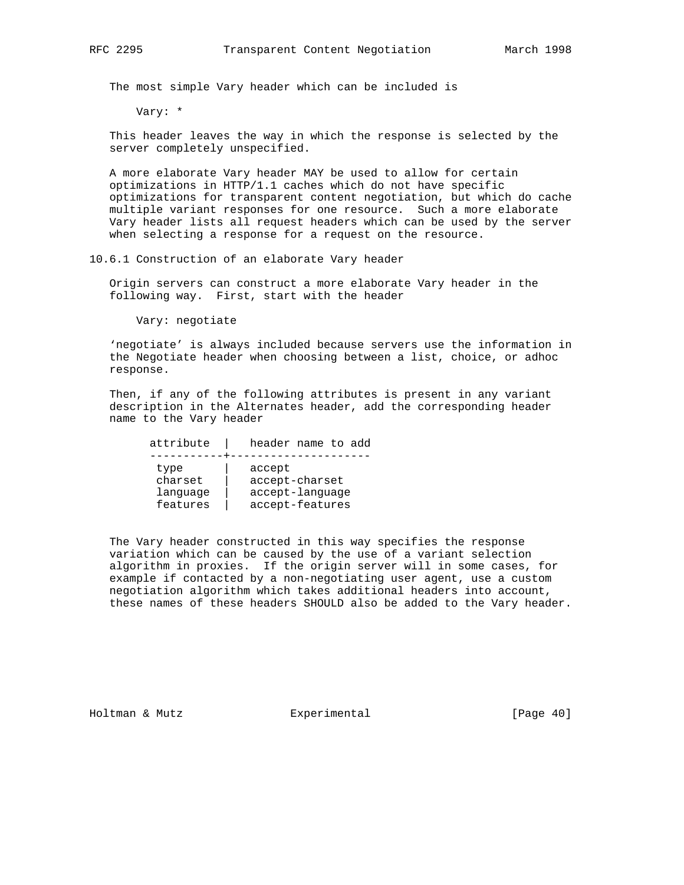The most simple Vary header which can be included is

```
Vary: *
```

This header leaves the way in which the response is selected by the server completely unspecified.

A more elaborate Vary header MAY be used to allow for certain optimizations in HTTP/1.1 caches which do not have specific optimizations for transparent content negotiation, but which do cache multiple variant responses for one resource. Such a more elaborate Vary header lists all request headers which can be used by the server when selecting a response for a request on the resource.

### 10.6.1 Construction of an elaborate Vary header

Origin servers can construct a more elaborate Vary header in the following way. First, start with the header

```
Vary: negotiate
```

'negotiate' is always included because servers use the information in the Negotiate header when choosing between a list, choice, or adhoc response.

Then, if any of the following attributes is present in any variant description in the Alternates header, add the corresponding header name to the Vary header

| attribute | header name to add |
|---|---|
| type | accept |
| charset | accept-charset |
| language | accept-language |
| features | accept-features |

The Vary header constructed in this way specifies the response variation which can be caused by the use of a variant selection algorithm in proxies. If the origin server will in some cases, for example if contacted by a non-negotiating user agent, use a custom negotiation algorithm which takes additional headers into account, these names of these headers SHOULD also be added to the Vary header.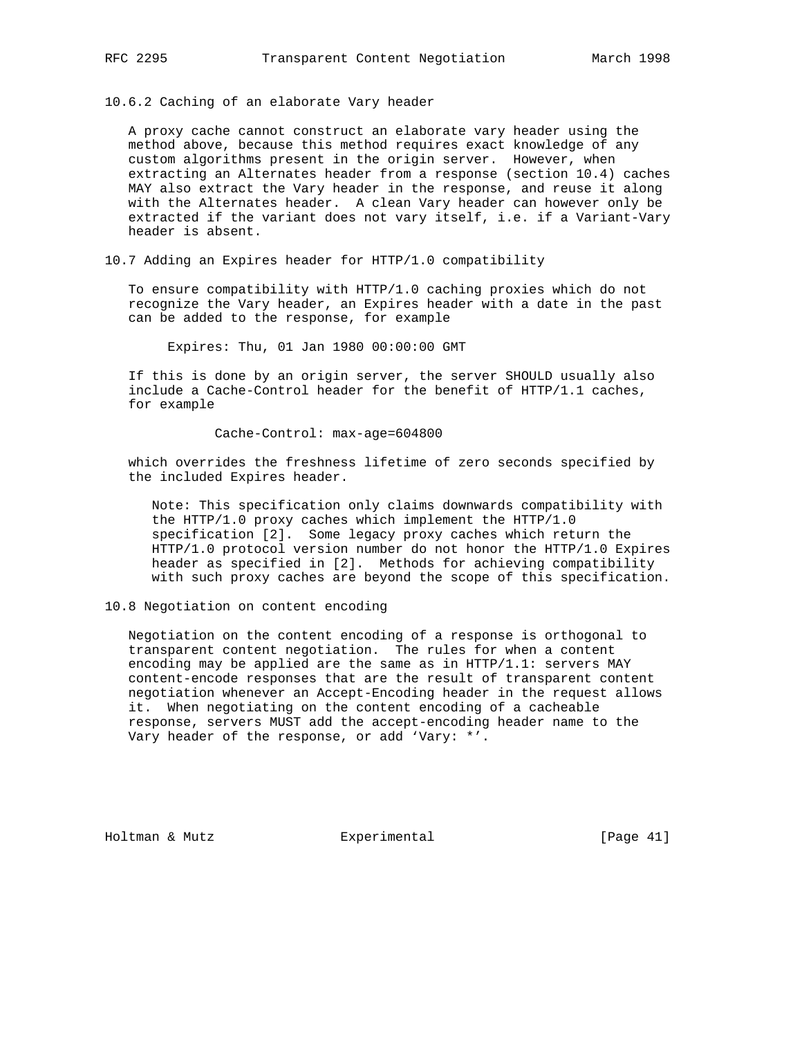### 10.6.2 Caching of an elaborate Vary header

A proxy cache cannot construct an elaborate vary header using the method above, because this method requires exact knowledge of any custom algorithms present in the origin server. However, when extracting an Alternates header from a response (section 10.4) caches MAY also extract the Vary header in the response, and reuse it along with the Alternates header. A clean Vary header can however only be extracted if the variant does not vary itself, i.e. if a Variant-Vary header is absent.

### 10.7 Adding an Expires header for HTTP/1.0 compatibility

To ensure compatibility with HTTP/1.0 caching proxies which do not recognize the Vary header, an Expires header with a date in the past can be added to the response, for example

```
Expires: Thu, 01 Jan 1980 00:00:00 GMT
```

If this is done by an origin server, the server SHOULD usually also include a Cache-Control header for the benefit of HTTP/1.1 caches, for example

```
Cache-Control: max-age=604800
```

which overrides the freshness lifetime of zero seconds specified by the included Expires header.

> Note: This specification only claims downwards compatibility with the HTTP/1.0 proxy caches which implement the HTTP/1.0 specification [2]. Some legacy proxy caches which return the HTTP/1.0 protocol version number do not honor the HTTP/1.0 Expires header as specified in [2]. Methods for achieving compatibility with such proxy caches are beyond the scope of this specification.

### 10.8 Negotiation on content encoding

Negotiation on the content encoding of a response is orthogonal to transparent content negotiation. The rules for when a content encoding may be applied are the same as in HTTP/1.1: servers MAY content-encode responses that are the result of transparent content negotiation whenever an Accept-Encoding header in the request allows it. When negotiating on the content encoding of a cacheable response, servers MUST add the accept-encoding header name to the Vary header of the response, or add 'Vary: *'.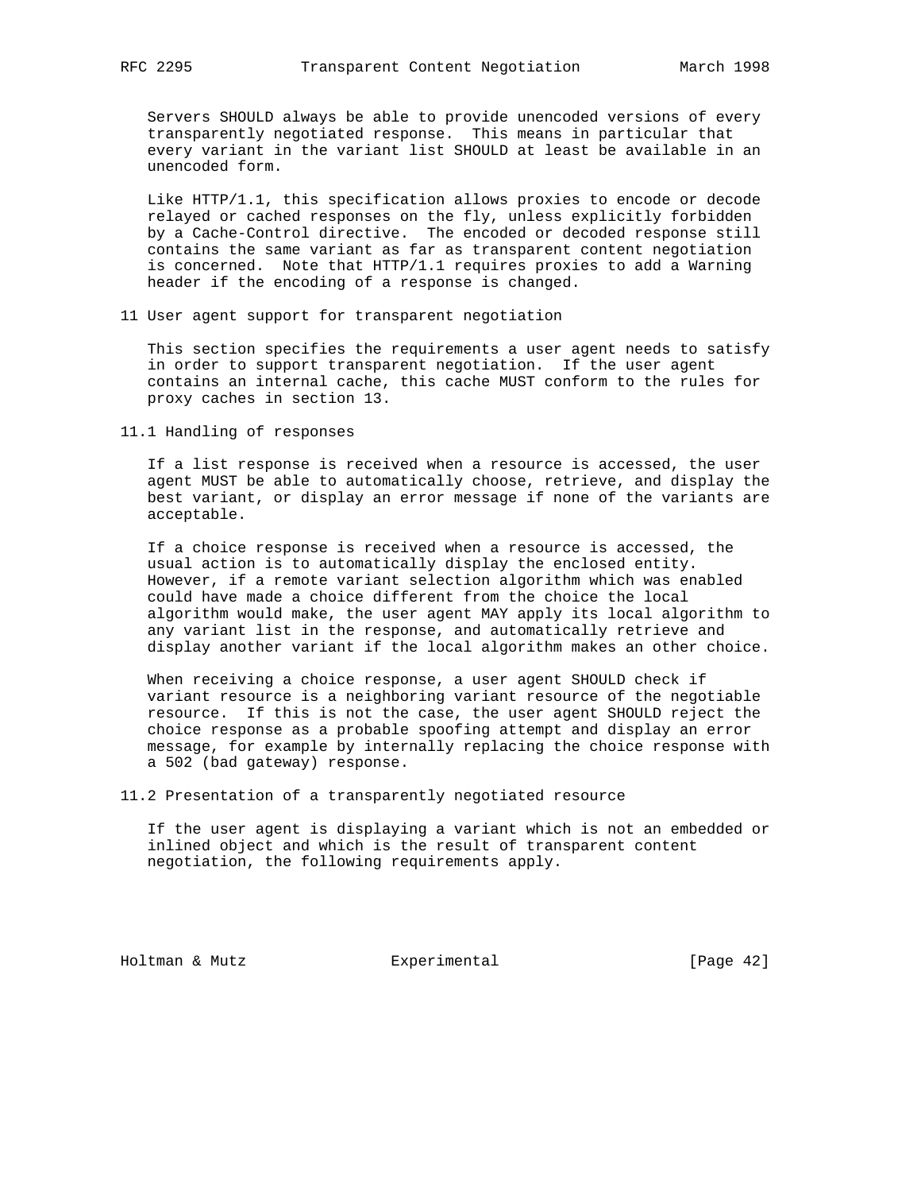Servers SHOULD always be able to provide unencoded versions of every transparently negotiated response. This means in particular that every variant in the variant list SHOULD at least be available in an unencoded form.

Like HTTP/1.1, this specification allows proxies to encode or decode relayed or cached responses on the fly, unless explicitly forbidden by a Cache-Control directive. The encoded or decoded response still contains the same variant as far as transparent content negotiation is concerned. Note that HTTP/1.1 requires proxies to add a Warning header if the encoding of a response is changed.

## 11 User agent support for transparent negotiation

This section specifies the requirements a user agent needs to satisfy in order to support transparent negotiation. If the user agent contains an internal cache, this cache MUST conform to the rules for proxy caches in section 13.

### 11.1 Handling of responses

If a list response is received when a resource is accessed, the user agent MUST be able to automatically choose, retrieve, and display the best variant, or display an error message if none of the variants are acceptable.

If a choice response is received when a resource is accessed, the usual action is to automatically display the enclosed entity. However, if a remote variant selection algorithm which was enabled could have made a choice different from the choice the local algorithm would make, the user agent MAY apply its local algorithm to any variant list in the response, and automatically retrieve and display another variant if the local algorithm makes an other choice.

When receiving a choice response, a user agent SHOULD check if variant resource is a neighboring variant resource of the negotiable resource. If this is not the case, the user agent SHOULD reject the choice response as a probable spoofing attempt and display an error message, for example by internally replacing the choice response with a 502 (bad gateway) response.

### 11.2 Presentation of a transparently negotiated resource

If the user agent is displaying a variant which is not an embedded or inlined object and which is the result of transparent content negotiation, the following requirements apply.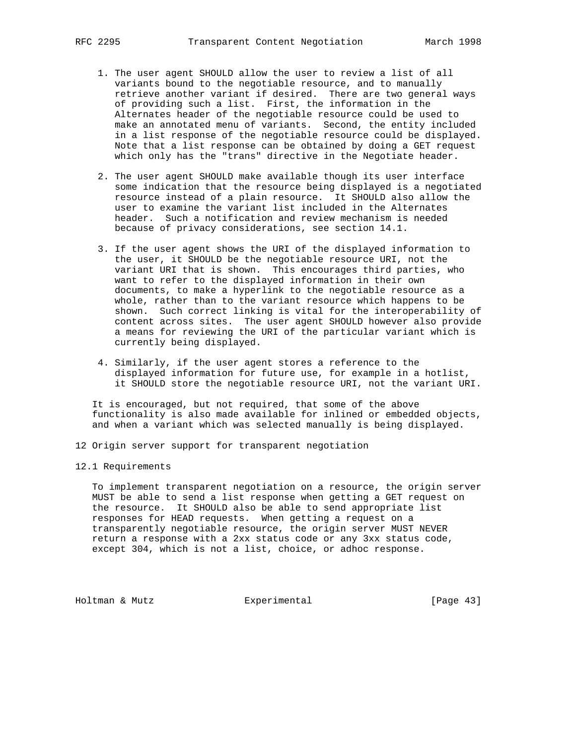1. The user agent SHOULD allow the user to review a list of all variants bound to the negotiable resource, and to manually retrieve another variant if desired. There are two general ways of providing such a list. First, the information in the Alternates header of the negotiable resource could be used to make an annotated menu of variants. Second, the entity included in a list response of the negotiable resource could be displayed. Note that a list response can be obtained by doing a GET request which only has the "trans" directive in the Negotiate header.

2. The user agent SHOULD make available though its user interface some indication that the resource being displayed is a negotiated resource instead of a plain resource. It SHOULD also allow the user to examine the variant list included in the Alternates header. Such a notification and review mechanism is needed because of privacy considerations, see section 14.1.

3. If the user agent shows the URI of the displayed information to the user, it SHOULD be the negotiable resource URI, not the variant URI that is shown. This encourages third parties, who want to refer to the displayed information in their own documents, to make a hyperlink to the negotiable resource as a whole, rather than to the variant resource which happens to be shown. Such correct linking is vital for the interoperability of content across sites. The user agent SHOULD however also provide a means for reviewing the URI of the particular variant which is currently being displayed.

4. Similarly, if the user agent stores a reference to the displayed information for future use, for example in a hotlist, it SHOULD store the negotiable resource URI, not the variant URI.

It is encouraged, but not required, that some of the above functionality is also made available for inlined or embedded objects, and when a variant which was selected manually is being displayed.

# 12 Origin server support for transparent negotiation

## 12.1 Requirements

To implement transparent negotiation on a resource, the origin server MUST be able to send a list response when getting a GET request on the resource. It SHOULD also be able to send appropriate list responses for HEAD requests. When getting a request on a transparently negotiable resource, the origin server MUST NEVER return a response with a 2xx status code or any 3xx status code, except 304, which is not a list, choice, or adhoc response.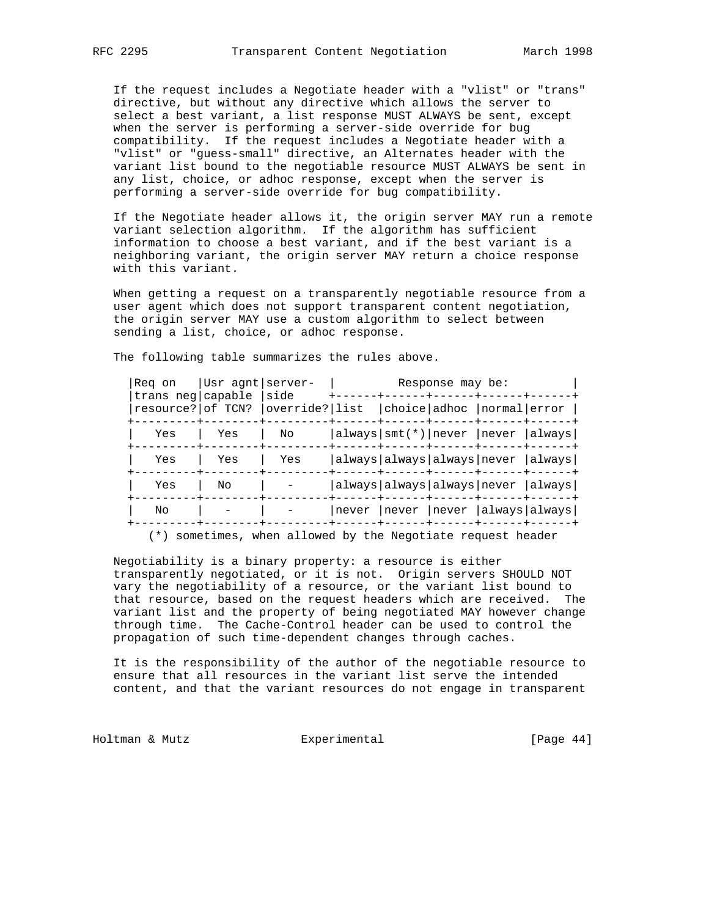If the request includes a Negotiate header with a "vlist" or "trans" directive, but without any directive which allows the server to select a best variant, a list response MUST ALWAYS be sent, except when the server is performing a server-side override for bug compatibility. If the request includes a Negotiate header with a "vlist" or "guess-small" directive, an Alternates header with the variant list bound to the negotiable resource MUST ALWAYS be sent in any list, choice, or adhoc response, except when the server is performing a server-side override for bug compatibility.

If the Negotiate header allows it, the origin server MAY run a remote variant selection algorithm. If the algorithm has sufficient information to choose a best variant, and if the best variant is a neighboring variant, the origin server MAY return a choice response with this variant.

When getting a request on a transparently negotiable resource from a user agent which does not support transparent content negotiation, the origin server MAY use a custom algorithm to select between sending a list, choice, or adhoc response.

The following table summarizes the rules above.

| Req on trans neg resource? | Usr agnt capable of TCN? | server-side override? | Response may be: | | | | |
|---|---|---|---|---|---|---|---|
| | | | list | choice | adhoc | normal | error |
| Yes | Yes | No | always | smt(*) | never | never | always |
| Yes | Yes | Yes | always | always | always | never | always |
| Yes | No | - | always | always | always | never | always |
| No | - | - | never | never | never | always | always |

(*) sometimes, when allowed by the Negotiate request header

Negotiability is a binary property: a resource is either transparently negotiated, or it is not. Origin servers SHOULD NOT vary the negotiability of a resource, or the variant list bound to that resource, based on the request headers which are received. The variant list and the property of being negotiated MAY however change through time. The Cache-Control header can be used to control the propagation of such time-dependent changes through caches.

It is the responsibility of the author of the negotiable resource to ensure that all resources in the variant list serve the intended content, and that the variant resources do not engage in transparent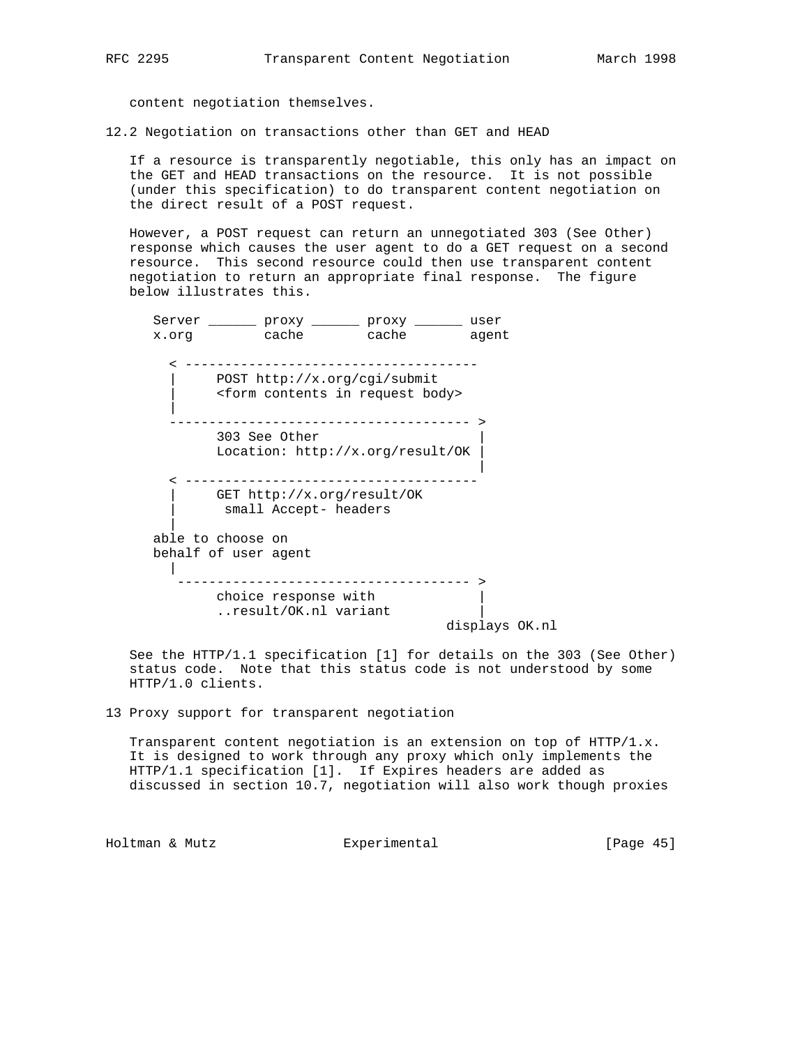content negotiation themselves.

## 12.2 Negotiation on transactions other than GET and HEAD

If a resource is transparently negotiable, this only has an impact on the GET and HEAD transactions on the resource. It is not possible (under this specification) to do transparent content negotiation on the direct result of a POST request.

However, a POST request can return an unnegotiated 303 (See Other) response which causes the user agent to do a GET request on a second resource. This second resource could then use transparent content negotiation to return an appropriate final response. The figure below illustrates this.

```
Server ______ proxy ______ proxy ______ user
x.org         cache        cache        agent

  < -------------------------------------
  |     POST http://x.org/cgi/submit
  |     <form contents in request body>
  |
  -------------------------------------- >
        303 See Other                   |
        Location: http://x.org/result/OK |
                                        |
  < -------------------------------------
  |     GET http://x.org/result/OK
  |      small Accept- headers
  |
able to choose on
behalf of user agent
  |
   ------------------------------------- >
        choice response with            |
        ..result/OK.nl variant          |
                                   displays OK.nl
```

See the HTTP/1.1 specification [1] for details on the 303 (See Other) status code. Note that this status code is not understood by some HTTP/1.0 clients.

# 13 Proxy support for transparent negotiation

Transparent content negotiation is an extension on top of HTTP/1.x. It is designed to work through any proxy which only implements the HTTP/1.1 specification [1]. If Expires headers are added as discussed in section 10.7, negotiation will also work though proxies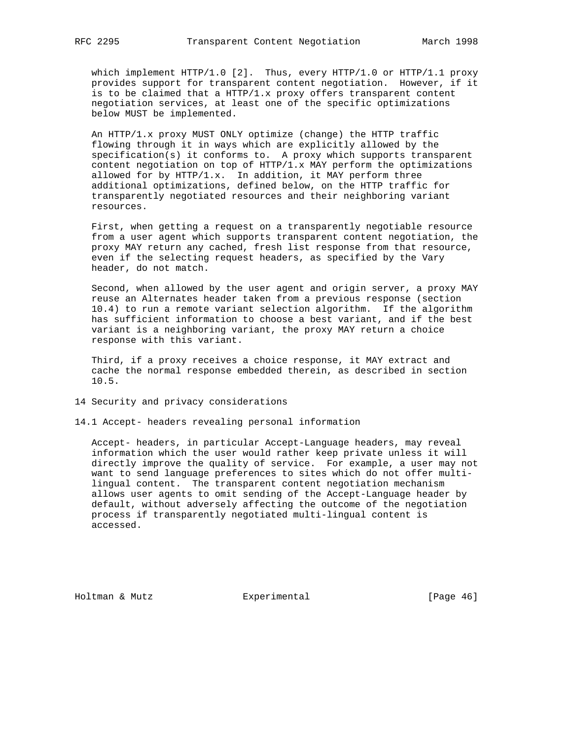which implement HTTP/1.0 [2]. Thus, every HTTP/1.0 or HTTP/1.1 proxy provides support for transparent content negotiation. However, if it is to be claimed that a HTTP/1.x proxy offers transparent content negotiation services, at least one of the specific optimizations below MUST be implemented.

An HTTP/1.x proxy MUST ONLY optimize (change) the HTTP traffic flowing through it in ways which are explicitly allowed by the specification(s) it conforms to. A proxy which supports transparent content negotiation on top of HTTP/1.x MAY perform the optimizations allowed for by HTTP/1.x. In addition, it MAY perform three additional optimizations, defined below, on the HTTP traffic for transparently negotiated resources and their neighboring variant resources.

First, when getting a request on a transparently negotiable resource from a user agent which supports transparent content negotiation, the proxy MAY return any cached, fresh list response from that resource, even if the selecting request headers, as specified by the Vary header, do not match.

Second, when allowed by the user agent and origin server, a proxy MAY reuse an Alternates header taken from a previous response (section 10.4) to run a remote variant selection algorithm. If the algorithm has sufficient information to choose a best variant, and if the best variant is a neighboring variant, the proxy MAY return a choice response with this variant.

Third, if a proxy receives a choice response, it MAY extract and cache the normal response embedded therein, as described in section 10.5.

# 14 Security and privacy considerations

## 14.1 Accept- headers revealing personal information

Accept- headers, in particular Accept-Language headers, may reveal information which the user would rather keep private unless it will directly improve the quality of service. For example, a user may not want to send language preferences to sites which do not offer multi-lingual content. The transparent content negotiation mechanism allows user agents to omit sending of the Accept-Language header by default, without adversely affecting the outcome of the negotiation process if transparently negotiated multi-lingual content is accessed.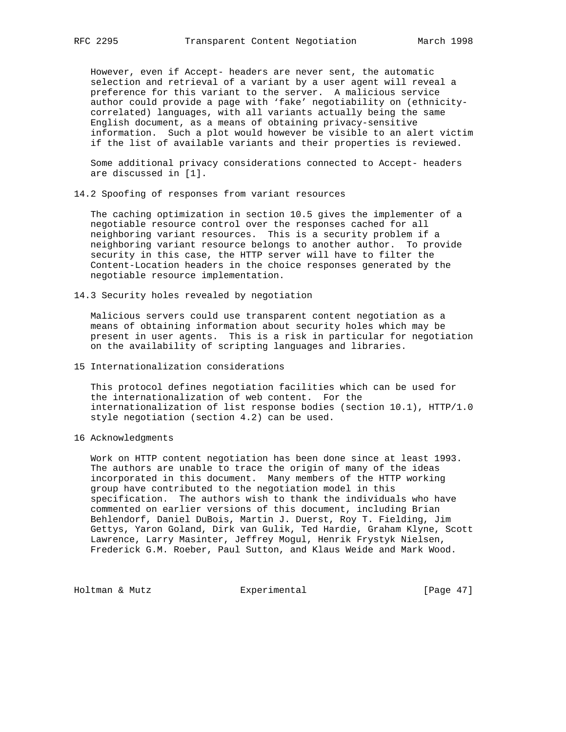However, even if Accept- headers are never sent, the automatic selection and retrieval of a variant by a user agent will reveal a preference for this variant to the server. A malicious service author could provide a page with 'fake' negotiability on (ethnicity-correlated) languages, with all variants actually being the same English document, as a means of obtaining privacy-sensitive information. Such a plot would however be visible to an alert victim if the list of available variants and their properties is reviewed.

Some additional privacy considerations connected to Accept- headers are discussed in [1].

## 14.2 Spoofing of responses from variant resources

The caching optimization in section 10.5 gives the implementer of a negotiable resource control over the responses cached for all neighboring variant resources. This is a security problem if a neighboring variant resource belongs to another author. To provide security in this case, the HTTP server will have to filter the Content-Location headers in the choice responses generated by the negotiable resource implementation.

## 14.3 Security holes revealed by negotiation

Malicious servers could use transparent content negotiation as a means of obtaining information about security holes which may be present in user agents. This is a risk in particular for negotiation on the availability of scripting languages and libraries.

# 15 Internationalization considerations

This protocol defines negotiation facilities which can be used for the internationalization of web content. For the internationalization of list response bodies (section 10.1), HTTP/1.0 style negotiation (section 4.2) can be used.

# 16 Acknowledgments

Work on HTTP content negotiation has been done since at least 1993. The authors are unable to trace the origin of many of the ideas incorporated in this document. Many members of the HTTP working group have contributed to the negotiation model in this specification. The authors wish to thank the individuals who have commented on earlier versions of this document, including Brian Behlendorf, Daniel DuBois, Martin J. Duerst, Roy T. Fielding, Jim Gettys, Yaron Goland, Dirk van Gulik, Ted Hardie, Graham Klyne, Scott Lawrence, Larry Masinter, Jeffrey Mogul, Henrik Frystyk Nielsen, Frederick G.M. Roeber, Paul Sutton, and Klaus Weide and Mark Wood.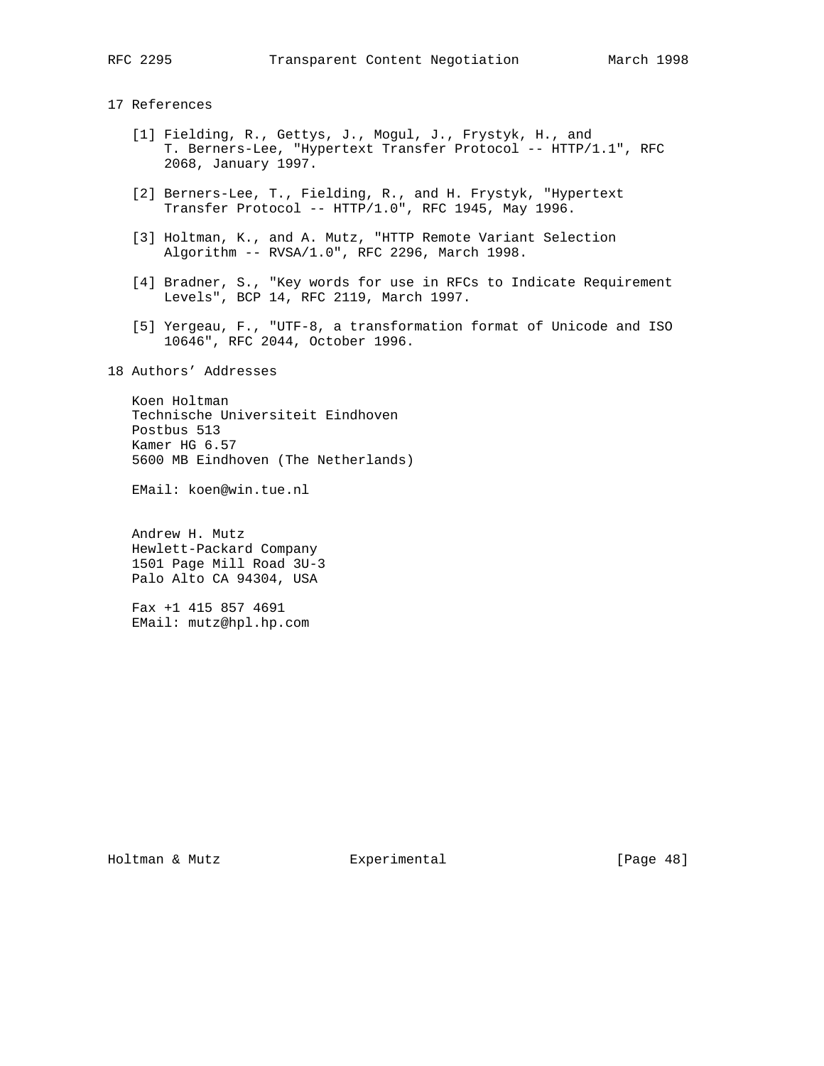## 17 References

[1] Fielding, R., Gettys, J., Mogul, J., Frystyk, H., and T. Berners-Lee, "Hypertext Transfer Protocol -- HTTP/1.1", RFC 2068, January 1997.

[2] Berners-Lee, T., Fielding, R., and H. Frystyk, "Hypertext Transfer Protocol -- HTTP/1.0", RFC 1945, May 1996.

[3] Holtman, K., and A. Mutz, "HTTP Remote Variant Selection Algorithm -- RVSA/1.0", RFC 2296, March 1998.

[4] Bradner, S., "Key words for use in RFCs to Indicate Requirement Levels", BCP 14, RFC 2119, March 1997.

[5] Yergeau, F., "UTF-8, a transformation format of Unicode and ISO 10646", RFC 2044, October 1996.

## 18 Authors' Addresses

Koen Holtman
Technische Universiteit Eindhoven
Postbus 513
Kamer HG 6.57
5600 MB Eindhoven (The Netherlands)

EMail: koen@win.tue.nl

Andrew H. Mutz
Hewlett-Packard Company
1501 Page Mill Road 3U-3
Palo Alto CA 94304, USA

Fax +1 415 857 4691
EMail: mutz@hpl.hp.com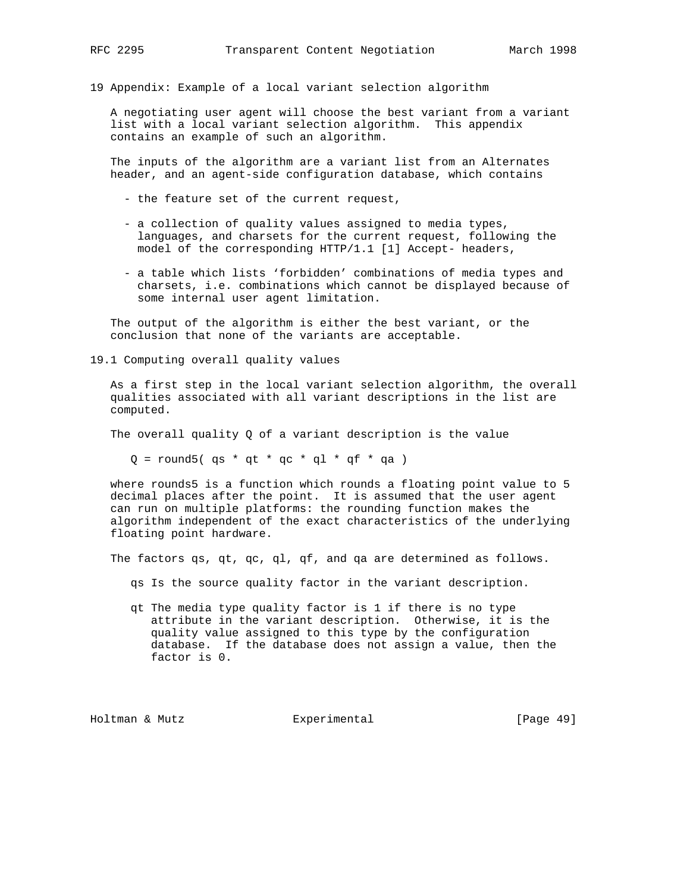## 19 Appendix: Example of a local variant selection algorithm

A negotiating user agent will choose the best variant from a variant list with a local variant selection algorithm. This appendix contains an example of such an algorithm.

The inputs of the algorithm are a variant list from an Alternates header, and an agent-side configuration database, which contains

- the feature set of the current request,
- a collection of quality values assigned to media types, languages, and charsets for the current request, following the model of the corresponding HTTP/1.1 [1] Accept- headers,
- a table which lists 'forbidden' combinations of media types and charsets, i.e. combinations which cannot be displayed because of some internal user agent limitation.

The output of the algorithm is either the best variant, or the conclusion that none of the variants are acceptable.

### 19.1 Computing overall quality values

As a first step in the local variant selection algorithm, the overall qualities associated with all variant descriptions in the list are computed.

The overall quality Q of a variant description is the value

$$Q = round5( qs * qt * qc * ql * qf * qa )$$

where rounds5 is a function which rounds a floating point value to 5 decimal places after the point. It is assumed that the user agent can run on multiple platforms: the rounding function makes the algorithm independent of the exact characteristics of the underlying floating point hardware.

The factors qs, qt, qc, ql, qf, and qa are determined as follows.

qs Is the source quality factor in the variant description.

qt The media type quality factor is 1 if there is no type attribute in the variant description. Otherwise, it is the quality value assigned to this type by the configuration database. If the database does not assign a value, then the factor is 0.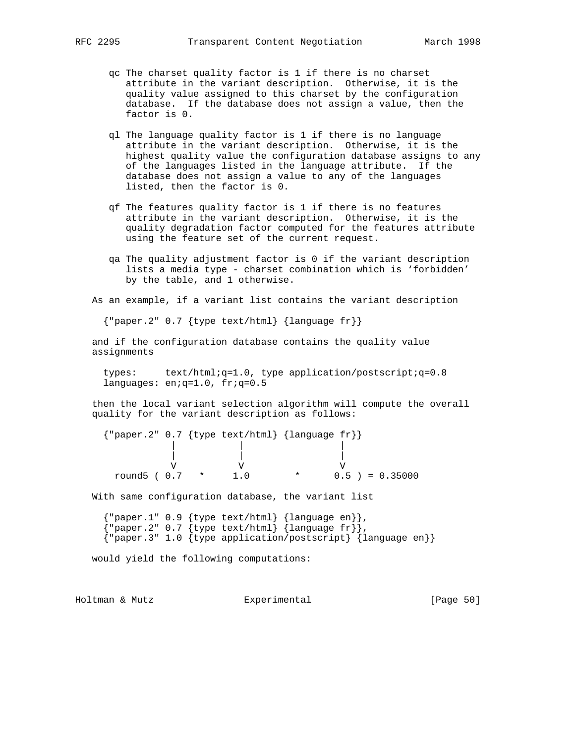qc The charset quality factor is 1 if there is no charset attribute in the variant description. Otherwise, it is the quality value assigned to this charset by the configuration database. If the database does not assign a value, then the factor is 0.

ql The language quality factor is 1 if there is no language attribute in the variant description. Otherwise, it is the highest quality value the configuration database assigns to any of the languages listed in the language attribute. If the database does not assign a value to any of the languages listed, then the factor is 0.

qf The features quality factor is 1 if there is no features attribute in the variant description. Otherwise, it is the quality degradation factor computed for the features attribute using the feature set of the current request.

qa The quality adjustment factor is 0 if the variant description lists a media type - charset combination which is 'forbidden' by the table, and 1 otherwise.

As an example, if a variant list contains the variant description

```
{"paper.2" 0.7 {type text/html} {language fr}}
```

and if the configuration database contains the quality value assignments

```
types:     text/html;q=1.0, type application/postscript;q=0.8
languages: en;q=1.0, fr;q=0.5
```

then the local variant selection algorithm will compute the overall quality for the variant description as follows:

```
{"paper.2" 0.7 {type text/html} {language fr}}
            |           |                |
            |           |                |
            V           V                V
  round5 ( 0.7   *     1.0       *      0.5 ) = 0.35000
```

With same configuration database, the variant list

```
{"paper.1" 0.9 {type text/html} {language en}},
{"paper.2" 0.7 {type text/html} {language fr}},
{"paper.3" 1.0 {type application/postscript} {language en}}
```

would yield the following computations: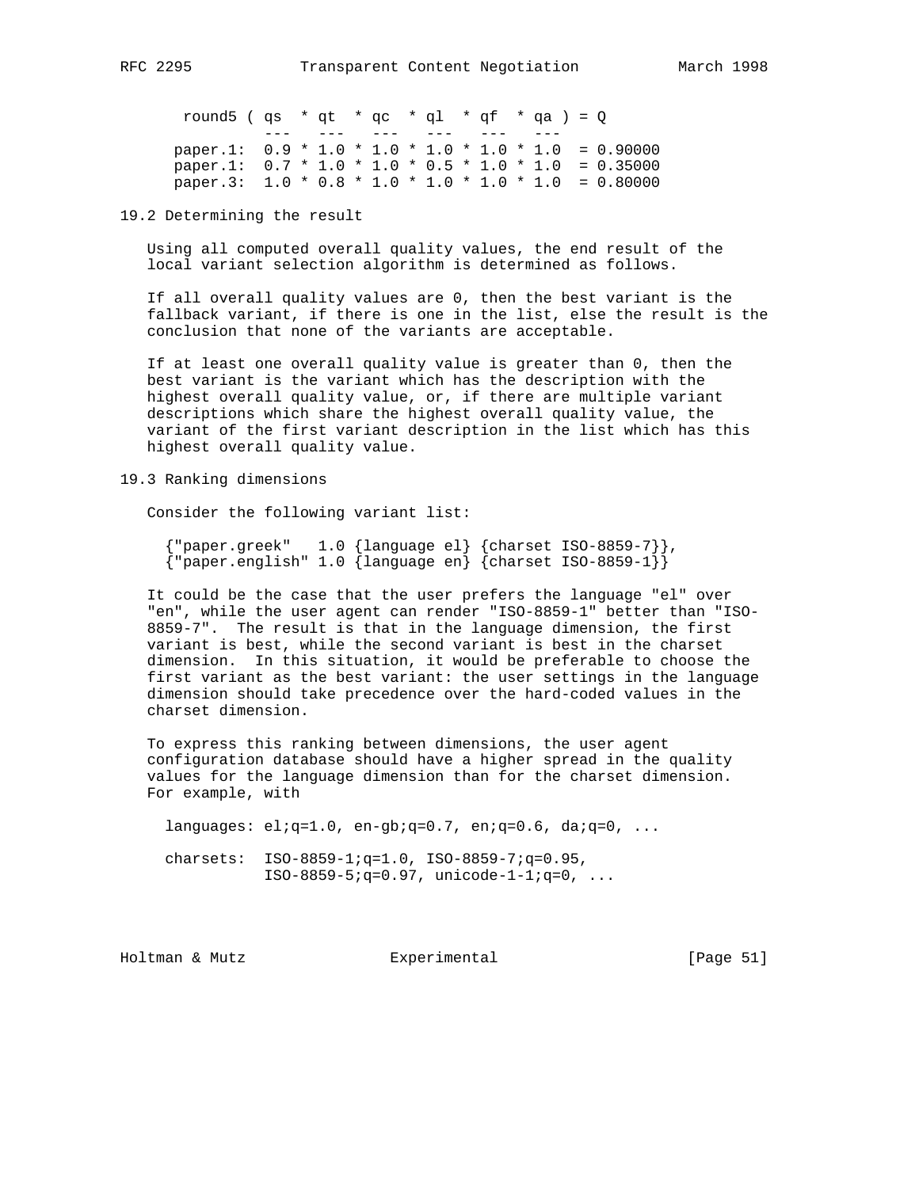```
 round5 ( qs  * qt  * qc  * ql  * qf  * qa ) = Q
          ---   ---   ---   ---   ---   ---
paper.1:  0.9 * 1.0 * 1.0 * 1.0 * 1.0 * 1.0  = 0.90000
paper.1:  0.7 * 1.0 * 1.0 * 0.5 * 1.0 * 1.0  = 0.35000
paper.3:  1.0 * 0.8 * 1.0 * 1.0 * 1.0 * 1.0  = 0.80000
```

## 19.2 Determining the result

Using all computed overall quality values, the end result of the local variant selection algorithm is determined as follows.

If all overall quality values are 0, then the best variant is the fallback variant, if there is one in the list, else the result is the conclusion that none of the variants are acceptable.

If at least one overall quality value is greater than 0, then the best variant is the variant which has the description with the highest overall quality value, or, if there are multiple variant descriptions which share the highest overall quality value, the variant of the first variant description in the list which has this highest overall quality value.

## 19.3 Ranking dimensions

Consider the following variant list:

```
{"paper.greek"   1.0 {language el} {charset ISO-8859-7}},
{"paper.english" 1.0 {language en} {charset ISO-8859-1}}
```

It could be the case that the user prefers the language "el" over "en", while the user agent can render "ISO-8859-1" better than "ISO-8859-7". The result is that in the language dimension, the first variant is best, while the second variant is best in the charset dimension. In this situation, it would be preferable to choose the first variant as the best variant: the user settings in the language dimension should take precedence over the hard-coded values in the charset dimension.

To express this ranking between dimensions, the user agent configuration database should have a higher spread in the quality values for the language dimension than for the charset dimension. For example, with

```
languages: el;q=1.0, en-gb;q=0.7, en;q=0.6, da;q=0, ...

charsets:  ISO-8859-1;q=1.0, ISO-8859-7;q=0.95,
           ISO-8859-5;q=0.97, unicode-1-1;q=0, ...
```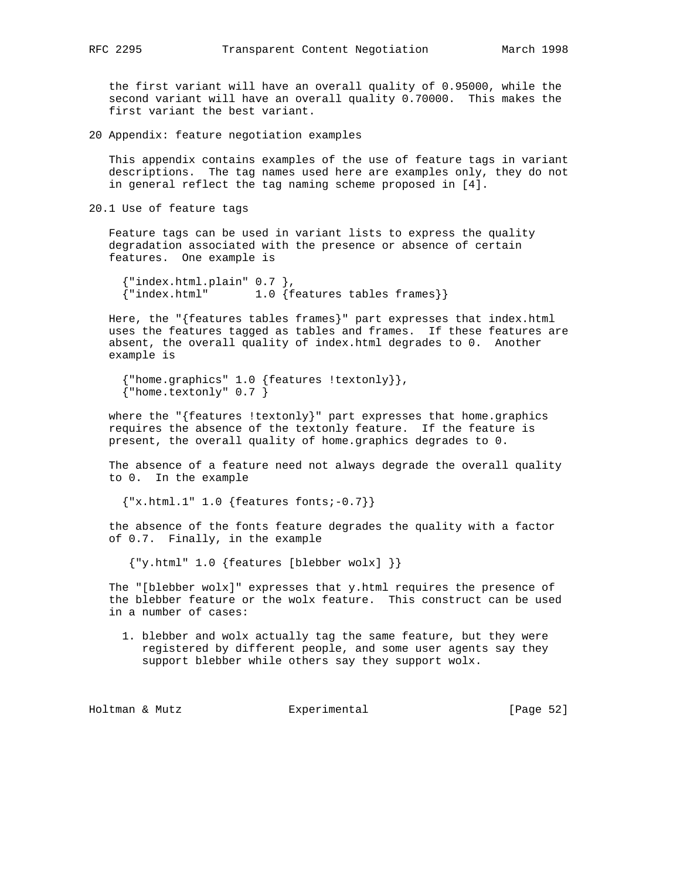the first variant will have an overall quality of 0.95000, while the second variant will have an overall quality 0.70000. This makes the first variant the best variant.

# 20 Appendix: feature negotiation examples

This appendix contains examples of the use of feature tags in variant descriptions. The tag names used here are examples only, they do not in general reflect the tag naming scheme proposed in [4].

## 20.1 Use of feature tags

Feature tags can be used in variant lists to express the quality degradation associated with the presence or absence of certain features. One example is

```
{"index.html.plain" 0.7 },
{"index.html"       1.0 {features tables frames}}
```

Here, the "{features tables frames}" part expresses that index.html uses the features tagged as tables and frames. If these features are absent, the overall quality of index.html degrades to 0. Another example is

```
{"home.graphics" 1.0 {features !textonly}},
{"home.textonly" 0.7 }
```

where the "{features !textonly}" part expresses that home.graphics requires the absence of the textonly feature. If the feature is present, the overall quality of home.graphics degrades to 0.

The absence of a feature need not always degrade the overall quality to 0. In the example

```
{"x.html.1" 1.0 {features fonts;-0.7}}
```

the absence of the fonts feature degrades the quality with a factor of 0.7. Finally, in the example

```
{"y.html" 1.0 {features [blebber wolx] }}
```

The "[blebber wolx]" expresses that y.html requires the presence of the blebber feature or the wolx feature. This construct can be used in a number of cases:

1. blebber and wolx actually tag the same feature, but they were registered by different people, and some user agents say they support blebber while others say they support wolx.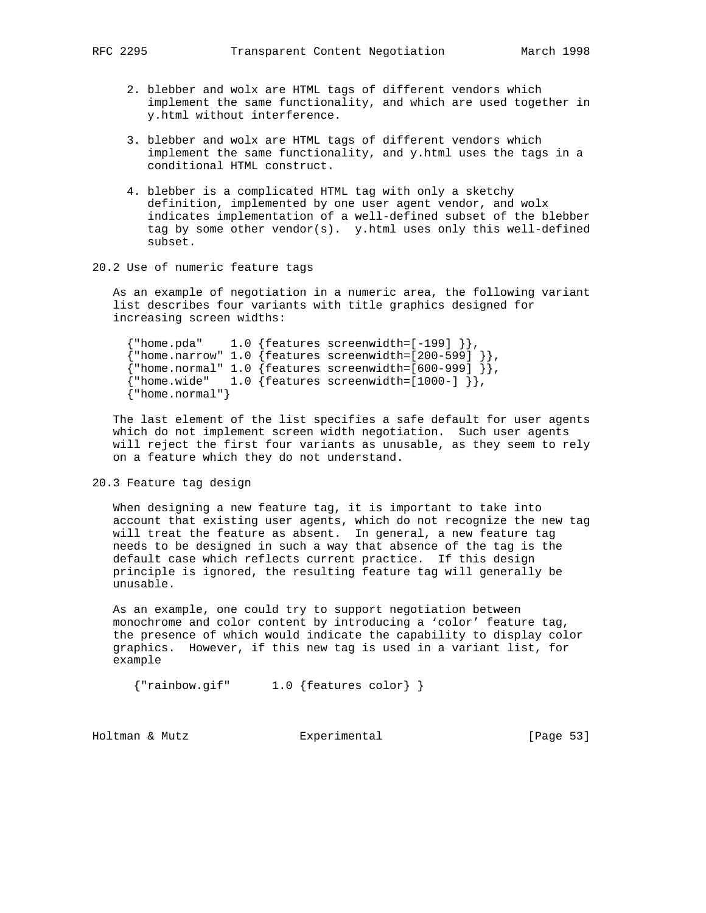2. blebber and wolx are HTML tags of different vendors which implement the same functionality, and which are used together in y.html without interference.

3. blebber and wolx are HTML tags of different vendors which implement the same functionality, and y.html uses the tags in a conditional HTML construct.

4. blebber is a complicated HTML tag with only a sketchy definition, implemented by one user agent vendor, and wolx indicates implementation of a well-defined subset of the blebber tag by some other vendor(s). y.html uses only this well-defined subset.

## 20.2 Use of numeric feature tags

As an example of negotiation in a numeric area, the following variant list describes four variants with title graphics designed for increasing screen widths:

```
{"home.pda"    1.0 {features screenwidth=[-199] }},
{"home.narrow" 1.0 {features screenwidth=[200-599] }},
{"home.normal" 1.0 {features screenwidth=[600-999] }},
{"home.wide"   1.0 {features screenwidth=[1000-] }},
{"home.normal"}
```

The last element of the list specifies a safe default for user agents which do not implement screen width negotiation. Such user agents will reject the first four variants as unusable, as they seem to rely on a feature which they do not understand.

## 20.3 Feature tag design

When designing a new feature tag, it is important to take into account that existing user agents, which do not recognize the new tag will treat the feature as absent. In general, a new feature tag needs to be designed in such a way that absence of the tag is the default case which reflects current practice. If this design principle is ignored, the resulting feature tag will generally be unusable.

As an example, one could try to support negotiation between monochrome and color content by introducing a 'color' feature tag, the presence of which would indicate the capability to display color graphics. However, if this new tag is used in a variant list, for example

```
{"rainbow.gif"      1.0 {features color} }
```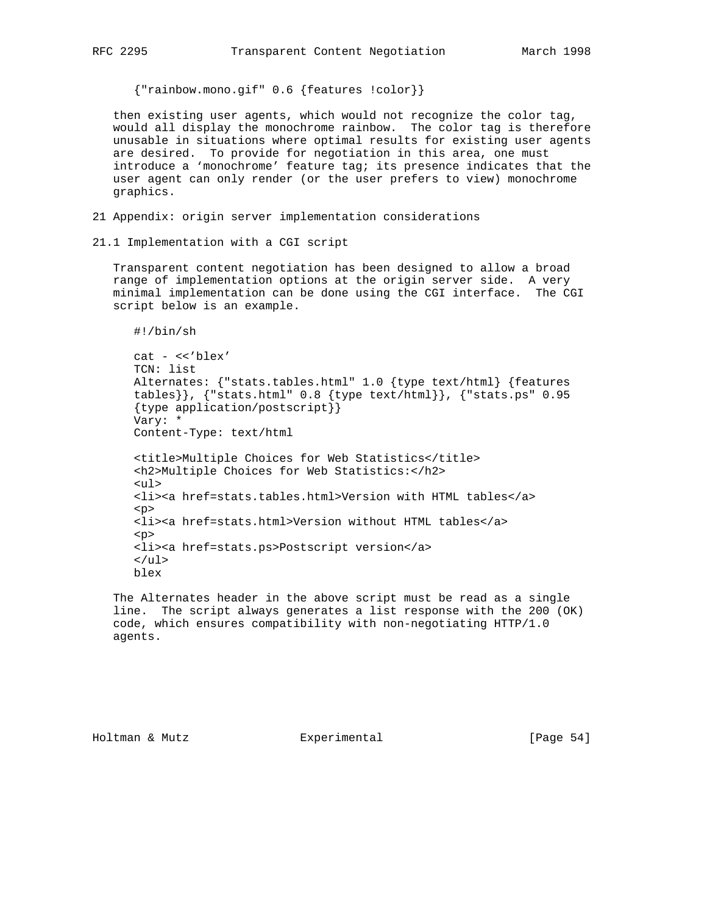```
{"rainbow.mono.gif" 0.6 {features !color}}
```

then existing user agents, which would not recognize the color tag, would all display the monochrome rainbow. The color tag is therefore unusable in situations where optimal results for existing user agents are desired. To provide for negotiation in this area, one must introduce a ‘monochrome’ feature tag; its presence indicates that the user agent can only render (or the user prefers to view) monochrome graphics.

# 21 Appendix: origin server implementation considerations

## 21.1 Implementation with a CGI script

Transparent content negotiation has been designed to allow a broad range of implementation options at the origin server side. A very minimal implementation can be done using the CGI interface. The CGI script below is an example.

```
#!/bin/sh

cat - <<’blex’
TCN: list
Alternates: {"stats.tables.html" 1.0 {type text/html} {features
tables}}, {"stats.html" 0.8 {type text/html}}, {"stats.ps" 0.95
{type application/postscript}}
Vary: *
Content-Type: text/html

<title>Multiple Choices for Web Statistics</title>
<h2>Multiple Choices for Web Statistics:</h2>
<ul>
<li><a href=stats.tables.html>Version with HTML tables</a>
<p>
<li><a href=stats.html>Version without HTML tables</a>
<p>
<li><a href=stats.ps>Postscript version</a>
</ul>
blex
```

The Alternates header in the above script must be read as a single line. The script always generates a list response with the 200 (OK) code, which ensures compatibility with non-negotiating HTTP/1.0 agents.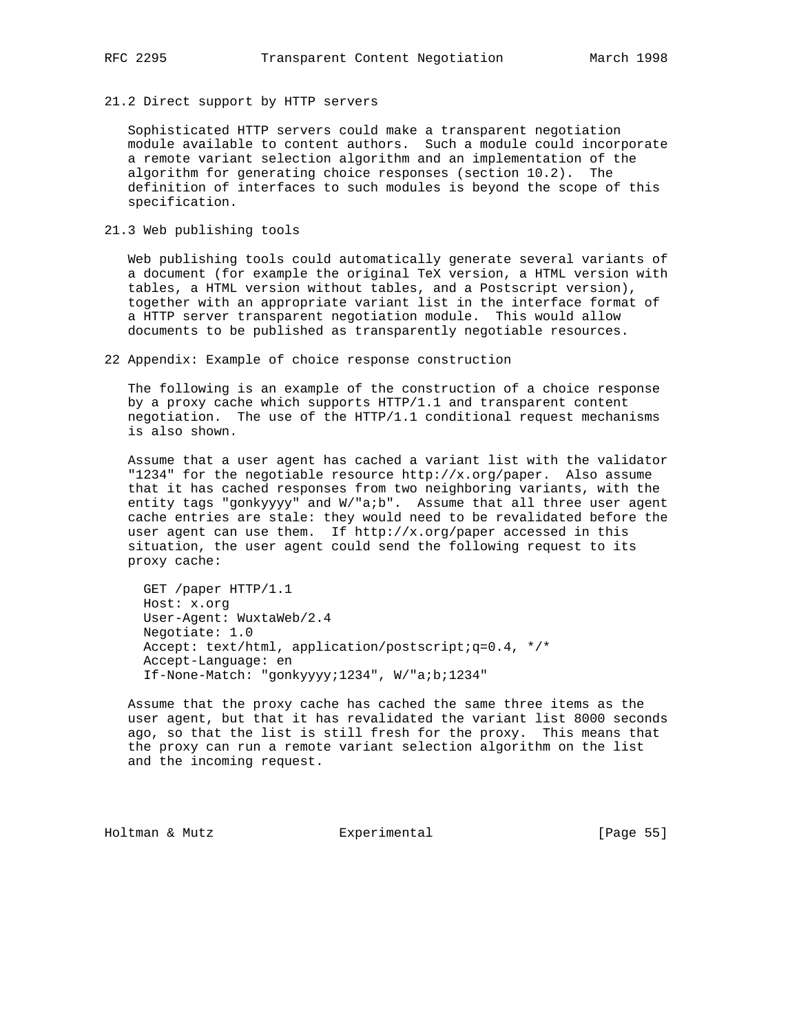## 21.2 Direct support by HTTP servers

Sophisticated HTTP servers could make a transparent negotiation module available to content authors. Such a module could incorporate a remote variant selection algorithm and an implementation of the algorithm for generating choice responses (section 10.2). The definition of interfaces to such modules is beyond the scope of this specification.

## 21.3 Web publishing tools

Web publishing tools could automatically generate several variants of a document (for example the original TeX version, a HTML version with tables, a HTML version without tables, and a Postscript version), together with an appropriate variant list in the interface format of a HTTP server transparent negotiation module. This would allow documents to be published as transparently negotiable resources.

# 22 Appendix: Example of choice response construction

The following is an example of the construction of a choice response by a proxy cache which supports HTTP/1.1 and transparent content negotiation. The use of the HTTP/1.1 conditional request mechanisms is also shown.

Assume that a user agent has cached a variant list with the validator "1234" for the negotiable resource http://x.org/paper. Also assume that it has cached responses from two neighboring variants, with the entity tags "gonkyyyy" and W/"a;b". Assume that all three user agent cache entries are stale: they would need to be revalidated before the user agent can use them. If http://x.org/paper accessed in this situation, the user agent could send the following request to its proxy cache:

```
GET /paper HTTP/1.1
Host: x.org
User-Agent: WuxtaWeb/2.4
Negotiate: 1.0
Accept: text/html, application/postscript;q=0.4, */*
Accept-Language: en
If-None-Match: "gonkyyyy;1234", W/"a;b;1234"
```

Assume that the proxy cache has cached the same three items as the user agent, but that it has revalidated the variant list 8000 seconds ago, so that the list is still fresh for the proxy. This means that the proxy can run a remote variant selection algorithm on the list and the incoming request.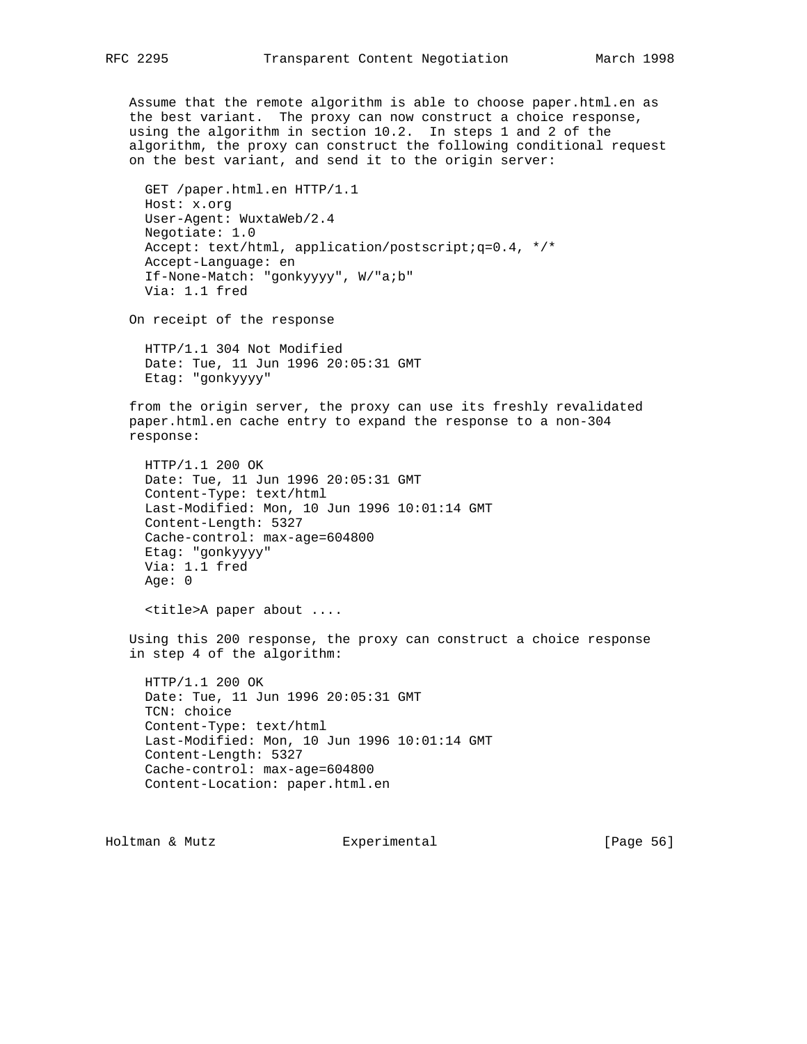Assume that the remote algorithm is able to choose paper.html.en as the best variant. The proxy can now construct a choice response, using the algorithm in section 10.2. In steps 1 and 2 of the algorithm, the proxy can construct the following conditional request on the best variant, and send it to the origin server:

```
GET /paper.html.en HTTP/1.1
Host: x.org
User-Agent: WuxtaWeb/2.4
Negotiate: 1.0
Accept: text/html, application/postscript;q=0.4, */*
Accept-Language: en
If-None-Match: "gonkyyyy", W/"a;b"
Via: 1.1 fred
```

On receipt of the response

```
HTTP/1.1 304 Not Modified
Date: Tue, 11 Jun 1996 20:05:31 GMT
Etag: "gonkyyyy"
```

from the origin server, the proxy can use its freshly revalidated paper.html.en cache entry to expand the response to a non-304 response:

```
HTTP/1.1 200 OK
Date: Tue, 11 Jun 1996 20:05:31 GMT
Content-Type: text/html
Last-Modified: Mon, 10 Jun 1996 10:01:14 GMT
Content-Length: 5327
Cache-control: max-age=604800
Etag: "gonkyyyy"
Via: 1.1 fred
Age: 0

<title>A paper about ....
```

Using this 200 response, the proxy can construct a choice response in step 4 of the algorithm:

```
HTTP/1.1 200 OK
Date: Tue, 11 Jun 1996 20:05:31 GMT
TCN: choice
Content-Type: text/html
Last-Modified: Mon, 10 Jun 1996 10:01:14 GMT
Content-Length: 5327
Cache-control: max-age=604800
Content-Location: paper.html.en
```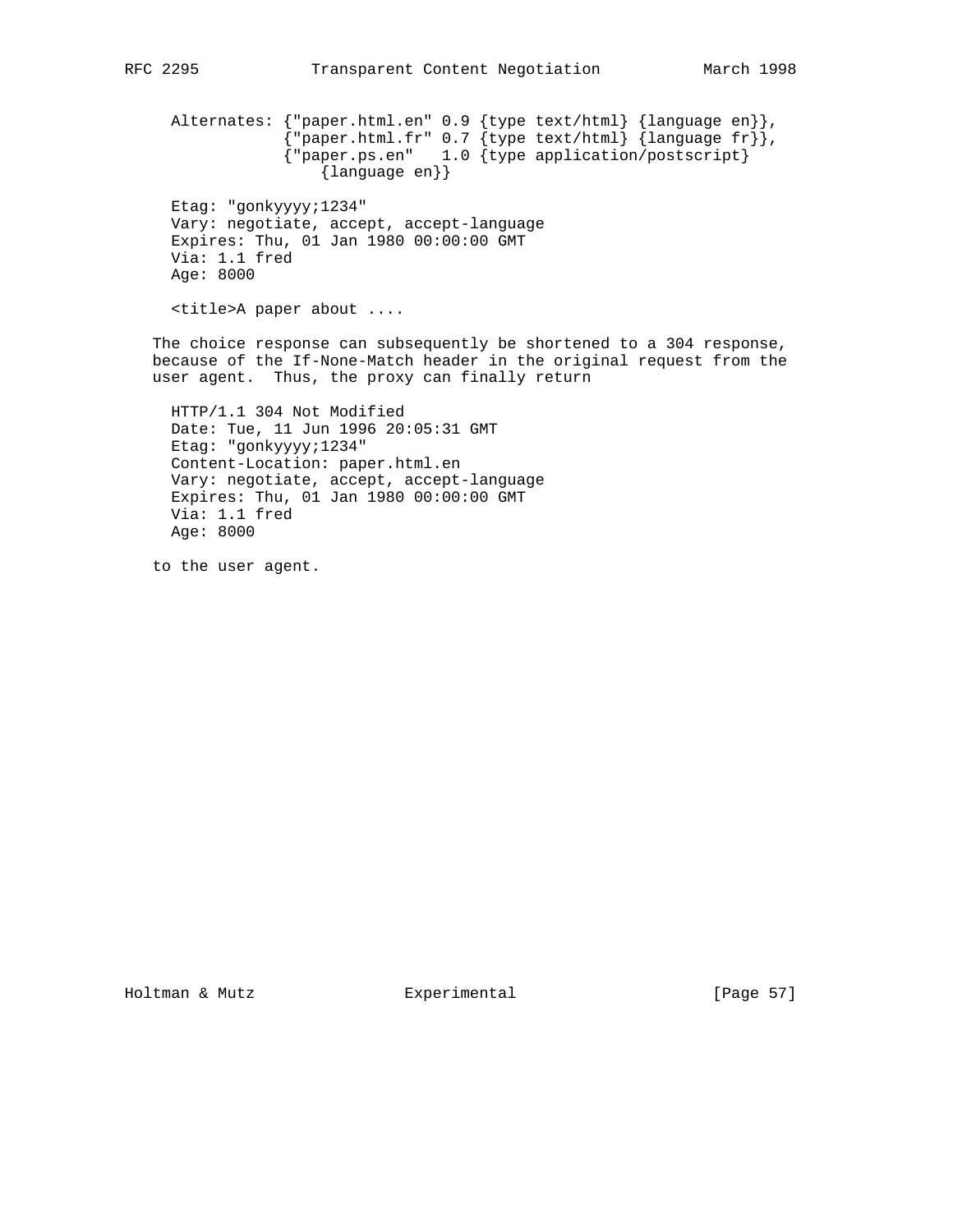```
Alternates: {"paper.html.en" 0.9 {type text/html} {language en}},
            {"paper.html.fr" 0.7 {type text/html} {language fr}},
            {"paper.ps.en"   1.0 {type application/postscript}
                {language en}}

Etag: "gonkyyyy;1234"
Vary: negotiate, accept, accept-language
Expires: Thu, 01 Jan 1980 00:00:00 GMT
Via: 1.1 fred
Age: 8000

<title>A paper about ....
```

The choice response can subsequently be shortened to a 304 response, because of the If-None-Match header in the original request from the user agent. Thus, the proxy can finally return

```
HTTP/1.1 304 Not Modified
Date: Tue, 11 Jun 1996 20:05:31 GMT
Etag: "gonkyyyy;1234"
Content-Location: paper.html.en
Vary: negotiate, accept, accept-language
Expires: Thu, 01 Jan 1980 00:00:00 GMT
Via: 1.1 fred
Age: 8000
```

to the user agent.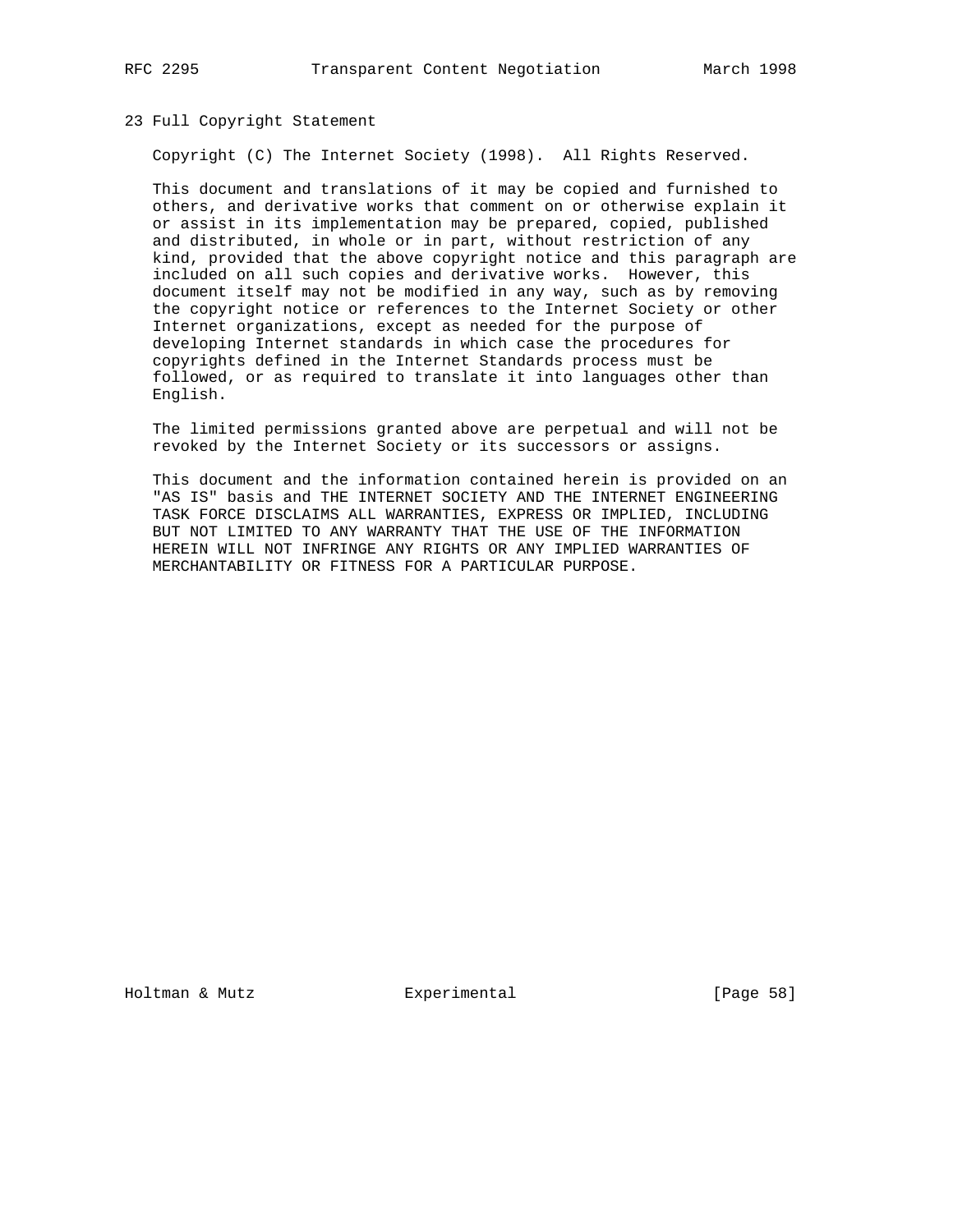## 23 Full Copyright Statement

Copyright (C) The Internet Society (1998). All Rights Reserved.

This document and translations of it may be copied and furnished to others, and derivative works that comment on or otherwise explain it or assist in its implementation may be prepared, copied, published and distributed, in whole or in part, without restriction of any kind, provided that the above copyright notice and this paragraph are included on all such copies and derivative works. However, this document itself may not be modified in any way, such as by removing the copyright notice or references to the Internet Society or other Internet organizations, except as needed for the purpose of developing Internet standards in which case the procedures for copyrights defined in the Internet Standards process must be followed, or as required to translate it into languages other than English.

The limited permissions granted above are perpetual and will not be revoked by the Internet Society or its successors or assigns.

This document and the information contained herein is provided on an "AS IS" basis and THE INTERNET SOCIETY AND THE INTERNET ENGINEERING TASK FORCE DISCLAIMS ALL WARRANTIES, EXPRESS OR IMPLIED, INCLUDING BUT NOT LIMITED TO ANY WARRANTY THAT THE USE OF THE INFORMATION HEREIN WILL NOT INFRINGE ANY RIGHTS OR ANY IMPLIED WARRANTIES OF MERCHANTABILITY OR FITNESS FOR A PARTICULAR PURPOSE.